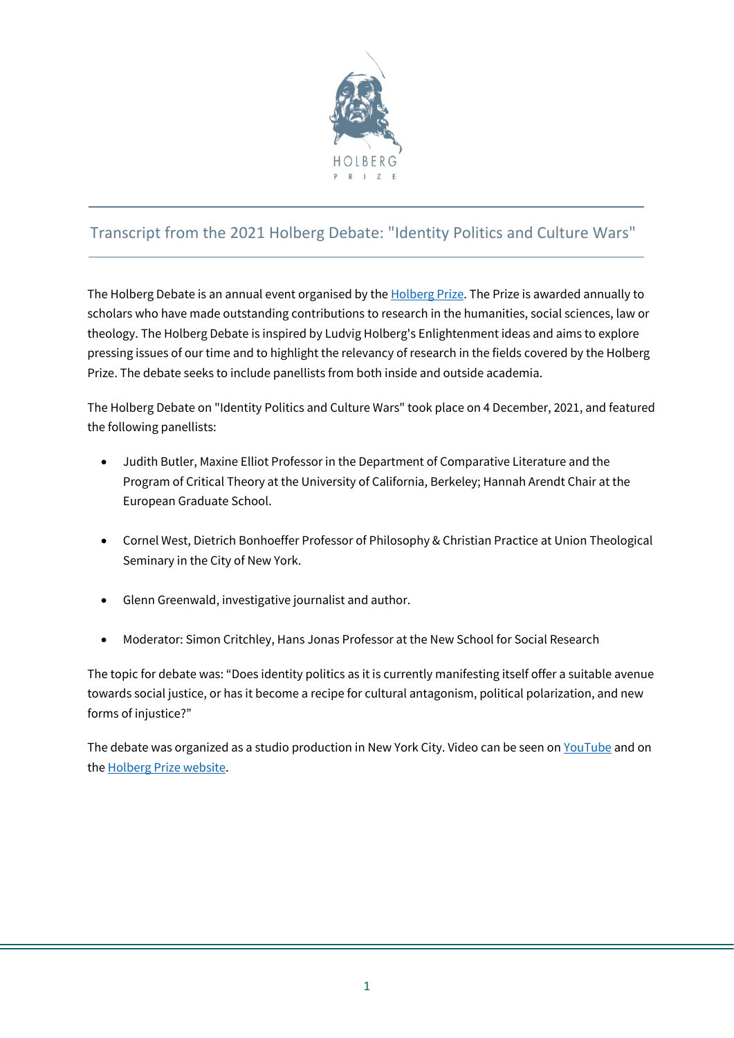HOLBERG PRIZE

# Transcript from the 2021 Holberg Debate: "Identity Politics and Culture Wars"

The Holberg Debate is an annual event organised by the [Holberg Prize](). The Prize is awarded annually to scholars who have made outstanding contributions to research in the humanities, social sciences, law or theology. The Holberg Debate is inspired by Ludvig Holberg's Enlightenment ideas and aims to explore pressing issues of our time and to highlight the relevancy of research in the fields covered by the Holberg Prize. The debate seeks to include panellists from both inside and outside academia.

The Holberg Debate on "Identity Politics and Culture Wars" took place on 4 December, 2021, and featured the following panellists:

- Judith Butler, Maxine Elliot Professor in the Department of Comparative Literature and the Program of Critical Theory at the University of California, Berkeley; Hannah Arendt Chair at the European Graduate School.

- Cornel West, Dietrich Bonhoeffer Professor of Philosophy & Christian Practice at Union Theological Seminary in the City of New York.

- Glenn Greenwald, investigative journalist and author.

- Moderator: Simon Critchley, Hans Jonas Professor at the New School for Social Research

The topic for debate was: "Does identity politics as it is currently manifesting itself offer a suitable avenue towards social justice, or has it become a recipe for cultural antagonism, political polarization, and new forms of injustice?"

The debate was organized as a studio production in New York City. Video can be seen on [YouTube]() and on the [Holberg Prize website]().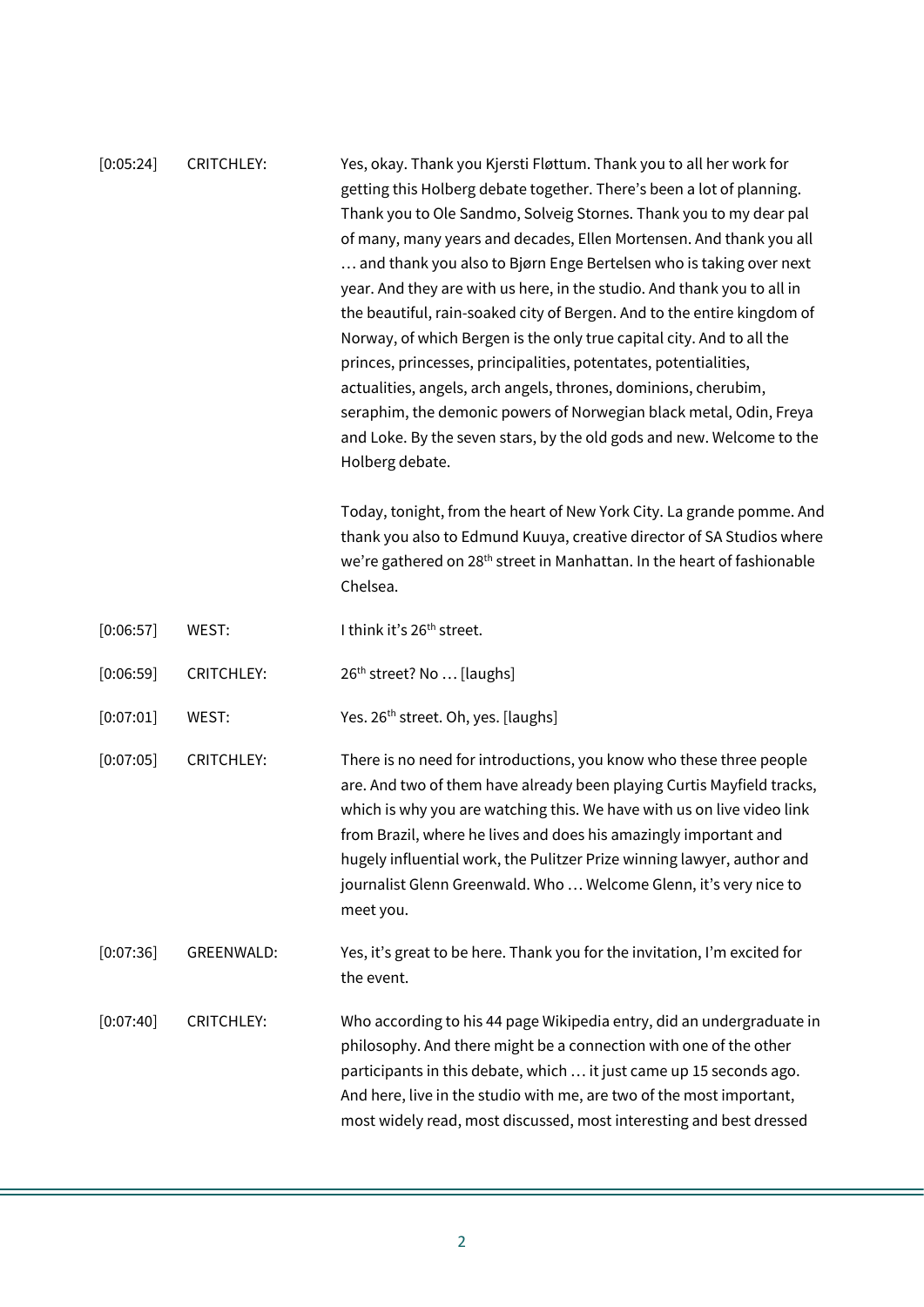| | | |
|---|---|---|
| [0:05:24] | CRITCHLEY: | Yes, okay. Thank you Kjersti Fløttum. Thank you to all her work for getting this Holberg debate together. There's been a lot of planning. Thank you to Ole Sandmo, Solveig Stornes. Thank you to my dear pal of many, many years and decades, Ellen Mortensen. And thank you all … and thank you also to Bjørn Enge Bertelsen who is taking over next year. And they are with us here, in the studio. And thank you to all in the beautiful, rain-soaked city of Bergen. And to the entire kingdom of Norway, of which Bergen is the only true capital city. And to all the princes, princesses, principalities, potentates, potentialities, actualities, angels, arch angels, thrones, dominions, cherubim, seraphim, the demonic powers of Norwegian black metal, Odin, Freya and Loke. By the seven stars, by the old gods and new. Welcome to the Holberg debate.<br><br>Today, tonight, from the heart of New York City. La grande pomme. And thank you also to Edmund Kuuya, creative director of SA Studios where we're gathered on 28th street in Manhattan. In the heart of fashionable Chelsea. |
| [0:06:57] | WEST: | I think it's 26th street. |
| [0:06:59] | CRITCHLEY: | 26th street? No … [laughs] |
| [0:07:01] | WEST: | Yes. 26th street. Oh, yes. [laughs] |
| [0:07:05] | CRITCHLEY: | There is no need for introductions, you know who these three people are. And two of them have already been playing Curtis Mayfield tracks, which is why you are watching this. We have with us on live video link from Brazil, where he lives and does his amazingly important and hugely influential work, the Pulitzer Prize winning lawyer, author and journalist Glenn Greenwald. Who … Welcome Glenn, it's very nice to meet you. |
| [0:07:36] | GREENWALD: | Yes, it's great to be here. Thank you for the invitation, I'm excited for the event. |
| [0:07:40] | CRITCHLEY: | Who according to his 44 page Wikipedia entry, did an undergraduate in philosophy. And there might be a connection with one of the other participants in this debate, which … it just came up 15 seconds ago. And here, live in the studio with me, are two of the most important, most widely read, most discussed, most interesting and best dressed |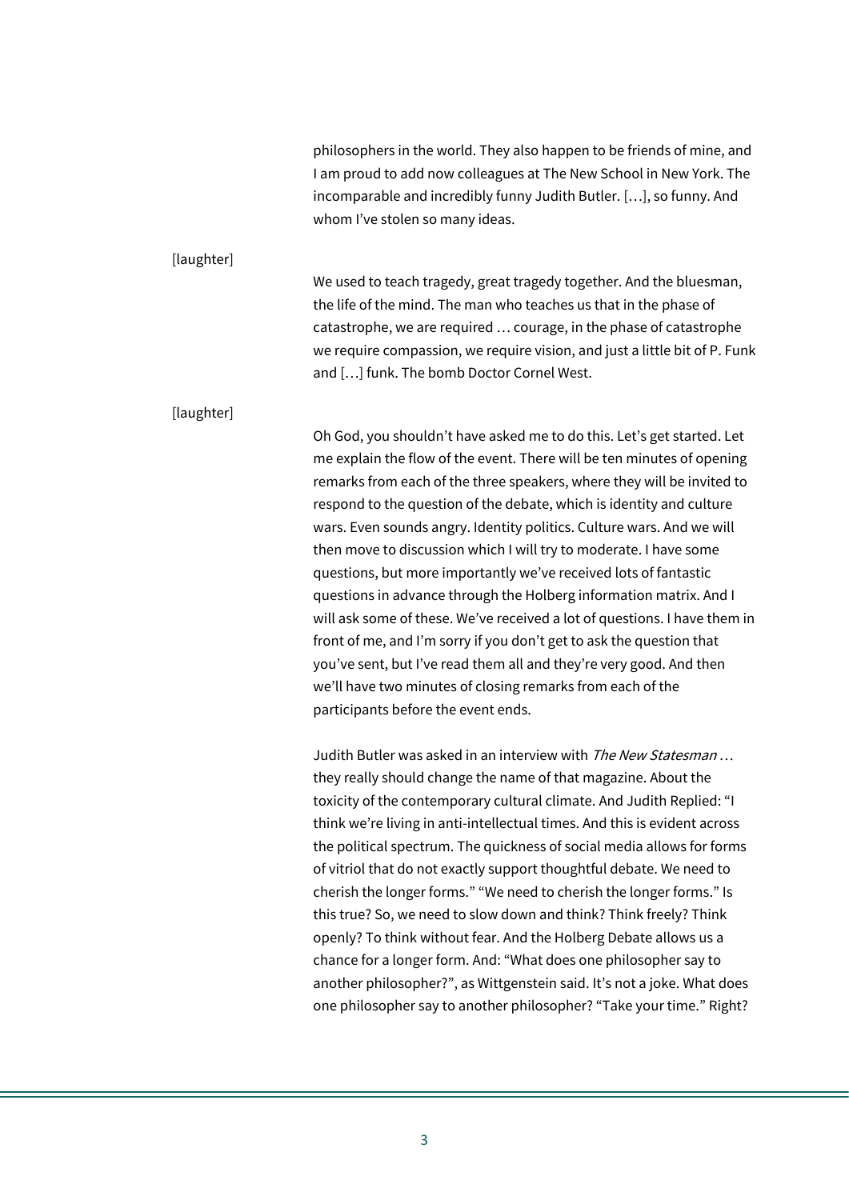philosophers in the world. They also happen to be friends of mine, and I am proud to add now colleagues at The New School in New York. The incomparable and incredibly funny Judith Butler. […], so funny. And whom I've stolen so many ideas.

[laughter]

We used to teach tragedy, great tragedy together. And the bluesman, the life of the mind. The man who teaches us that in the phase of catastrophe, we are required … courage, in the phase of catastrophe we require compassion, we require vision, and just a little bit of P. Funk and […] funk. The bomb Doctor Cornel West.

[laughter]

Oh God, you shouldn't have asked me to do this. Let's get started. Let me explain the flow of the event. There will be ten minutes of opening remarks from each of the three speakers, where they will be invited to respond to the question of the debate, which is identity and culture wars. Even sounds angry. Identity politics. Culture wars. And we will then move to discussion which I will try to moderate. I have some questions, but more importantly we've received lots of fantastic questions in advance through the Holberg information matrix. And I will ask some of these. We've received a lot of questions. I have them in front of me, and I'm sorry if you don't get to ask the question that you've sent, but I've read them all and they're very good. And then we'll have two minutes of closing remarks from each of the participants before the event ends.

Judith Butler was asked in an interview with *The New Statesman* … they really should change the name of that magazine. About the toxicity of the contemporary cultural climate. And Judith Replied: "I think we're living in anti-intellectual times. And this is evident across the political spectrum. The quickness of social media allows for forms of vitriol that do not exactly support thoughtful debate. We need to cherish the longer forms." "We need to cherish the longer forms." Is this true? So, we need to slow down and think? Think freely? Think openly? To think without fear. And the Holberg Debate allows us a chance for a longer form. And: "What does one philosopher say to another philosopher?", as Wittgenstein said. It's not a joke. What does one philosopher say to another philosopher? "Take your time." Right?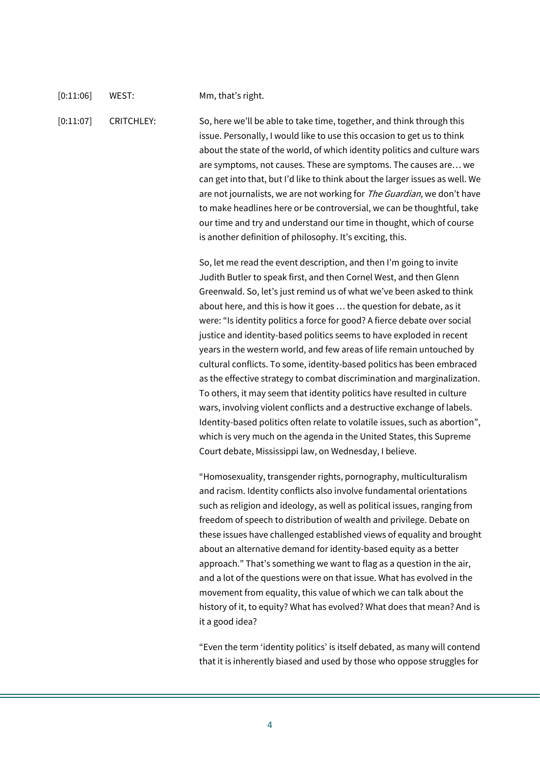[0:11:06] WEST: Mm, that's right.

[0:11:07] CRITCHLEY: So, here we'll be able to take time, together, and think through this issue. Personally, I would like to use this occasion to get us to think about the state of the world, of which identity politics and culture wars are symptoms, not causes. These are symptoms. The causes are… we can get into that, but I'd like to think about the larger issues as well. We are not journalists, we are not working for *The Guardian*, we don't have to make headlines here or be controversial, we can be thoughtful, take our time and try and understand our time in thought, which of course is another definition of philosophy. It's exciting, this.

So, let me read the event description, and then I'm going to invite Judith Butler to speak first, and then Cornel West, and then Glenn Greenwald. So, let's just remind us of what we've been asked to think about here, and this is how it goes … the question for debate, as it were: "Is identity politics a force for good? A fierce debate over social justice and identity-based politics seems to have exploded in recent years in the western world, and few areas of life remain untouched by cultural conflicts. To some, identity-based politics has been embraced as the effective strategy to combat discrimination and marginalization. To others, it may seem that identity politics have resulted in culture wars, involving violent conflicts and a destructive exchange of labels. Identity-based politics often relate to volatile issues, such as abortion", which is very much on the agenda in the United States, this Supreme Court debate, Mississippi law, on Wednesday, I believe.

"Homosexuality, transgender rights, pornography, multiculturalism and racism. Identity conflicts also involve fundamental orientations such as religion and ideology, as well as political issues, ranging from freedom of speech to distribution of wealth and privilege. Debate on these issues have challenged established views of equality and brought about an alternative demand for identity-based equity as a better approach." That's something we want to flag as a question in the air, and a lot of the questions were on that issue. What has evolved in the movement from equality, this value of which we can talk about the history of it, to equity? What has evolved? What does that mean? And is it a good idea?

"Even the term 'identity politics' is itself debated, as many will contend that it is inherently biased and used by those who oppose struggles for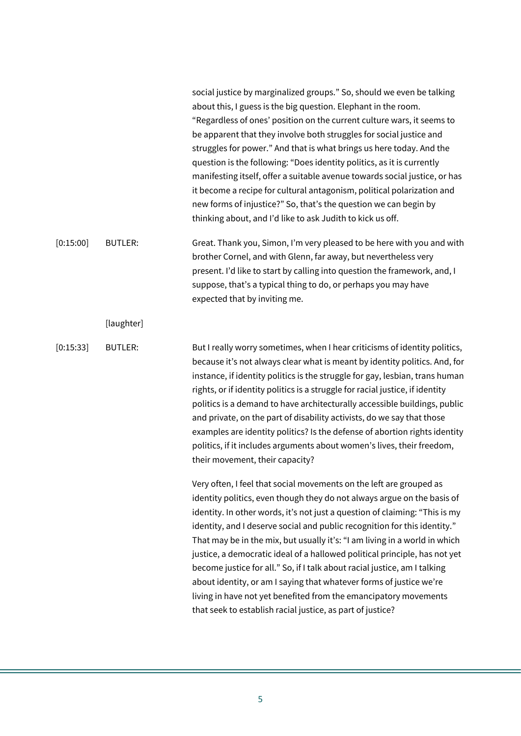social justice by marginalized groups." So, should we even be talking about this, I guess is the big question. Elephant in the room. "Regardless of ones' position on the current culture wars, it seems to be apparent that they involve both struggles for social justice and struggles for power." And that is what brings us here today. And the question is the following: "Does identity politics, as it is currently manifesting itself, offer a suitable avenue towards social justice, or has it become a recipe for cultural antagonism, political polarization and new forms of injustice?" So, that's the question we can begin by thinking about, and I'd like to ask Judith to kick us off.

[0:15:00] BUTLER: Great. Thank you, Simon, I'm very pleased to be here with you and with brother Cornel, and with Glenn, far away, but nevertheless very present. I'd like to start by calling into question the framework, and, I suppose, that's a typical thing to do, or perhaps you may have expected that by inviting me.

[laughter]

[0:15:33] BUTLER: But I really worry sometimes, when I hear criticisms of identity politics, because it's not always clear what is meant by identity politics. And, for instance, if identity politics is the struggle for gay, lesbian, trans human rights, or if identity politics is a struggle for racial justice, if identity politics is a demand to have architecturally accessible buildings, public and private, on the part of disability activists, do we say that those examples are identity politics? Is the defense of abortion rights identity politics, if it includes arguments about women's lives, their freedom, their movement, their capacity?

Very often, I feel that social movements on the left are grouped as identity politics, even though they do not always argue on the basis of identity. In other words, it's not just a question of claiming: "This is my identity, and I deserve social and public recognition for this identity." That may be in the mix, but usually it's: "I am living in a world in which justice, a democratic ideal of a hallowed political principle, has not yet become justice for all." So, if I talk about racial justice, am I talking about identity, or am I saying that whatever forms of justice we're living in have not yet benefited from the emancipatory movements that seek to establish racial justice, as part of justice?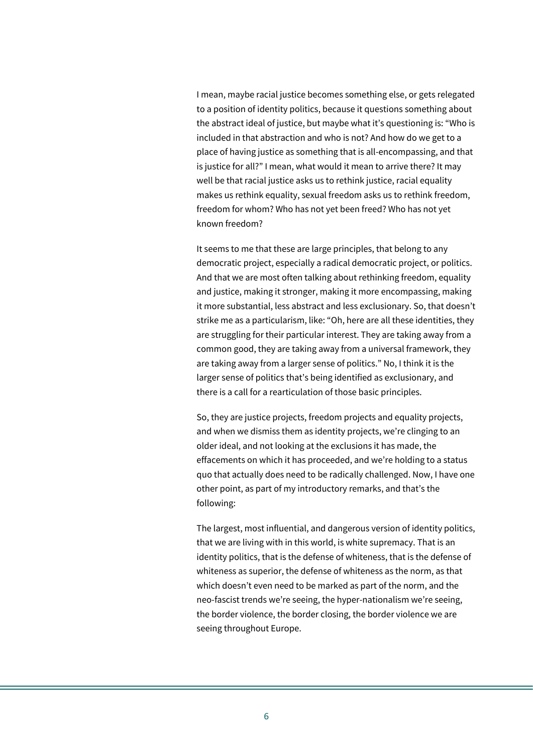I mean, maybe racial justice becomes something else, or gets relegated to a position of identity politics, because it questions something about the abstract ideal of justice, but maybe what it's questioning is: "Who is included in that abstraction and who is not? And how do we get to a place of having justice as something that is all-encompassing, and that is justice for all?" I mean, what would it mean to arrive there? It may well be that racial justice asks us to rethink justice, racial equality makes us rethink equality, sexual freedom asks us to rethink freedom, freedom for whom? Who has not yet been freed? Who has not yet known freedom?

It seems to me that these are large principles, that belong to any democratic project, especially a radical democratic project, or politics. And that we are most often talking about rethinking freedom, equality and justice, making it stronger, making it more encompassing, making it more substantial, less abstract and less exclusionary. So, that doesn't strike me as a particularism, like: "Oh, here are all these identities, they are struggling for their particular interest. They are taking away from a common good, they are taking away from a universal framework, they are taking away from a larger sense of politics." No, I think it is the larger sense of politics that's being identified as exclusionary, and there is a call for a rearticulation of those basic principles.

So, they are justice projects, freedom projects and equality projects, and when we dismiss them as identity projects, we're clinging to an older ideal, and not looking at the exclusions it has made, the effacements on which it has proceeded, and we're holding to a status quo that actually does need to be radically challenged. Now, I have one other point, as part of my introductory remarks, and that's the following:

The largest, most influential, and dangerous version of identity politics, that we are living with in this world, is white supremacy. That is an identity politics, that is the defense of whiteness, that is the defense of whiteness as superior, the defense of whiteness as the norm, as that which doesn't even need to be marked as part of the norm, and the neo-fascist trends we're seeing, the hyper-nationalism we're seeing, the border violence, the border closing, the border violence we are seeing throughout Europe.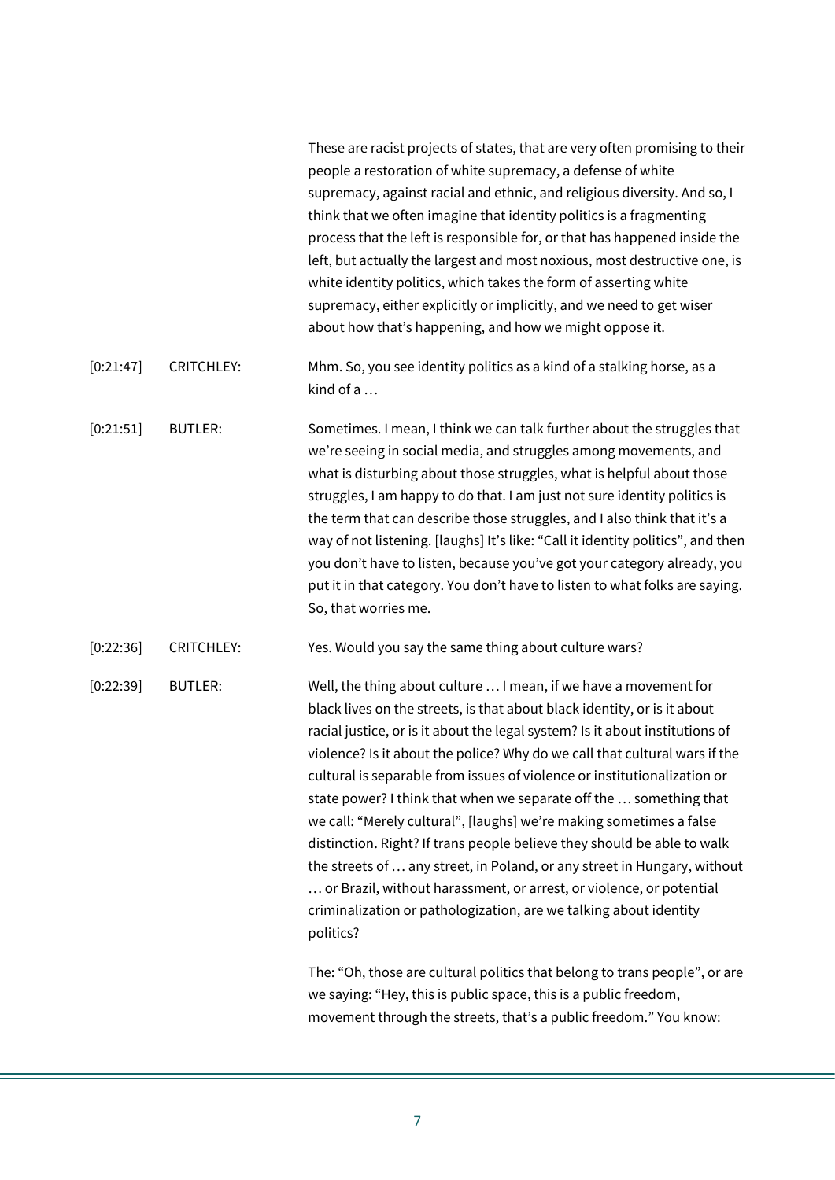These are racist projects of states, that are very often promising to their people a restoration of white supremacy, a defense of white supremacy, against racial and ethnic, and religious diversity. And so, I think that we often imagine that identity politics is a fragmenting process that the left is responsible for, or that has happened inside the left, but actually the largest and most noxious, most destructive one, is white identity politics, which takes the form of asserting white supremacy, either explicitly or implicitly, and we need to get wiser about how that's happening, and how we might oppose it.

| | | |
|---|---|---|
| [0:21:47] | CRITCHLEY: | Mhm. So, you see identity politics as a kind of a stalking horse, as a kind of a … |
| [0:21:51] | BUTLER: | Sometimes. I mean, I think we can talk further about the struggles that we're seeing in social media, and struggles among movements, and what is disturbing about those struggles, what is helpful about those struggles, I am happy to do that. I am just not sure identity politics is the term that can describe those struggles, and I also think that it's a way of not listening. [laughs] It's like: "Call it identity politics", and then you don't have to listen, because you've got your category already, you put it in that category. You don't have to listen to what folks are saying. So, that worries me. |
| [0:22:36] | CRITCHLEY: | Yes. Would you say the same thing about culture wars? |
| [0:22:39] | BUTLER: | Well, the thing about culture … I mean, if we have a movement for black lives on the streets, is that about black identity, or is it about racial justice, or is it about the legal system? Is it about institutions of violence? Is it about the police? Why do we call that cultural wars if the cultural is separable from issues of violence or institutionalization or state power? I think that when we separate off the … something that we call: "Merely cultural", [laughs] we're making sometimes a false distinction. Right? If trans people believe they should be able to walk the streets of … any street, in Poland, or any street in Hungary, without … or Brazil, without harassment, or arrest, or violence, or potential criminalization or pathologization, are we talking about identity politics? |

The: "Oh, those are cultural politics that belong to trans people", or are we saying: "Hey, this is public space, this is a public freedom, movement through the streets, that's a public freedom." You know: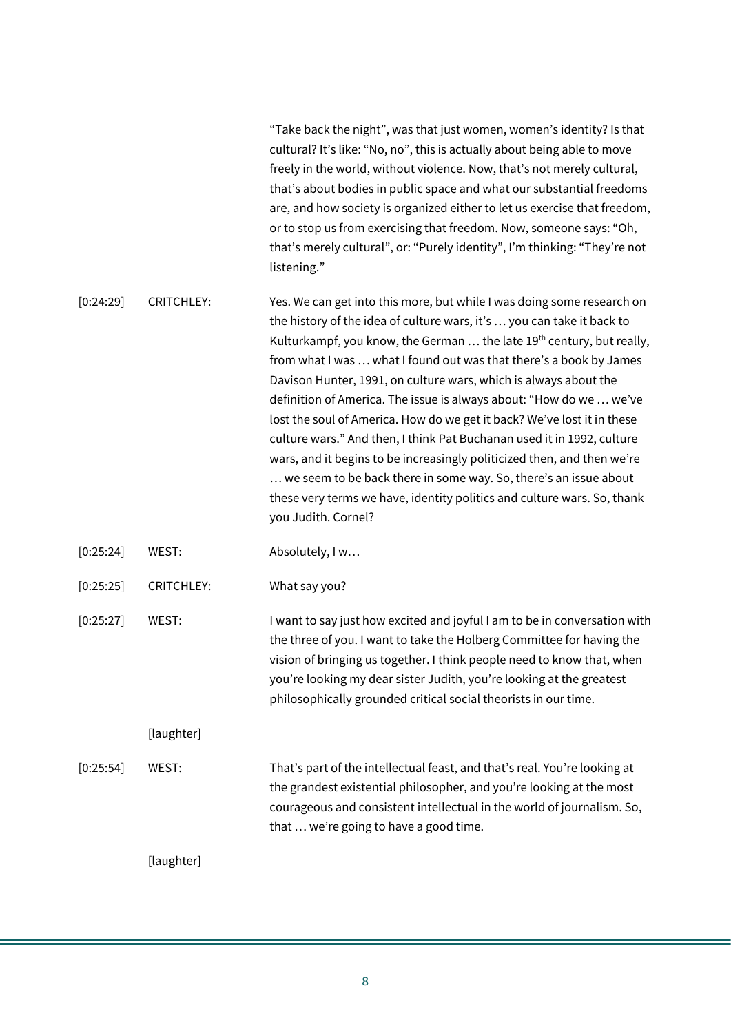"Take back the night", was that just women, women's identity? Is that cultural? It's like: "No, no", this is actually about being able to move freely in the world, without violence. Now, that's not merely cultural, that's about bodies in public space and what our substantial freedoms are, and how society is organized either to let us exercise that freedom, or to stop us from exercising that freedom. Now, someone says: "Oh, that's merely cultural", or: "Purely identity", I'm thinking: "They're not listening."

| | | |
|---|---|---|
| [0:24:29] | CRITCHLEY: | Yes. We can get into this more, but while I was doing some research on the history of the idea of culture wars, it's … you can take it back to Kulturkampf, you know, the German … the late 19th century, but really, from what I was … what I found out was that there's a book by James Davison Hunter, 1991, on culture wars, which is always about the definition of America. The issue is always about: "How do we … we've lost the soul of America. How do we get it back? We've lost it in these culture wars." And then, I think Pat Buchanan used it in 1992, culture wars, and it begins to be increasingly politicized then, and then we're … we seem to be back there in some way. So, there's an issue about these very terms we have, identity politics and culture wars. So, thank you Judith. Cornel? |
| [0:25:24] | WEST: | Absolutely, I w… |
| [0:25:25] | CRITCHLEY: | What say you? |
| [0:25:27] | WEST: | I want to say just how excited and joyful I am to be in conversation with the three of you. I want to take the Holberg Committee for having the vision of bringing us together. I think people need to know that, when you're looking my dear sister Judith, you're looking at the greatest philosophically grounded critical social theorists in our time. |
| | [laughter] | |
| [0:25:54] | WEST: | That's part of the intellectual feast, and that's real. You're looking at the grandest existential philosopher, and you're looking at the most courageous and consistent intellectual in the world of journalism. So, that … we're going to have a good time. |
| | [laughter] | |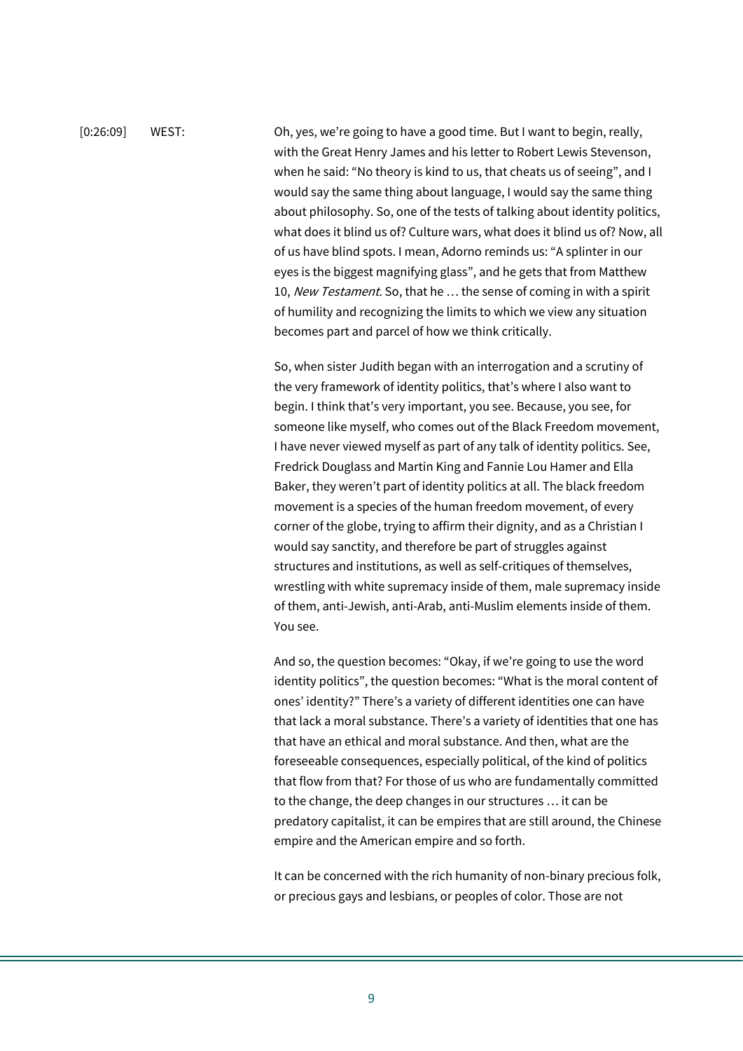[0:26:09] WEST: Oh, yes, we're going to have a good time. But I want to begin, really, with the Great Henry James and his letter to Robert Lewis Stevenson, when he said: "No theory is kind to us, that cheats us of seeing", and I would say the same thing about language, I would say the same thing about philosophy. So, one of the tests of talking about identity politics, what does it blind us of? Culture wars, what does it blind us of? Now, all of us have blind spots. I mean, Adorno reminds us: "A splinter in our eyes is the biggest magnifying glass", and he gets that from Matthew 10, *New Testament.* So, that he … the sense of coming in with a spirit of humility and recognizing the limits to which we view any situation becomes part and parcel of how we think critically.

So, when sister Judith began with an interrogation and a scrutiny of the very framework of identity politics, that's where I also want to begin. I think that's very important, you see. Because, you see, for someone like myself, who comes out of the Black Freedom movement, I have never viewed myself as part of any talk of identity politics. See, Fredrick Douglass and Martin King and Fannie Lou Hamer and Ella Baker, they weren't part of identity politics at all. The black freedom movement is a species of the human freedom movement, of every corner of the globe, trying to affirm their dignity, and as a Christian I would say sanctity, and therefore be part of struggles against structures and institutions, as well as self-critiques of themselves, wrestling with white supremacy inside of them, male supremacy inside of them, anti-Jewish, anti-Arab, anti-Muslim elements inside of them. You see.

And so, the question becomes: "Okay, if we're going to use the word identity politics", the question becomes: "What is the moral content of ones' identity?" There's a variety of different identities one can have that lack a moral substance. There's a variety of identities that one has that have an ethical and moral substance. And then, what are the foreseeable consequences, especially political, of the kind of politics that flow from that? For those of us who are fundamentally committed to the change, the deep changes in our structures … it can be predatory capitalist, it can be empires that are still around, the Chinese empire and the American empire and so forth.

It can be concerned with the rich humanity of non-binary precious folk, or precious gays and lesbians, or peoples of color. Those are not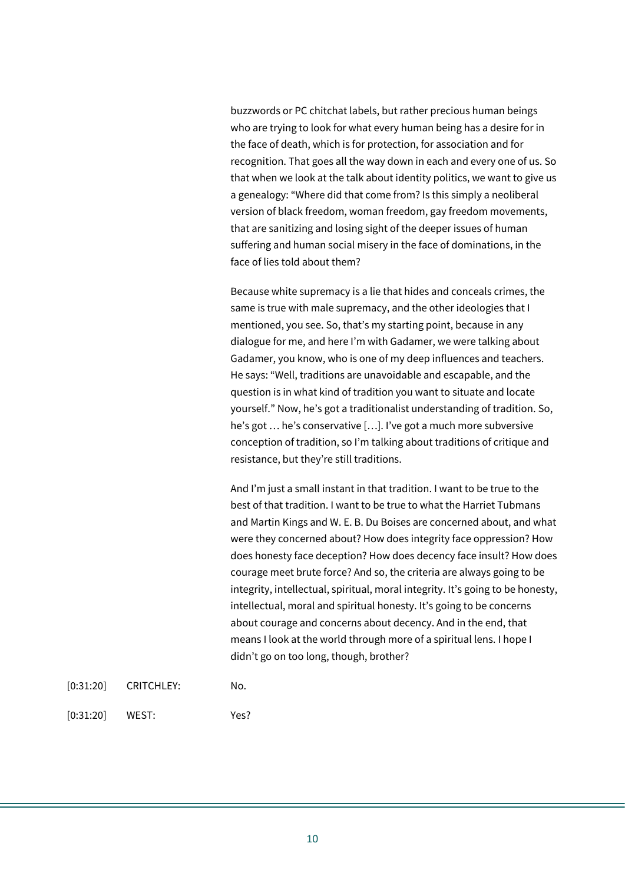buzzwords or PC chitchat labels, but rather precious human beings who are trying to look for what every human being has a desire for in the face of death, which is for protection, for association and for recognition. That goes all the way down in each and every one of us. So that when we look at the talk about identity politics, we want to give us a genealogy: "Where did that come from? Is this simply a neoliberal version of black freedom, woman freedom, gay freedom movements, that are sanitizing and losing sight of the deeper issues of human suffering and human social misery in the face of dominations, in the face of lies told about them?

Because white supremacy is a lie that hides and conceals crimes, the same is true with male supremacy, and the other ideologies that I mentioned, you see. So, that's my starting point, because in any dialogue for me, and here I'm with Gadamer, we were talking about Gadamer, you know, who is one of my deep influences and teachers. He says: "Well, traditions are unavoidable and escapable, and the question is in what kind of tradition you want to situate and locate yourself." Now, he's got a traditionalist understanding of tradition. So, he's got … he's conservative […]. I've got a much more subversive conception of tradition, so I'm talking about traditions of critique and resistance, but they're still traditions.

And I'm just a small instant in that tradition. I want to be true to the best of that tradition. I want to be true to what the Harriet Tubmans and Martin Kings and W. E. B. Du Boises are concerned about, and what were they concerned about? How does integrity face oppression? How does honesty face deception? How does decency face insult? How does courage meet brute force? And so, the criteria are always going to be integrity, intellectual, spiritual, moral integrity. It's going to be honesty, intellectual, moral and spiritual honesty. It's going to be concerns about courage and concerns about decency. And in the end, that means I look at the world through more of a spiritual lens. I hope I didn't go on too long, though, brother?

[0:31:20] CRITCHLEY: No.

[0:31:20] WEST: Yes?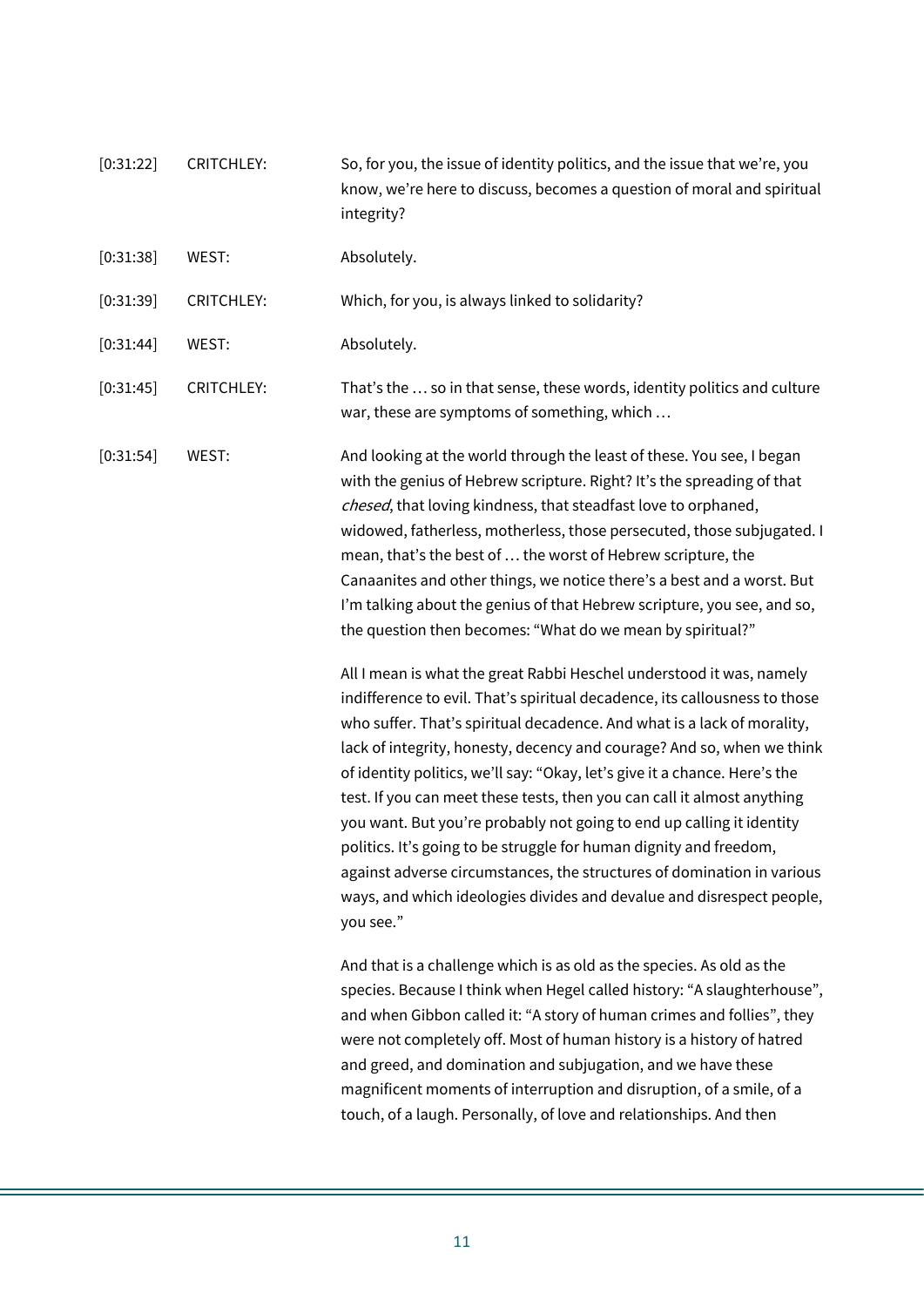| | | |
|---|---|---|
| [0:31:22] | CRITCHLEY: | So, for you, the issue of identity politics, and the issue that we're, you know, we're here to discuss, becomes a question of moral and spiritual integrity? |
| [0:31:38] | WEST: | Absolutely. |
| [0:31:39] | CRITCHLEY: | Which, for you, is always linked to solidarity? |
| [0:31:44] | WEST: | Absolutely. |
| [0:31:45] | CRITCHLEY: | That's the … so in that sense, these words, identity politics and culture war, these are symptoms of something, which … |
| [0:31:54] | WEST: | And looking at the world through the least of these. You see, I began with the genius of Hebrew scripture. Right? It's the spreading of that *chesed*, that loving kindness, that steadfast love to orphaned, widowed, fatherless, motherless, those persecuted, those subjugated. I mean, that's the best of … the worst of Hebrew scripture, the Canaanites and other things, we notice there's a best and a worst. But I'm talking about the genius of that Hebrew scripture, you see, and so, the question then becomes: "What do we mean by spiritual?"<br><br>All I mean is what the great Rabbi Heschel understood it was, namely indifference to evil. That's spiritual decadence, its callousness to those who suffer. That's spiritual decadence. And what is a lack of morality, lack of integrity, honesty, decency and courage? And so, when we think of identity politics, we'll say: "Okay, let's give it a chance. Here's the test. If you can meet these tests, then you can call it almost anything you want. But you're probably not going to end up calling it identity politics. It's going to be struggle for human dignity and freedom, against adverse circumstances, the structures of domination in various ways, and which ideologies divides and devalue and disrespect people, you see."<br><br>And that is a challenge which is as old as the species. As old as the species. Because I think when Hegel called history: "A slaughterhouse", and when Gibbon called it: "A story of human crimes and follies", they were not completely off. Most of human history is a history of hatred and greed, and domination and subjugation, and we have these magnificent moments of interruption and disruption, of a smile, of a touch, of a laugh. Personally, of love and relationships. And then |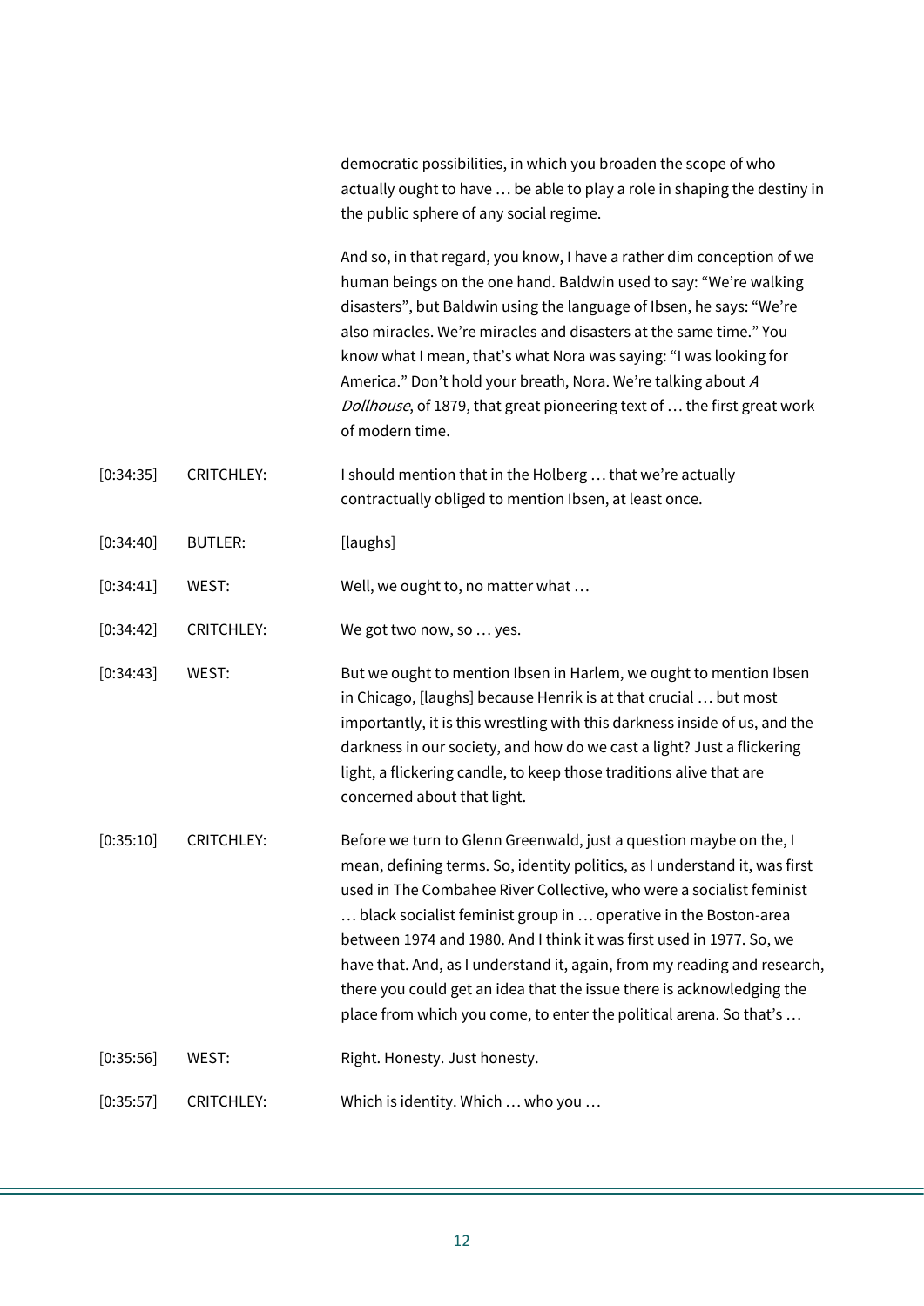democratic possibilities, in which you broaden the scope of who actually ought to have … be able to play a role in shaping the destiny in the public sphere of any social regime.

And so, in that regard, you know, I have a rather dim conception of we human beings on the one hand. Baldwin used to say: "We're walking disasters", but Baldwin using the language of Ibsen, he says: "We're also miracles. We're miracles and disasters at the same time." You know what I mean, that's what Nora was saying: "I was looking for America." Don't hold your breath, Nora. We're talking about *A Dollhouse*, of 1879, that great pioneering text of … the first great work of modern time.

| | | |
|---|---|---|
| [0:34:35] | CRITCHLEY: | I should mention that in the Holberg … that we're actually contractually obliged to mention Ibsen, at least once. |
| [0:34:40] | BUTLER: | [laughs] |
| [0:34:41] | WEST: | Well, we ought to, no matter what … |
| [0:34:42] | CRITCHLEY: | We got two now, so … yes. |
| [0:34:43] | WEST: | But we ought to mention Ibsen in Harlem, we ought to mention Ibsen in Chicago, [laughs] because Henrik is at that crucial … but most importantly, it is this wrestling with this darkness inside of us, and the darkness in our society, and how do we cast a light? Just a flickering light, a flickering candle, to keep those traditions alive that are concerned about that light. |
| [0:35:10] | CRITCHLEY: | Before we turn to Glenn Greenwald, just a question maybe on the, I mean, defining terms. So, identity politics, as I understand it, was first used in The Combahee River Collective, who were a socialist feminist … black socialist feminist group in … operative in the Boston-area between 1974 and 1980. And I think it was first used in 1977. So, we have that. And, as I understand it, again, from my reading and research, there you could get an idea that the issue there is acknowledging the place from which you come, to enter the political arena. So that's … |
| [0:35:56] | WEST: | Right. Honesty. Just honesty. |
| [0:35:57] | CRITCHLEY: | Which is identity. Which … who you … |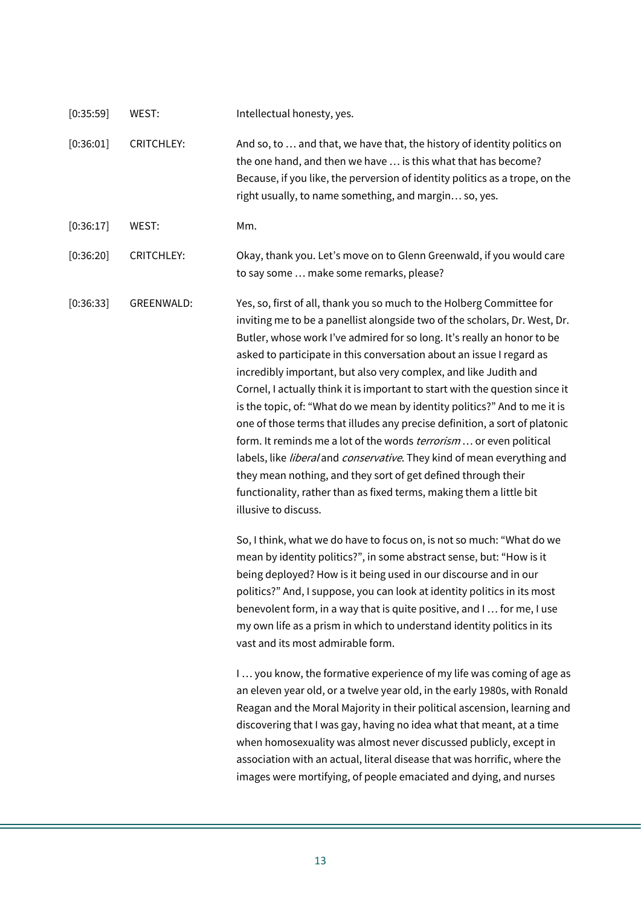| | | |
|---|---|---|
| [0:35:59] | WEST: | Intellectual honesty, yes. |
| [0:36:01] | CRITCHLEY: | And so, to … and that, we have that, the history of identity politics on the one hand, and then we have … is this what that has become? Because, if you like, the perversion of identity politics as a trope, on the right usually, to name something, and margin… so, yes. |
| [0:36:17] | WEST: | Mm. |
| [0:36:20] | CRITCHLEY: | Okay, thank you. Let's move on to Glenn Greenwald, if you would care to say some … make some remarks, please? |
| [0:36:33] | GREENWALD: | Yes, so, first of all, thank you so much to the Holberg Committee for inviting me to be a panellist alongside two of the scholars, Dr. West, Dr. Butler, whose work I've admired for so long. It's really an honor to be asked to participate in this conversation about an issue I regard as incredibly important, but also very complex, and like Judith and Cornel, I actually think it is important to start with the question since it is the topic, of: "What do we mean by identity politics?" And to me it is one of those terms that illudes any precise definition, a sort of platonic form. It reminds me a lot of the words *terrorism* … or even political labels, like *liberal* and *conservative*. They kind of mean everything and they mean nothing, and they sort of get defined through their functionality, rather than as fixed terms, making them a little bit illusive to discuss. |
| | | So, I think, what we do have to focus on, is not so much: "What do we mean by identity politics?", in some abstract sense, but: "How is it being deployed? How is it being used in our discourse and in our politics?" And, I suppose, you can look at identity politics in its most benevolent form, in a way that is quite positive, and I … for me, I use my own life as a prism in which to understand identity politics in its vast and its most admirable form. |
| | | I … you know, the formative experience of my life was coming of age as an eleven year old, or a twelve year old, in the early 1980s, with Ronald Reagan and the Moral Majority in their political ascension, learning and discovering that I was gay, having no idea what that meant, at a time when homosexuality was almost never discussed publicly, except in association with an actual, literal disease that was horrific, where the images were mortifying, of people emaciated and dying, and nurses |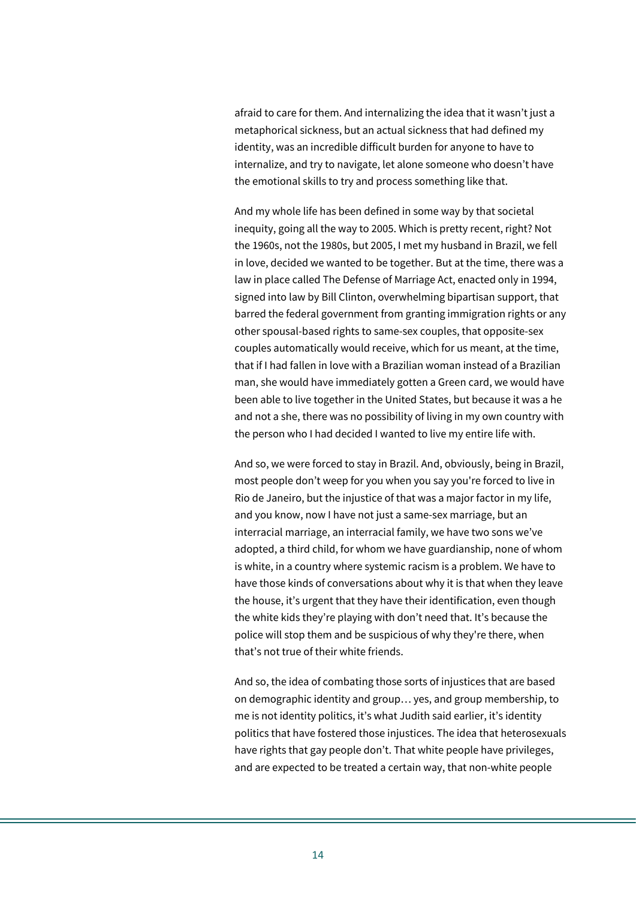afraid to care for them. And internalizing the idea that it wasn't just a metaphorical sickness, but an actual sickness that had defined my identity, was an incredible difficult burden for anyone to have to internalize, and try to navigate, let alone someone who doesn't have the emotional skills to try and process something like that.

And my whole life has been defined in some way by that societal inequity, going all the way to 2005. Which is pretty recent, right? Not the 1960s, not the 1980s, but 2005, I met my husband in Brazil, we fell in love, decided we wanted to be together. But at the time, there was a law in place called The Defense of Marriage Act, enacted only in 1994, signed into law by Bill Clinton, overwhelming bipartisan support, that barred the federal government from granting immigration rights or any other spousal-based rights to same-sex couples, that opposite-sex couples automatically would receive, which for us meant, at the time, that if I had fallen in love with a Brazilian woman instead of a Brazilian man, she would have immediately gotten a Green card, we would have been able to live together in the United States, but because it was a he and not a she, there was no possibility of living in my own country with the person who I had decided I wanted to live my entire life with.

And so, we were forced to stay in Brazil. And, obviously, being in Brazil, most people don't weep for you when you say you're forced to live in Rio de Janeiro, but the injustice of that was a major factor in my life, and you know, now I have not just a same-sex marriage, but an interracial marriage, an interracial family, we have two sons we've adopted, a third child, for whom we have guardianship, none of whom is white, in a country where systemic racism is a problem. We have to have those kinds of conversations about why it is that when they leave the house, it's urgent that they have their identification, even though the white kids they're playing with don't need that. It's because the police will stop them and be suspicious of why they're there, when that's not true of their white friends.

And so, the idea of combating those sorts of injustices that are based on demographic identity and group… yes, and group membership, to me is not identity politics, it's what Judith said earlier, it's identity politics that have fostered those injustices. The idea that heterosexuals have rights that gay people don't. That white people have privileges, and are expected to be treated a certain way, that non-white people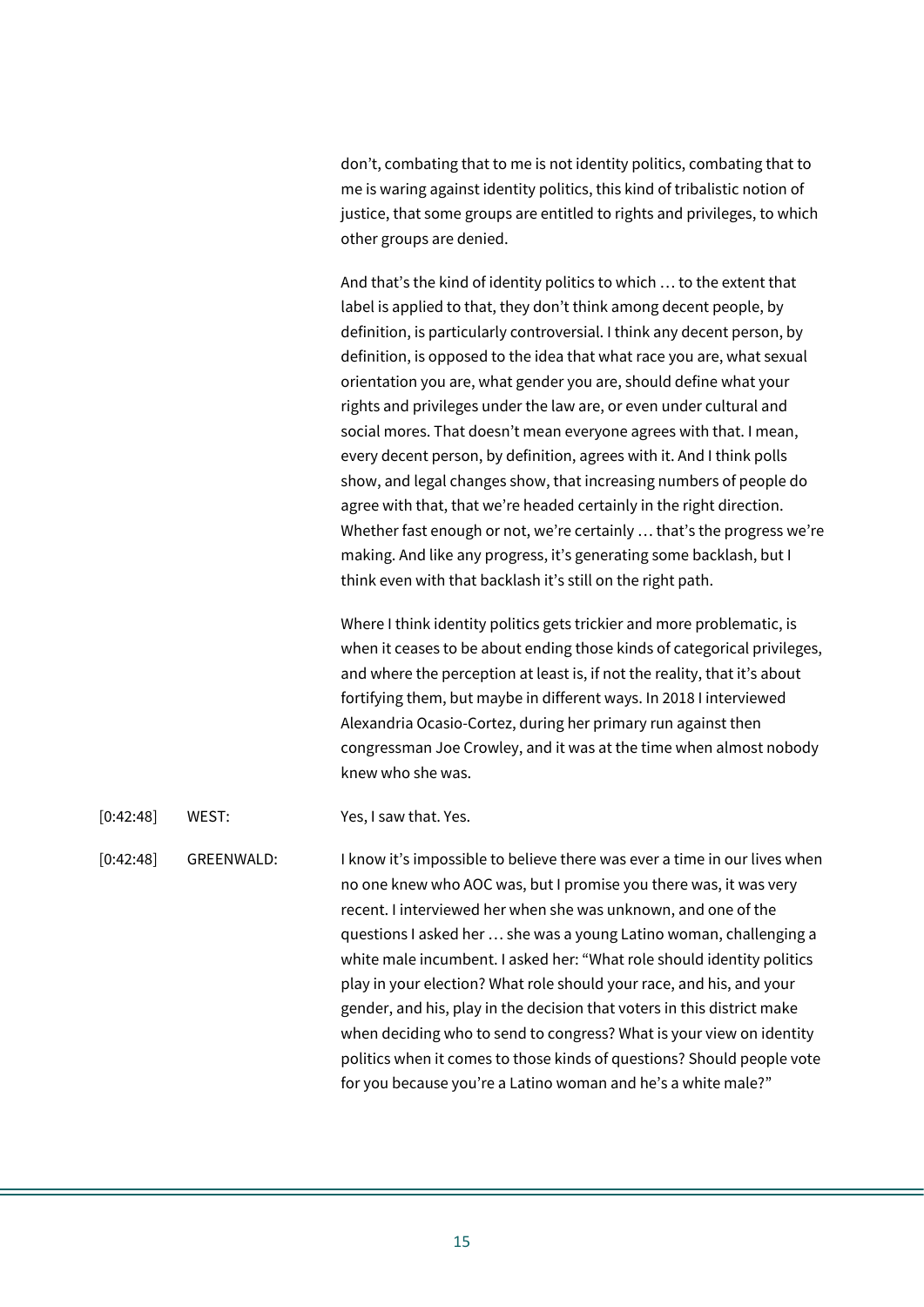don't, combating that to me is not identity politics, combating that to me is waring against identity politics, this kind of tribalistic notion of justice, that some groups are entitled to rights and privileges, to which other groups are denied.

And that's the kind of identity politics to which … to the extent that label is applied to that, they don't think among decent people, by definition, is particularly controversial. I think any decent person, by definition, is opposed to the idea that what race you are, what sexual orientation you are, what gender you are, should define what your rights and privileges under the law are, or even under cultural and social mores. That doesn't mean everyone agrees with that. I mean, every decent person, by definition, agrees with it. And I think polls show, and legal changes show, that increasing numbers of people do agree with that, that we're headed certainly in the right direction. Whether fast enough or not, we're certainly … that's the progress we're making. And like any progress, it's generating some backlash, but I think even with that backlash it's still on the right path.

Where I think identity politics gets trickier and more problematic, is when it ceases to be about ending those kinds of categorical privileges, and where the perception at least is, if not the reality, that it's about fortifying them, but maybe in different ways. In 2018 I interviewed Alexandria Ocasio-Cortez, during her primary run against then congressman Joe Crowley, and it was at the time when almost nobody knew who she was.

[0:42:48] WEST: Yes, I saw that. Yes.

[0:42:48] GREENWALD: I know it's impossible to believe there was ever a time in our lives when no one knew who AOC was, but I promise you there was, it was very recent. I interviewed her when she was unknown, and one of the questions I asked her … she was a young Latino woman, challenging a white male incumbent. I asked her: "What role should identity politics play in your election? What role should your race, and his, and your gender, and his, play in the decision that voters in this district make when deciding who to send to congress? What is your view on identity politics when it comes to those kinds of questions? Should people vote for you because you're a Latino woman and he's a white male?"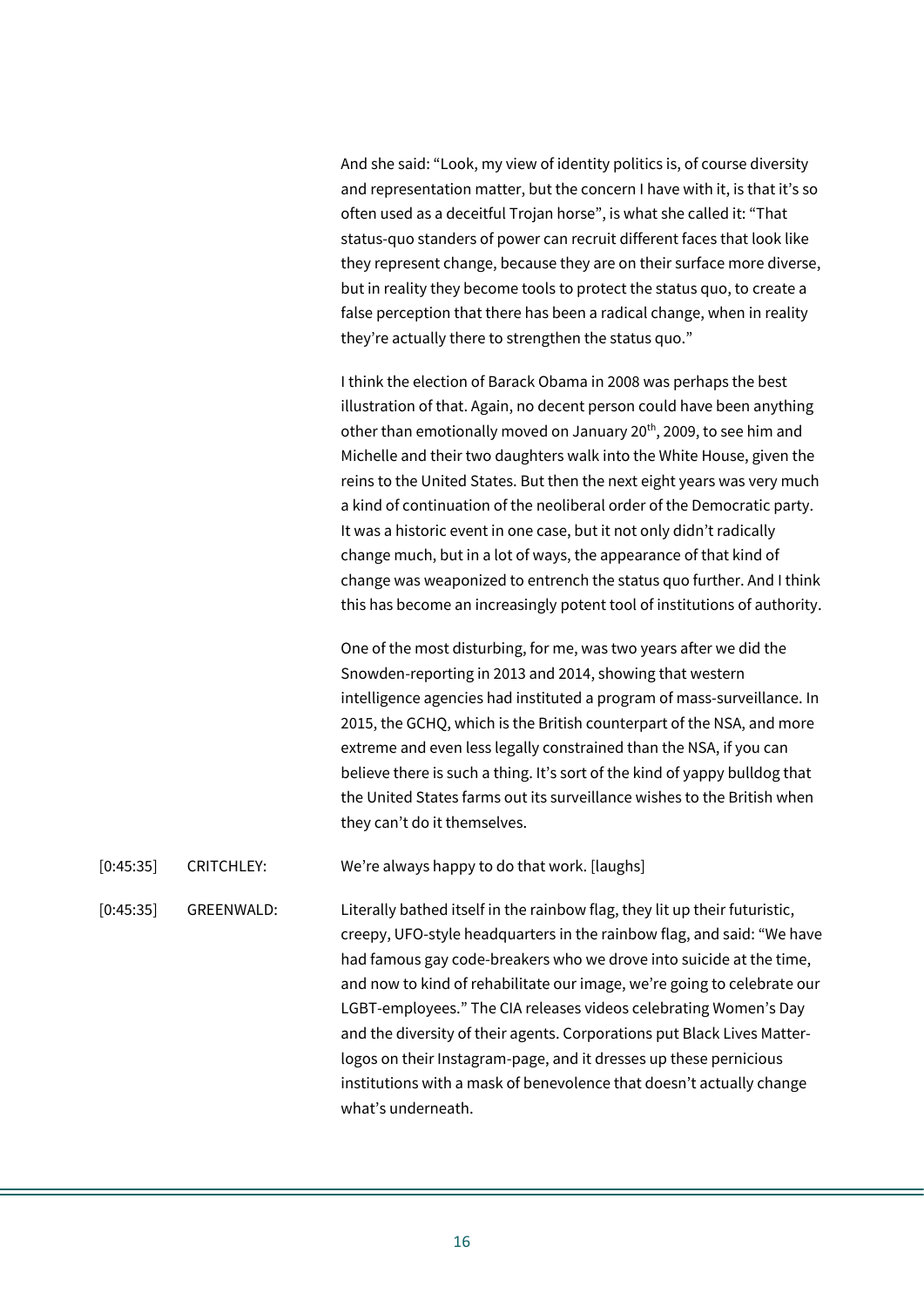And she said: "Look, my view of identity politics is, of course diversity and representation matter, but the concern I have with it, is that it's so often used as a deceitful Trojan horse", is what she called it: "That status-quo standers of power can recruit different faces that look like they represent change, because they are on their surface more diverse, but in reality they become tools to protect the status quo, to create a false perception that there has been a radical change, when in reality they're actually there to strengthen the status quo."

I think the election of Barack Obama in 2008 was perhaps the best illustration of that. Again, no decent person could have been anything other than emotionally moved on January 20th, 2009, to see him and Michelle and their two daughters walk into the White House, given the reins to the United States. But then the next eight years was very much a kind of continuation of the neoliberal order of the Democratic party. It was a historic event in one case, but it not only didn't radically change much, but in a lot of ways, the appearance of that kind of change was weaponized to entrench the status quo further. And I think this has become an increasingly potent tool of institutions of authority.

One of the most disturbing, for me, was two years after we did the Snowden-reporting in 2013 and 2014, showing that western intelligence agencies had instituted a program of mass-surveillance. In 2015, the GCHQ, which is the British counterpart of the NSA, and more extreme and even less legally constrained than the NSA, if you can believe there is such a thing. It's sort of the kind of yappy bulldog that the United States farms out its surveillance wishes to the British when they can't do it themselves.

[0:45:35] CRITCHLEY: We're always happy to do that work. [laughs]

[0:45:35] GREENWALD: Literally bathed itself in the rainbow flag, they lit up their futuristic, creepy, UFO-style headquarters in the rainbow flag, and said: "We have had famous gay code-breakers who we drove into suicide at the time, and now to kind of rehabilitate our image, we're going to celebrate our LGBT-employees." The CIA releases videos celebrating Women's Day and the diversity of their agents. Corporations put Black Lives Matter-logos on their Instagram-page, and it dresses up these pernicious institutions with a mask of benevolence that doesn't actually change what's underneath.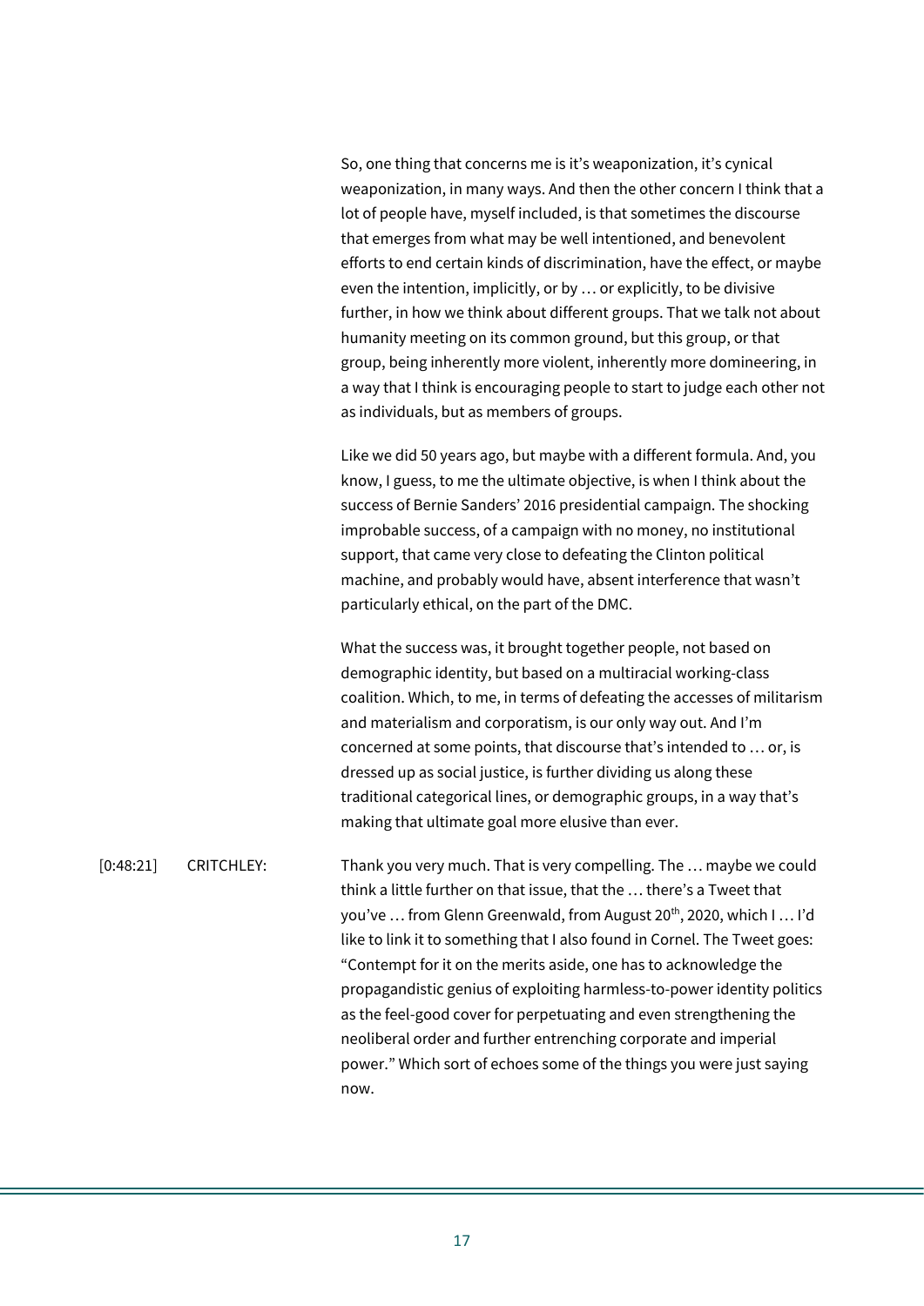So, one thing that concerns me is it's weaponization, it's cynical weaponization, in many ways. And then the other concern I think that a lot of people have, myself included, is that sometimes the discourse that emerges from what may be well intentioned, and benevolent efforts to end certain kinds of discrimination, have the effect, or maybe even the intention, implicitly, or by … or explicitly, to be divisive further, in how we think about different groups. That we talk not about humanity meeting on its common ground, but this group, or that group, being inherently more violent, inherently more domineering, in a way that I think is encouraging people to start to judge each other not as individuals, but as members of groups.

Like we did 50 years ago, but maybe with a different formula. And, you know, I guess, to me the ultimate objective, is when I think about the success of Bernie Sanders' 2016 presidential campaign. The shocking improbable success, of a campaign with no money, no institutional support, that came very close to defeating the Clinton political machine, and probably would have, absent interference that wasn't particularly ethical, on the part of the DMC.

What the success was, it brought together people, not based on demographic identity, but based on a multiracial working-class coalition. Which, to me, in terms of defeating the accesses of militarism and materialism and corporatism, is our only way out. And I'm concerned at some points, that discourse that's intended to … or, is dressed up as social justice, is further dividing us along these traditional categorical lines, or demographic groups, in a way that's making that ultimate goal more elusive than ever.

[0:48:21] CRITCHLEY: Thank you very much. That is very compelling. The … maybe we could think a little further on that issue, that the … there's a Tweet that you've … from Glenn Greenwald, from August 20th, 2020, which I … I'd like to link it to something that I also found in Cornel. The Tweet goes: "Contempt for it on the merits aside, one has to acknowledge the propagandistic genius of exploiting harmless-to-power identity politics as the feel-good cover for perpetuating and even strengthening the neoliberal order and further entrenching corporate and imperial power." Which sort of echoes some of the things you were just saying now.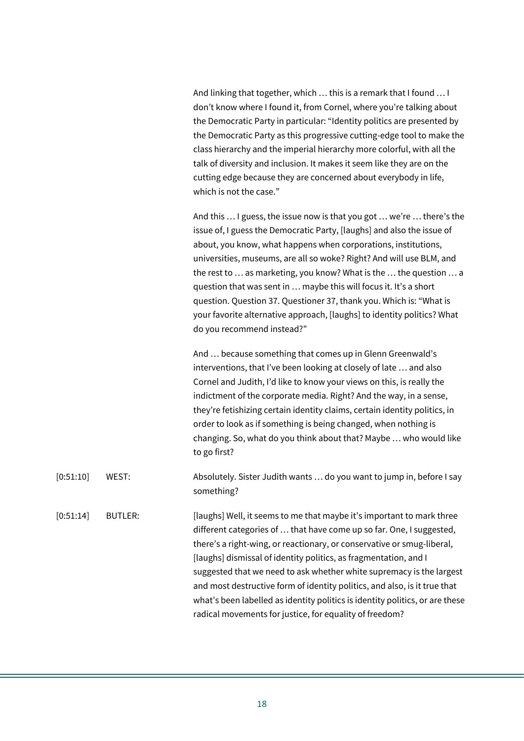And linking that together, which … this is a remark that I found … I don't know where I found it, from Cornel, where you're talking about the Democratic Party in particular: "Identity politics are presented by the Democratic Party as this progressive cutting-edge tool to make the class hierarchy and the imperial hierarchy more colorful, with all the talk of diversity and inclusion. It makes it seem like they are on the cutting edge because they are concerned about everybody in life, which is not the case."

And this … I guess, the issue now is that you got … we're … there's the issue of, I guess the Democratic Party, [laughs] and also the issue of about, you know, what happens when corporations, institutions, universities, museums, are all so woke? Right? And will use BLM, and the rest to … as marketing, you know? What is the … the question … a question that was sent in … maybe this will focus it. It's a short question. Question 37. Questioner 37, thank you. Which is: "What is your favorite alternative approach, [laughs] to identity politics? What do you recommend instead?"

And … because something that comes up in Glenn Greenwald's interventions, that I've been looking at closely of late … and also Cornel and Judith, I'd like to know your views on this, is really the indictment of the corporate media. Right? And the way, in a sense, they're fetishizing certain identity claims, certain identity politics, in order to look as if something is being changed, when nothing is changing. So, what do you think about that? Maybe … who would like to go first?

[0:51:10] WEST: Absolutely. Sister Judith wants … do you want to jump in, before I say something?

[0:51:14] BUTLER: [laughs] Well, it seems to me that maybe it's important to mark three different categories of … that have come up so far. One, I suggested, there's a right-wing, or reactionary, or conservative or smug-liberal, [laughs] dismissal of identity politics, as fragmentation, and I suggested that we need to ask whether white supremacy is the largest and most destructive form of identity politics, and also, is it true that what's been labelled as identity politics is identity politics, or are these radical movements for justice, for equality of freedom?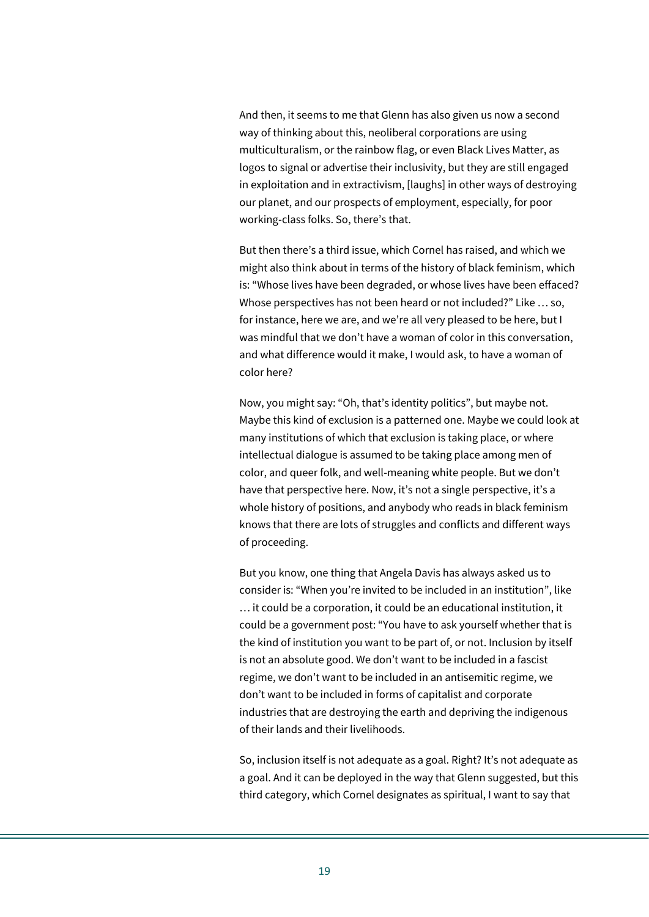And then, it seems to me that Glenn has also given us now a second way of thinking about this, neoliberal corporations are using multiculturalism, or the rainbow flag, or even Black Lives Matter, as logos to signal or advertise their inclusivity, but they are still engaged in exploitation and in extractivism, [laughs] in other ways of destroying our planet, and our prospects of employment, especially, for poor working-class folks. So, there's that.

But then there's a third issue, which Cornel has raised, and which we might also think about in terms of the history of black feminism, which is: "Whose lives have been degraded, or whose lives have been effaced? Whose perspectives has not been heard or not included?" Like … so, for instance, here we are, and we're all very pleased to be here, but I was mindful that we don't have a woman of color in this conversation, and what difference would it make, I would ask, to have a woman of color here?

Now, you might say: "Oh, that's identity politics", but maybe not. Maybe this kind of exclusion is a patterned one. Maybe we could look at many institutions of which that exclusion is taking place, or where intellectual dialogue is assumed to be taking place among men of color, and queer folk, and well-meaning white people. But we don't have that perspective here. Now, it's not a single perspective, it's a whole history of positions, and anybody who reads in black feminism knows that there are lots of struggles and conflicts and different ways of proceeding.

But you know, one thing that Angela Davis has always asked us to consider is: "When you're invited to be included in an institution", like … it could be a corporation, it could be an educational institution, it could be a government post: "You have to ask yourself whether that is the kind of institution you want to be part of, or not. Inclusion by itself is not an absolute good. We don't want to be included in a fascist regime, we don't want to be included in an antisemitic regime, we don't want to be included in forms of capitalist and corporate industries that are destroying the earth and depriving the indigenous of their lands and their livelihoods.

So, inclusion itself is not adequate as a goal. Right? It's not adequate as a goal. And it can be deployed in the way that Glenn suggested, but this third category, which Cornel designates as spiritual, I want to say that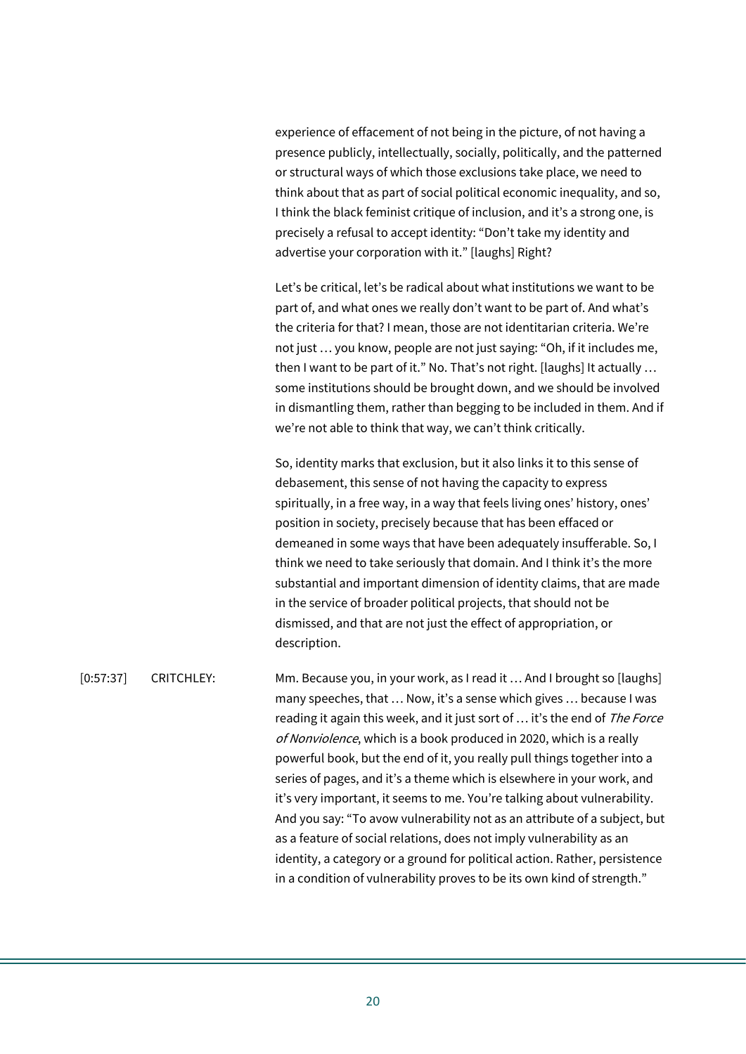experience of effacement of not being in the picture, of not having a presence publicly, intellectually, socially, politically, and the patterned or structural ways of which those exclusions take place, we need to think about that as part of social political economic inequality, and so, I think the black feminist critique of inclusion, and it's a strong one, is precisely a refusal to accept identity: "Don't take my identity and advertise your corporation with it." [laughs] Right?

Let's be critical, let's be radical about what institutions we want to be part of, and what ones we really don't want to be part of. And what's the criteria for that? I mean, those are not identitarian criteria. We're not just … you know, people are not just saying: "Oh, if it includes me, then I want to be part of it." No. That's not right. [laughs] It actually … some institutions should be brought down, and we should be involved in dismantling them, rather than begging to be included in them. And if we're not able to think that way, we can't think critically.

So, identity marks that exclusion, but it also links it to this sense of debasement, this sense of not having the capacity to express spiritually, in a free way, in a way that feels living ones' history, ones' position in society, precisely because that has been effaced or demeaned in some ways that have been adequately insufferable. So, I think we need to take seriously that domain. And I think it's the more substantial and important dimension of identity claims, that are made in the service of broader political projects, that should not be dismissed, and that are not just the effect of appropriation, or description.

[0:57:37] CRITCHLEY: Mm. Because you, in your work, as I read it … And I brought so [laughs] many speeches, that … Now, it's a sense which gives … because I was reading it again this week, and it just sort of … it's the end of *The Force of Nonviolence*, which is a book produced in 2020, which is a really powerful book, but the end of it, you really pull things together into a series of pages, and it's a theme which is elsewhere in your work, and it's very important, it seems to me. You're talking about vulnerability. And you say: "To avow vulnerability not as an attribute of a subject, but as a feature of social relations, does not imply vulnerability as an identity, a category or a ground for political action. Rather, persistence in a condition of vulnerability proves to be its own kind of strength."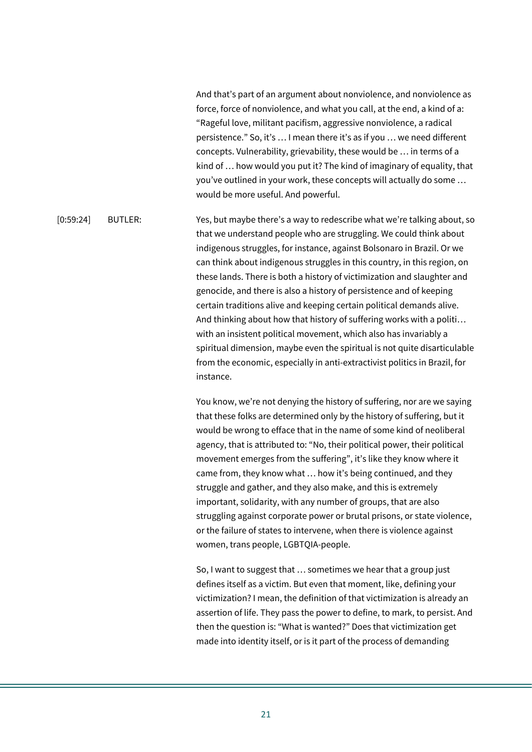And that's part of an argument about nonviolence, and nonviolence as force, force of nonviolence, and what you call, at the end, a kind of a: "Rageful love, militant pacifism, aggressive nonviolence, a radical persistence." So, it's … I mean there it's as if you … we need different concepts. Vulnerability, grievability, these would be … in terms of a kind of … how would you put it? The kind of imaginary of equality, that you've outlined in your work, these concepts will actually do some … would be more useful. And powerful.

[0:59:24] BUTLER: Yes, but maybe there's a way to redescribe what we're talking about, so that we understand people who are struggling. We could think about indigenous struggles, for instance, against Bolsonaro in Brazil. Or we can think about indigenous struggles in this country, in this region, on these lands. There is both a history of victimization and slaughter and genocide, and there is also a history of persistence and of keeping certain traditions alive and keeping certain political demands alive. And thinking about how that history of suffering works with a politi… with an insistent political movement, which also has invariably a spiritual dimension, maybe even the spiritual is not quite disarticulable from the economic, especially in anti-extractivist politics in Brazil, for instance.

You know, we're not denying the history of suffering, nor are we saying that these folks are determined only by the history of suffering, but it would be wrong to efface that in the name of some kind of neoliberal agency, that is attributed to: "No, their political power, their political movement emerges from the suffering", it's like they know where it came from, they know what … how it's being continued, and they struggle and gather, and they also make, and this is extremely important, solidarity, with any number of groups, that are also struggling against corporate power or brutal prisons, or state violence, or the failure of states to intervene, when there is violence against women, trans people, LGBTQIA-people.

So, I want to suggest that … sometimes we hear that a group just defines itself as a victim. But even that moment, like, defining your victimization? I mean, the definition of that victimization is already an assertion of life. They pass the power to define, to mark, to persist. And then the question is: "What is wanted?" Does that victimization get made into identity itself, or is it part of the process of demanding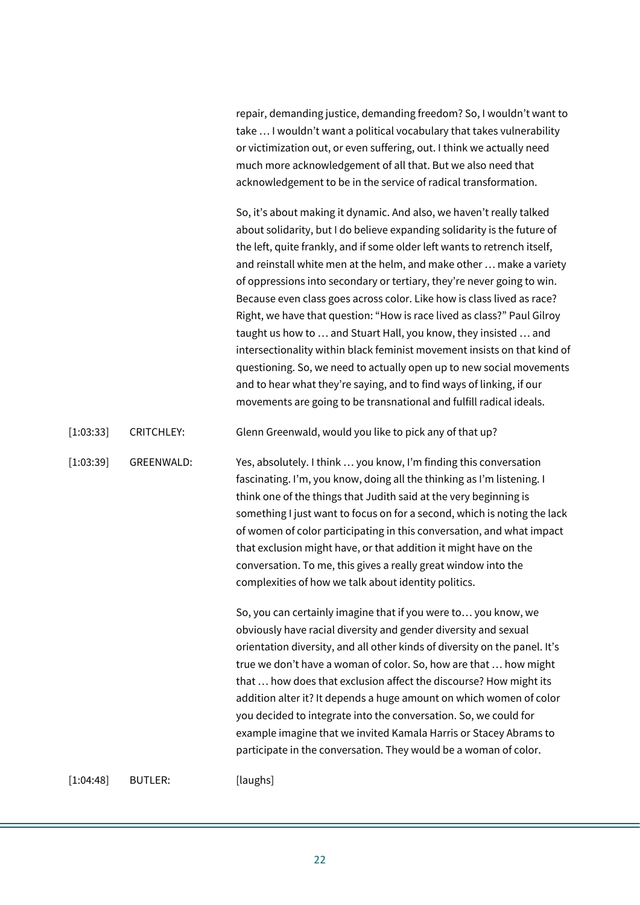repair, demanding justice, demanding freedom? So, I wouldn't want to take … I wouldn't want a political vocabulary that takes vulnerability or victimization out, or even suffering, out. I think we actually need much more acknowledgement of all that. But we also need that acknowledgement to be in the service of radical transformation.

So, it's about making it dynamic. And also, we haven't really talked about solidarity, but I do believe expanding solidarity is the future of the left, quite frankly, and if some older left wants to retrench itself, and reinstall white men at the helm, and make other … make a variety of oppressions into secondary or tertiary, they're never going to win. Because even class goes across color. Like how is class lived as race? Right, we have that question: "How is race lived as class?" Paul Gilroy taught us how to … and Stuart Hall, you know, they insisted … and intersectionality within black feminist movement insists on that kind of questioning. So, we need to actually open up to new social movements and to hear what they're saying, and to find ways of linking, if our movements are going to be transnational and fulfill radical ideals.

[1:03:33] CRITCHLEY: Glenn Greenwald, would you like to pick any of that up?

[1:03:39] GREENWALD: Yes, absolutely. I think … you know, I'm finding this conversation fascinating. I'm, you know, doing all the thinking as I'm listening. I think one of the things that Judith said at the very beginning is something I just want to focus on for a second, which is noting the lack of women of color participating in this conversation, and what impact that exclusion might have, or that addition it might have on the conversation. To me, this gives a really great window into the complexities of how we talk about identity politics.

So, you can certainly imagine that if you were to… you know, we obviously have racial diversity and gender diversity and sexual orientation diversity, and all other kinds of diversity on the panel. It's true we don't have a woman of color. So, how are that … how might that … how does that exclusion affect the discourse? How might its addition alter it? It depends a huge amount on which women of color you decided to integrate into the conversation. So, we could for example imagine that we invited Kamala Harris or Stacey Abrams to participate in the conversation. They would be a woman of color.

[1:04:48] BUTLER: [laughs]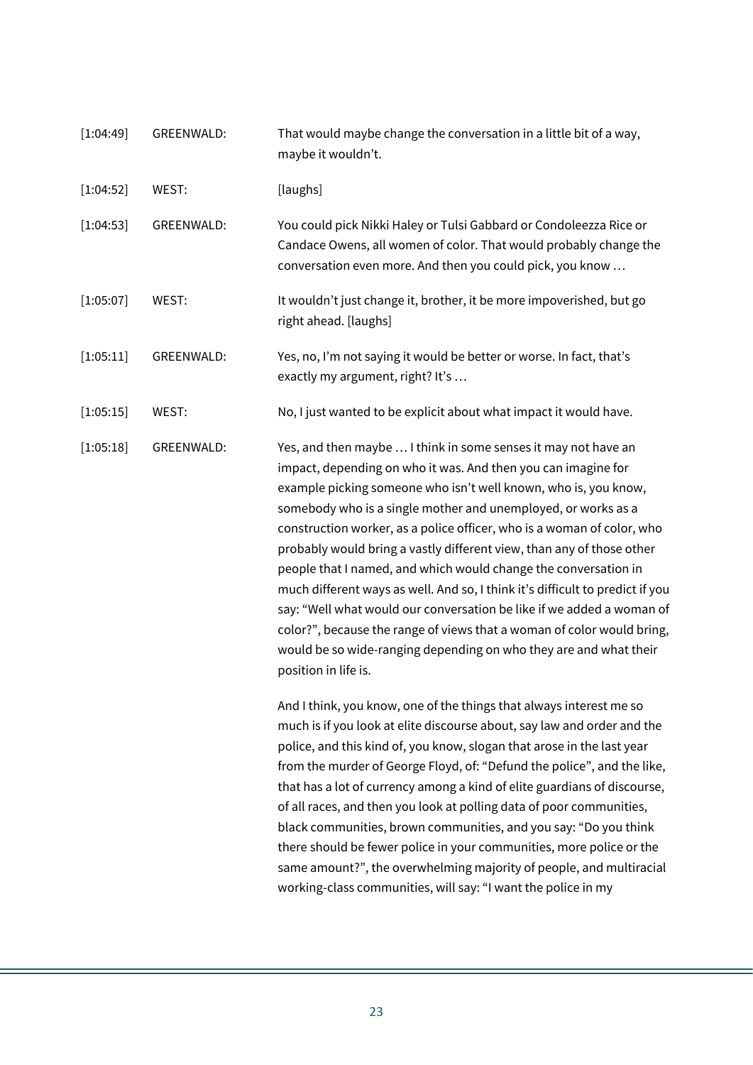| | | |
|---|---|---|
| [1:04:49] | GREENWALD: | That would maybe change the conversation in a little bit of a way, maybe it wouldn't. |
| [1:04:52] | WEST: | [laughs] |
| [1:04:53] | GREENWALD: | You could pick Nikki Haley or Tulsi Gabbard or Condoleezza Rice or Candace Owens, all women of color. That would probably change the conversation even more. And then you could pick, you know … |
| [1:05:07] | WEST: | It wouldn't just change it, brother, it be more impoverished, but go right ahead. [laughs] |
| [1:05:11] | GREENWALD: | Yes, no, I'm not saying it would be better or worse. In fact, that's exactly my argument, right? It's … |
| [1:05:15] | WEST: | No, I just wanted to be explicit about what impact it would have. |
| [1:05:18] | GREENWALD: | Yes, and then maybe … I think in some senses it may not have an impact, depending on who it was. And then you can imagine for example picking someone who isn't well known, who is, you know, somebody who is a single mother and unemployed, or works as a construction worker, as a police officer, who is a woman of color, who probably would bring a vastly different view, than any of those other people that I named, and which would change the conversation in much different ways as well. And so, I think it's difficult to predict if you say: "Well what would our conversation be like if we added a woman of color?", because the range of views that a woman of color would bring, would be so wide-ranging depending on who they are and what their position in life is. <br><br> And I think, you know, one of the things that always interest me so much is if you look at elite discourse about, say law and order and the police, and this kind of, you know, slogan that arose in the last year from the murder of George Floyd, of: "Defund the police", and the like, that has a lot of currency among a kind of elite guardians of discourse, of all races, and then you look at polling data of poor communities, black communities, brown communities, and you say: "Do you think there should be fewer police in your communities, more police or the same amount?", the overwhelming majority of people, and multiracial working-class communities, will say: "I want the police in my |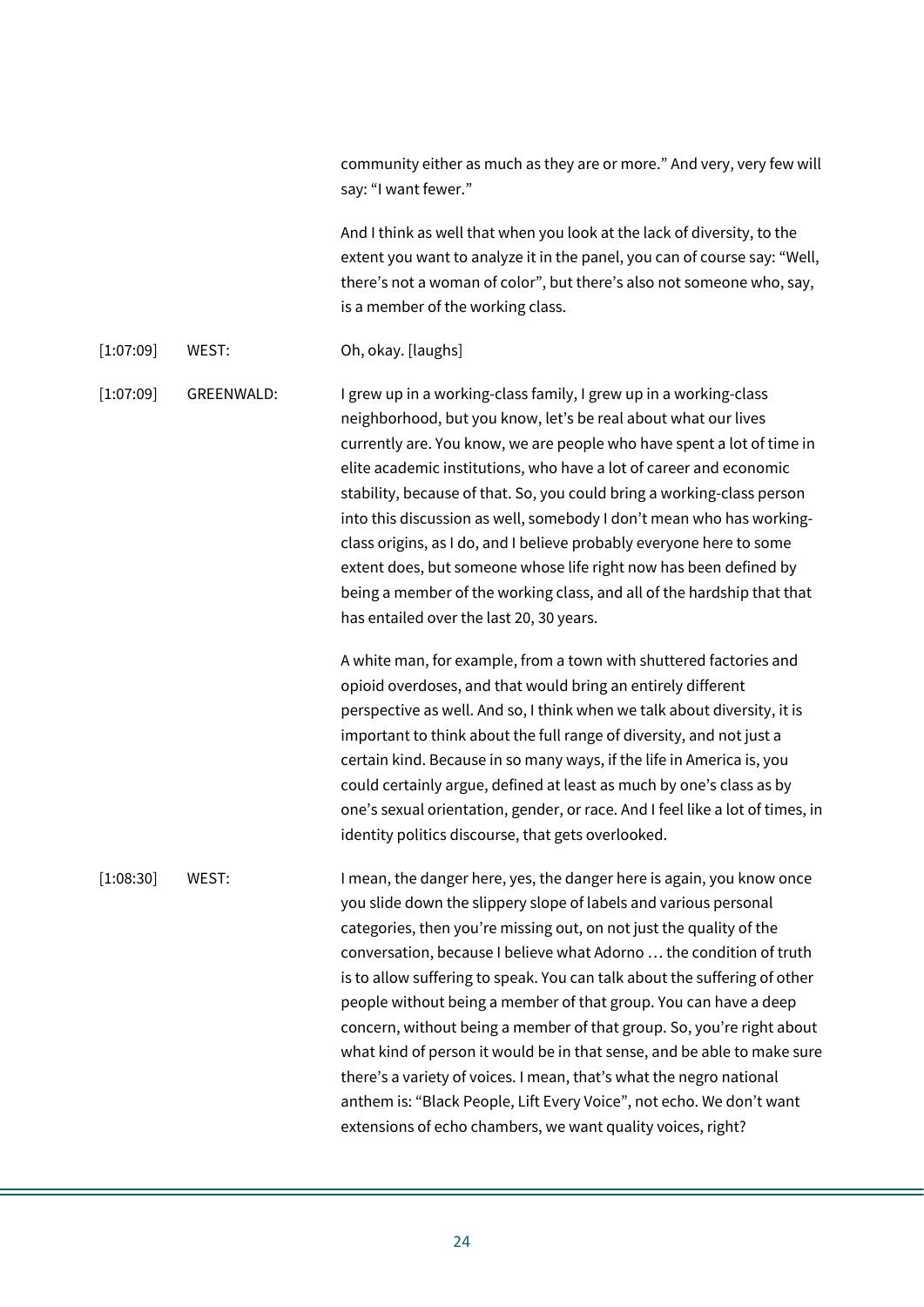community either as much as they are or more." And very, very few will say: "I want fewer."

And I think as well that when you look at the lack of diversity, to the extent you want to analyze it in the panel, you can of course say: "Well, there's not a woman of color", but there's also not someone who, say, is a member of the working class.

| | | |
|---|---|---|
| [1:07:09] | WEST: | Oh, okay. [laughs] |
| [1:07:09] | GREENWALD: | I grew up in a working-class family, I grew up in a working-class neighborhood, but you know, let's be real about what our lives currently are. You know, we are people who have spent a lot of time in elite academic institutions, who have a lot of career and economic stability, because of that. So, you could bring a working-class person into this discussion as well, somebody I don't mean who has working-class origins, as I do, and I believe probably everyone here to some extent does, but someone whose life right now has been defined by being a member of the working class, and all of the hardship that that has entailed over the last 20, 30 years.<br><br>A white man, for example, from a town with shuttered factories and opioid overdoses, and that would bring an entirely different perspective as well. And so, I think when we talk about diversity, it is important to think about the full range of diversity, and not just a certain kind. Because in so many ways, if the life in America is, you could certainly argue, defined at least as much by one's class as by one's sexual orientation, gender, or race. And I feel like a lot of times, in identity politics discourse, that gets overlooked. |
| [1:08:30] | WEST: | I mean, the danger here, yes, the danger here is again, you know once you slide down the slippery slope of labels and various personal categories, then you're missing out, on not just the quality of the conversation, because I believe what Adorno … the condition of truth is to allow suffering to speak. You can talk about the suffering of other people without being a member of that group. You can have a deep concern, without being a member of that group. So, you're right about what kind of person it would be in that sense, and be able to make sure there's a variety of voices. I mean, that's what the negro national anthem is: "Black People, Lift Every Voice", not echo. We don't want extensions of echo chambers, we want quality voices, right? |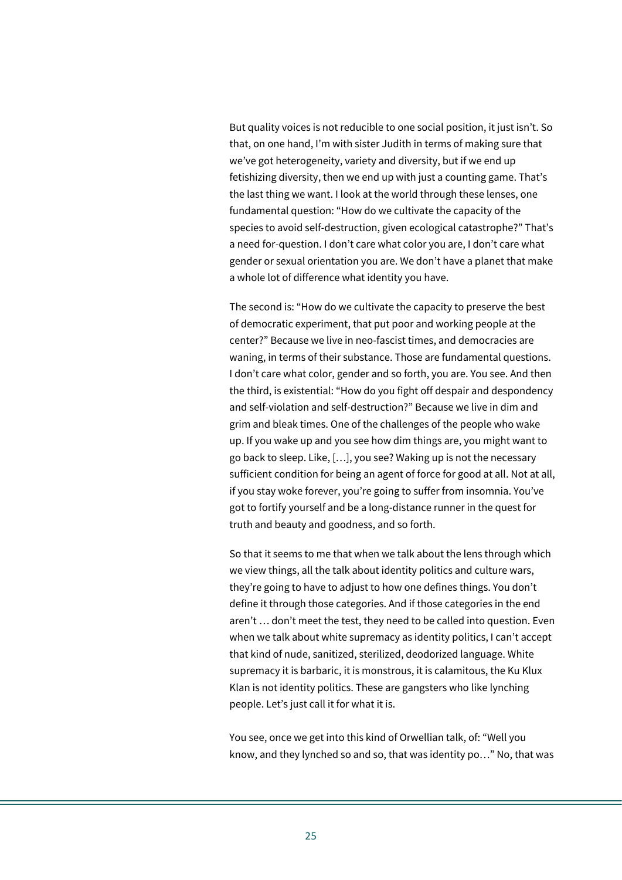But quality voices is not reducible to one social position, it just isn't. So that, on one hand, I'm with sister Judith in terms of making sure that we've got heterogeneity, variety and diversity, but if we end up fetishizing diversity, then we end up with just a counting game. That's the last thing we want. I look at the world through these lenses, one fundamental question: "How do we cultivate the capacity of the species to avoid self-destruction, given ecological catastrophe?" That's a need for-question. I don't care what color you are, I don't care what gender or sexual orientation you are. We don't have a planet that make a whole lot of difference what identity you have.

The second is: "How do we cultivate the capacity to preserve the best of democratic experiment, that put poor and working people at the center?" Because we live in neo-fascist times, and democracies are waning, in terms of their substance. Those are fundamental questions. I don't care what color, gender and so forth, you are. You see. And then the third, is existential: "How do you fight off despair and despondency and self-violation and self-destruction?" Because we live in dim and grim and bleak times. One of the challenges of the people who wake up. If you wake up and you see how dim things are, you might want to go back to sleep. Like, […], you see? Waking up is not the necessary sufficient condition for being an agent of force for good at all. Not at all, if you stay woke forever, you're going to suffer from insomnia. You've got to fortify yourself and be a long-distance runner in the quest for truth and beauty and goodness, and so forth.

So that it seems to me that when we talk about the lens through which we view things, all the talk about identity politics and culture wars, they're going to have to adjust to how one defines things. You don't define it through those categories. And if those categories in the end aren't … don't meet the test, they need to be called into question. Even when we talk about white supremacy as identity politics, I can't accept that kind of nude, sanitized, sterilized, deodorized language. White supremacy it is barbaric, it is monstrous, it is calamitous, the Ku Klux Klan is not identity politics. These are gangsters who like lynching people. Let's just call it for what it is.

You see, once we get into this kind of Orwellian talk, of: "Well you know, and they lynched so and so, that was identity po…" No, that was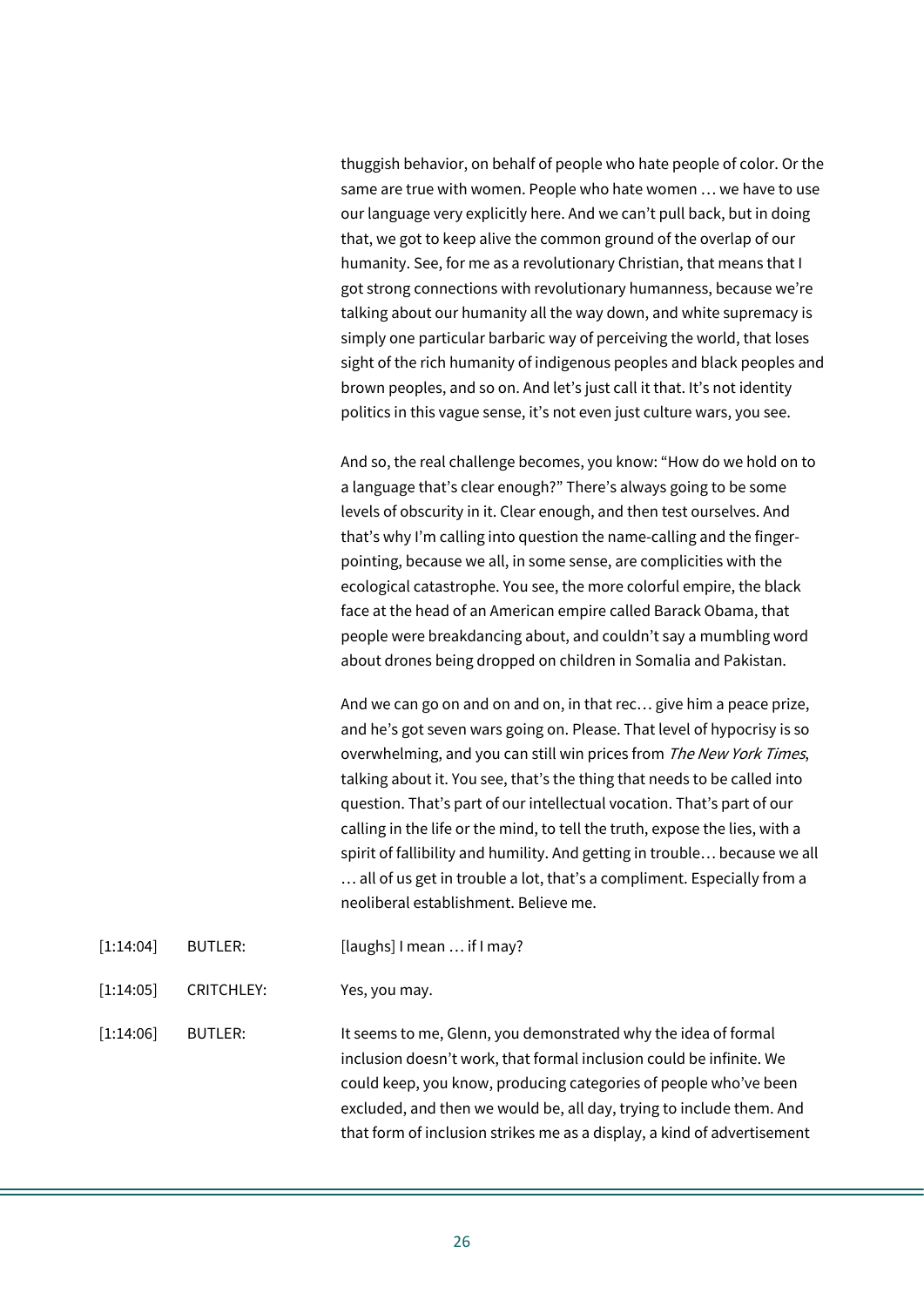thuggish behavior, on behalf of people who hate people of color. Or the same are true with women. People who hate women … we have to use our language very explicitly here. And we can't pull back, but in doing that, we got to keep alive the common ground of the overlap of our humanity. See, for me as a revolutionary Christian, that means that I got strong connections with revolutionary humanness, because we're talking about our humanity all the way down, and white supremacy is simply one particular barbaric way of perceiving the world, that loses sight of the rich humanity of indigenous peoples and black peoples and brown peoples, and so on. And let's just call it that. It's not identity politics in this vague sense, it's not even just culture wars, you see.

And so, the real challenge becomes, you know: "How do we hold on to a language that's clear enough?" There's always going to be some levels of obscurity in it. Clear enough, and then test ourselves. And that's why I'm calling into question the name-calling and the finger-pointing, because we all, in some sense, are complicities with the ecological catastrophe. You see, the more colorful empire, the black face at the head of an American empire called Barack Obama, that people were breakdancing about, and couldn't say a mumbling word about drones being dropped on children in Somalia and Pakistan.

And we can go on and on and on, in that rec… give him a peace prize, and he's got seven wars going on. Please. That level of hypocrisy is so overwhelming, and you can still win prices from *The New York Times*, talking about it. You see, that's the thing that needs to be called into question. That's part of our intellectual vocation. That's part of our calling in the life or the mind, to tell the truth, expose the lies, with a spirit of fallibility and humility. And getting in trouble… because we all … all of us get in trouble a lot, that's a compliment. Especially from a neoliberal establishment. Believe me.

[1:14:04] BUTLER: [laughs] I mean … if I may?

[1:14:05] CRITCHLEY: Yes, you may.

[1:14:06] BUTLER: It seems to me, Glenn, you demonstrated why the idea of formal inclusion doesn't work, that formal inclusion could be infinite. We could keep, you know, producing categories of people who've been excluded, and then we would be, all day, trying to include them. And that form of inclusion strikes me as a display, a kind of advertisement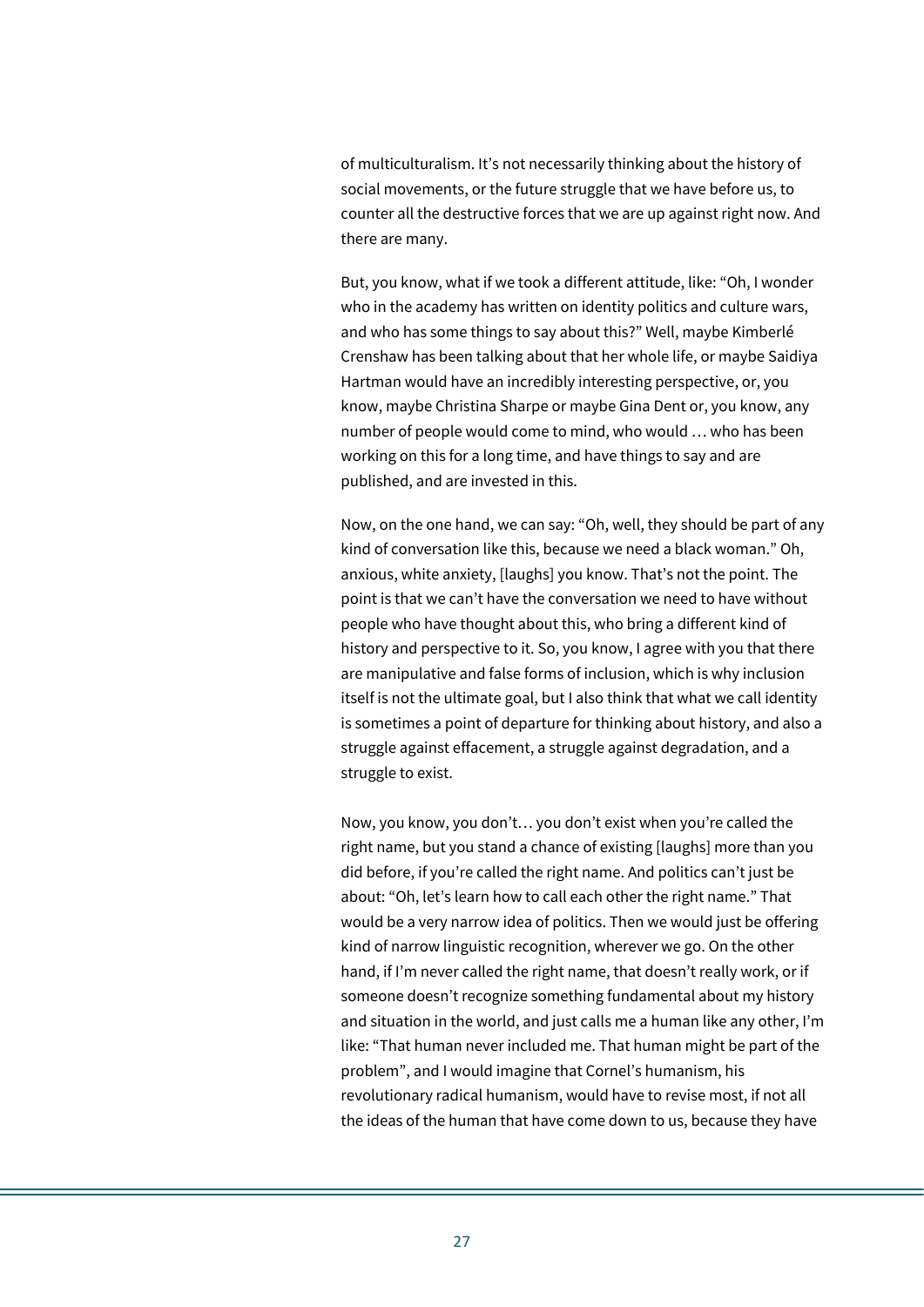of multiculturalism. It's not necessarily thinking about the history of social movements, or the future struggle that we have before us, to counter all the destructive forces that we are up against right now. And there are many.

But, you know, what if we took a different attitude, like: "Oh, I wonder who in the academy has written on identity politics and culture wars, and who has some things to say about this?" Well, maybe Kimberlé Crenshaw has been talking about that her whole life, or maybe Saidiya Hartman would have an incredibly interesting perspective, or, you know, maybe Christina Sharpe or maybe Gina Dent or, you know, any number of people would come to mind, who would … who has been working on this for a long time, and have things to say and are published, and are invested in this.

Now, on the one hand, we can say: "Oh, well, they should be part of any kind of conversation like this, because we need a black woman." Oh, anxious, white anxiety, [laughs] you know. That's not the point. The point is that we can't have the conversation we need to have without people who have thought about this, who bring a different kind of history and perspective to it. So, you know, I agree with you that there are manipulative and false forms of inclusion, which is why inclusion itself is not the ultimate goal, but I also think that what we call identity is sometimes a point of departure for thinking about history, and also a struggle against effacement, a struggle against degradation, and a struggle to exist.

Now, you know, you don't… you don't exist when you're called the right name, but you stand a chance of existing [laughs] more than you did before, if you're called the right name. And politics can't just be about: "Oh, let's learn how to call each other the right name." That would be a very narrow idea of politics. Then we would just be offering kind of narrow linguistic recognition, wherever we go. On the other hand, if I'm never called the right name, that doesn't really work, or if someone doesn't recognize something fundamental about my history and situation in the world, and just calls me a human like any other, I'm like: "That human never included me. That human might be part of the problem", and I would imagine that Cornel's humanism, his revolutionary radical humanism, would have to revise most, if not all the ideas of the human that have come down to us, because they have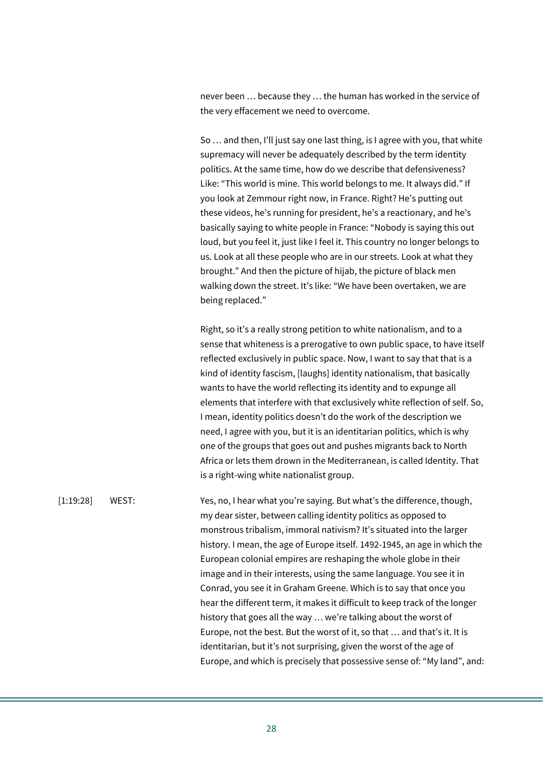never been … because they … the human has worked in the service of the very effacement we need to overcome.

So … and then, I'll just say one last thing, is I agree with you, that white supremacy will never be adequately described by the term identity politics. At the same time, how do we describe that defensiveness? Like: "This world is mine. This world belongs to me. It always did." If you look at Zemmour right now, in France. Right? He's putting out these videos, he's running for president, he's a reactionary, and he's basically saying to white people in France: "Nobody is saying this out loud, but you feel it, just like I feel it. This country no longer belongs to us. Look at all these people who are in our streets. Look at what they brought." And then the picture of hijab, the picture of black men walking down the street. It's like: "We have been overtaken, we are being replaced."

Right, so it's a really strong petition to white nationalism, and to a sense that whiteness is a prerogative to own public space, to have itself reflected exclusively in public space. Now, I want to say that that is a kind of identity fascism, [laughs] identity nationalism, that basically wants to have the world reflecting its identity and to expunge all elements that interfere with that exclusively white reflection of self. So, I mean, identity politics doesn't do the work of the description we need, I agree with you, but it is an identitarian politics, which is why one of the groups that goes out and pushes migrants back to North Africa or lets them drown in the Mediterranean, is called Identity. That is a right-wing white nationalist group.

[1:19:28] WEST: Yes, no, I hear what you're saying. But what's the difference, though, my dear sister, between calling identity politics as opposed to monstrous tribalism, immoral nativism? It's situated into the larger history. I mean, the age of Europe itself. 1492-1945, an age in which the European colonial empires are reshaping the whole globe in their image and in their interests, using the same language. You see it in Conrad, you see it in Graham Greene. Which is to say that once you hear the different term, it makes it difficult to keep track of the longer history that goes all the way … we're talking about the worst of Europe, not the best. But the worst of it, so that … and that's it. It is identitarian, but it's not surprising, given the worst of the age of Europe, and which is precisely that possessive sense of: "My land", and: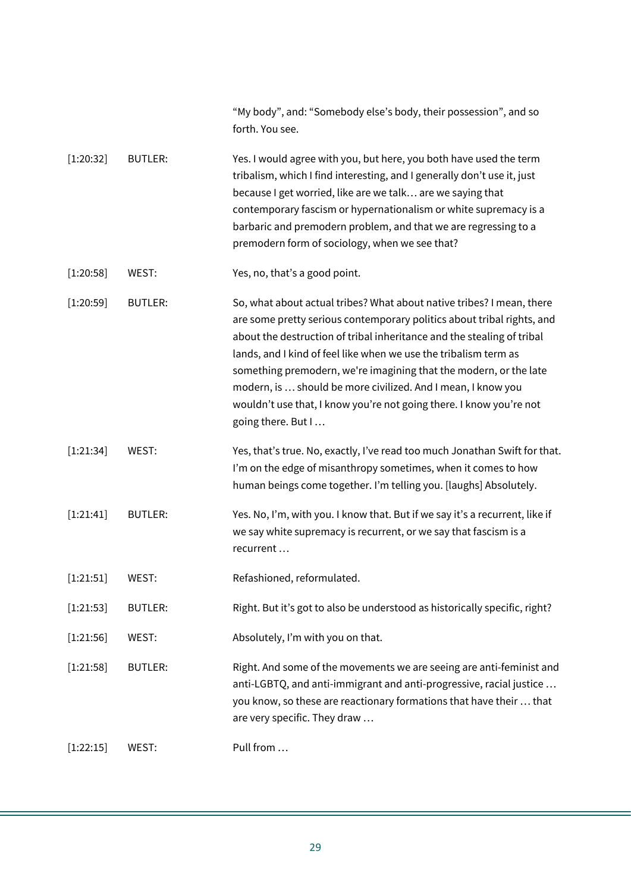|  |  | "My body", and: "Somebody else's body, their possession", and so forth. You see. |
|---|---|---|
| [1:20:32] | BUTLER: | Yes. I would agree with you, but here, you both have used the term tribalism, which I find interesting, and I generally don't use it, just because I get worried, like are we talk… are we saying that contemporary fascism or hypernationalism or white supremacy is a barbaric and premodern problem, and that we are regressing to a premodern form of sociology, when we see that? |
| [1:20:58] | WEST: | Yes, no, that's a good point. |
| [1:20:59] | BUTLER: | So, what about actual tribes? What about native tribes? I mean, there are some pretty serious contemporary politics about tribal rights, and about the destruction of tribal inheritance and the stealing of tribal lands, and I kind of feel like when we use the tribalism term as something premodern, we're imagining that the modern, or the late modern, is … should be more civilized. And I mean, I know you wouldn't use that, I know you're not going there. I know you're not going there. But I … |
| [1:21:34] | WEST: | Yes, that's true. No, exactly, I've read too much Jonathan Swift for that. I'm on the edge of misanthropy sometimes, when it comes to how human beings come together. I'm telling you. [laughs] Absolutely. |
| [1:21:41] | BUTLER: | Yes. No, I'm, with you. I know that. But if we say it's a recurrent, like if we say white supremacy is recurrent, or we say that fascism is a recurrent … |
| [1:21:51] | WEST: | Refashioned, reformulated. |
| [1:21:53] | BUTLER: | Right. But it's got to also be understood as historically specific, right? |
| [1:21:56] | WEST: | Absolutely, I'm with you on that. |
| [1:21:58] | BUTLER: | Right. And some of the movements we are seeing are anti-feminist and anti-LGBTQ, and anti-immigrant and anti-progressive, racial justice … you know, so these are reactionary formations that have their … that are very specific. They draw … |
| [1:22:15] | WEST: | Pull from … |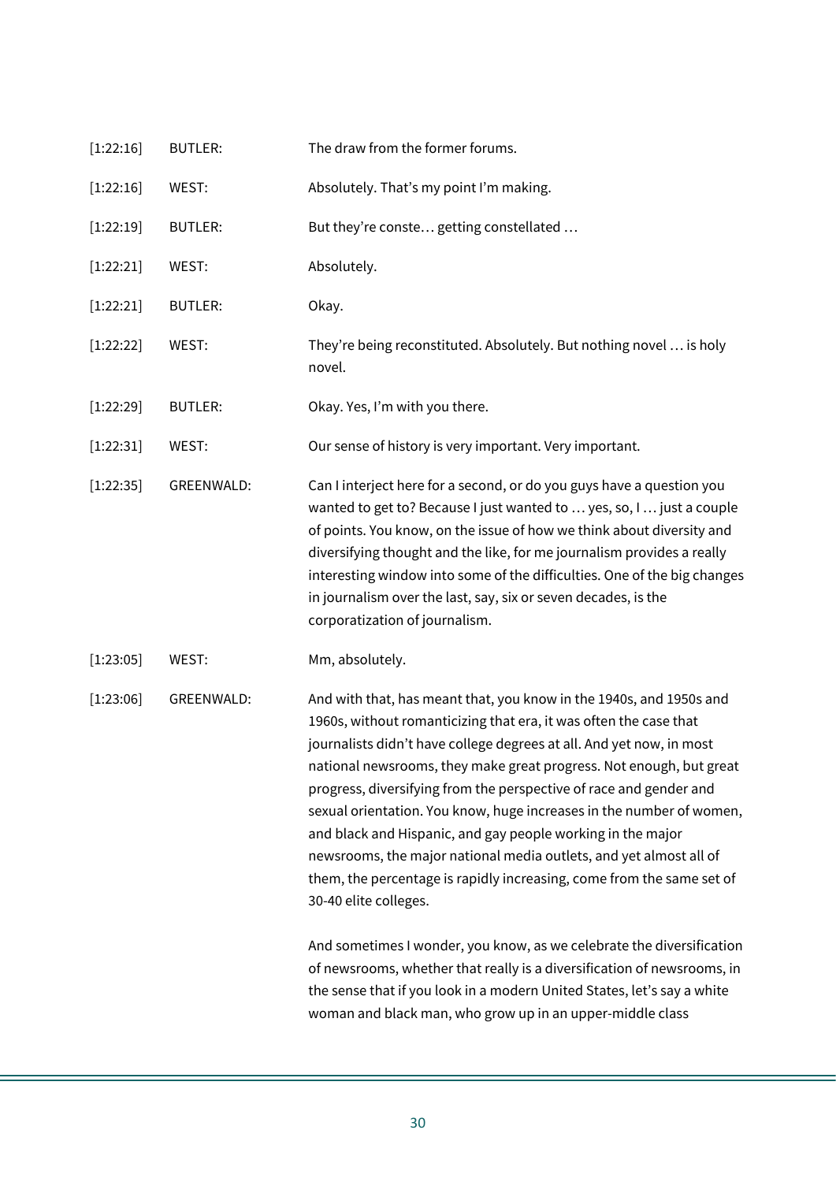| | | |
|---|---|---|
| [1:22:16] | BUTLER: | The draw from the former forums. |
| [1:22:16] | WEST: | Absolutely. That's my point I'm making. |
| [1:22:19] | BUTLER: | But they're conste… getting constellated … |
| [1:22:21] | WEST: | Absolutely. |
| [1:22:21] | BUTLER: | Okay. |
| [1:22:22] | WEST: | They're being reconstituted. Absolutely. But nothing novel … is holy novel. |
| [1:22:29] | BUTLER: | Okay. Yes, I'm with you there. |
| [1:22:31] | WEST: | Our sense of history is very important. Very important. |
| [1:22:35] | GREENWALD: | Can I interject here for a second, or do you guys have a question you wanted to get to? Because I just wanted to … yes, so, I … just a couple of points. You know, on the issue of how we think about diversity and diversifying thought and the like, for me journalism provides a really interesting window into some of the difficulties. One of the big changes in journalism over the last, say, six or seven decades, is the corporatization of journalism. |
| [1:23:05] | WEST: | Mm, absolutely. |
| [1:23:06] | GREENWALD: | And with that, has meant that, you know in the 1940s, and 1950s and 1960s, without romanticizing that era, it was often the case that journalists didn't have college degrees at all. And yet now, in most national newsrooms, they make great progress. Not enough, but great progress, diversifying from the perspective of race and gender and sexual orientation. You know, huge increases in the number of women, and black and Hispanic, and gay people working in the major newsrooms, the major national media outlets, and yet almost all of them, the percentage is rapidly increasing, come from the same set of 30-40 elite colleges.<br><br>And sometimes I wonder, you know, as we celebrate the diversification of newsrooms, whether that really is a diversification of newsrooms, in the sense that if you look in a modern United States, let's say a white woman and black man, who grow up in an upper-middle class |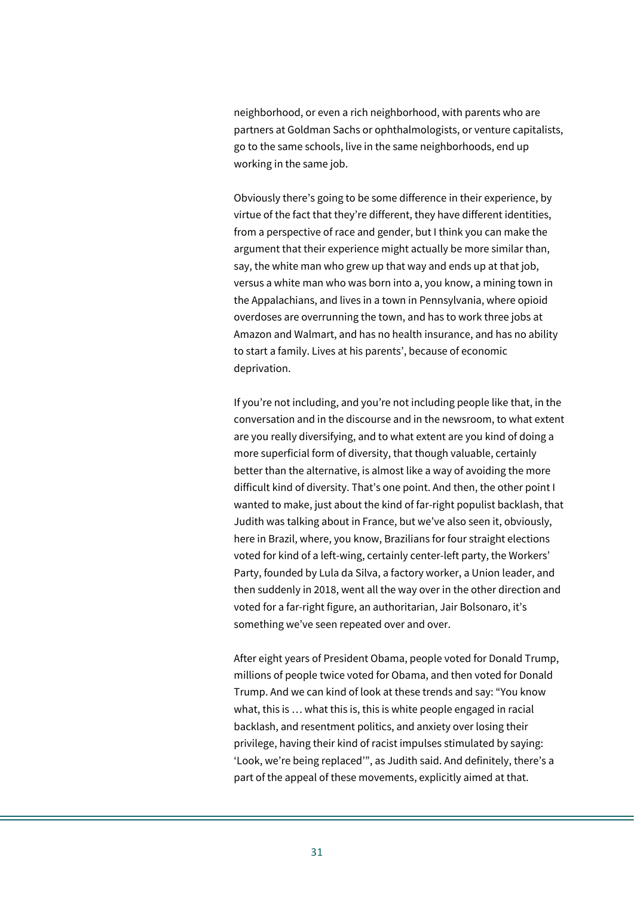neighborhood, or even a rich neighborhood, with parents who are partners at Goldman Sachs or ophthalmologists, or venture capitalists, go to the same schools, live in the same neighborhoods, end up working in the same job.

Obviously there's going to be some difference in their experience, by virtue of the fact that they're different, they have different identities, from a perspective of race and gender, but I think you can make the argument that their experience might actually be more similar than, say, the white man who grew up that way and ends up at that job, versus a white man who was born into a, you know, a mining town in the Appalachians, and lives in a town in Pennsylvania, where opioid overdoses are overrunning the town, and has to work three jobs at Amazon and Walmart, and has no health insurance, and has no ability to start a family. Lives at his parents', because of economic deprivation.

If you're not including, and you're not including people like that, in the conversation and in the discourse and in the newsroom, to what extent are you really diversifying, and to what extent are you kind of doing a more superficial form of diversity, that though valuable, certainly better than the alternative, is almost like a way of avoiding the more difficult kind of diversity. That's one point. And then, the other point I wanted to make, just about the kind of far-right populist backlash, that Judith was talking about in France, but we've also seen it, obviously, here in Brazil, where, you know, Brazilians for four straight elections voted for kind of a left-wing, certainly center-left party, the Workers' Party, founded by Lula da Silva, a factory worker, a Union leader, and then suddenly in 2018, went all the way over in the other direction and voted for a far-right figure, an authoritarian, Jair Bolsonaro, it's something we've seen repeated over and over.

After eight years of President Obama, people voted for Donald Trump, millions of people twice voted for Obama, and then voted for Donald Trump. And we can kind of look at these trends and say: "You know what, this is … what this is, this is white people engaged in racial backlash, and resentment politics, and anxiety over losing their privilege, having their kind of racist impulses stimulated by saying: 'Look, we're being replaced'", as Judith said. And definitely, there's a part of the appeal of these movements, explicitly aimed at that.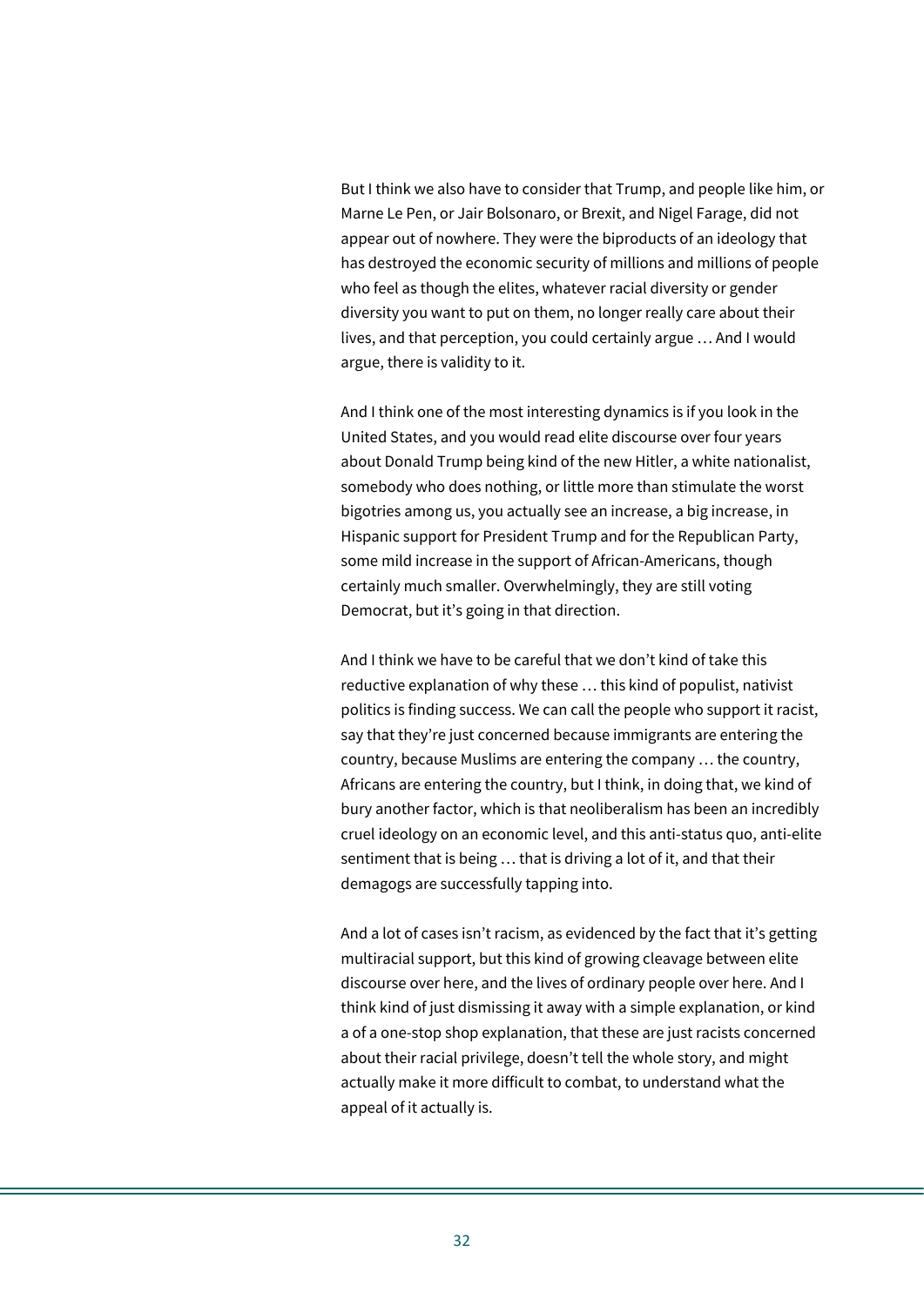But I think we also have to consider that Trump, and people like him, or Marne Le Pen, or Jair Bolsonaro, or Brexit, and Nigel Farage, did not appear out of nowhere. They were the biproducts of an ideology that has destroyed the economic security of millions and millions of people who feel as though the elites, whatever racial diversity or gender diversity you want to put on them, no longer really care about their lives, and that perception, you could certainly argue … And I would argue, there is validity to it.

And I think one of the most interesting dynamics is if you look in the United States, and you would read elite discourse over four years about Donald Trump being kind of the new Hitler, a white nationalist, somebody who does nothing, or little more than stimulate the worst bigotries among us, you actually see an increase, a big increase, in Hispanic support for President Trump and for the Republican Party, some mild increase in the support of African-Americans, though certainly much smaller. Overwhelmingly, they are still voting Democrat, but it's going in that direction.

And I think we have to be careful that we don't kind of take this reductive explanation of why these … this kind of populist, nativist politics is finding success. We can call the people who support it racist, say that they're just concerned because immigrants are entering the country, because Muslims are entering the company … the country, Africans are entering the country, but I think, in doing that, we kind of bury another factor, which is that neoliberalism has been an incredibly cruel ideology on an economic level, and this anti-status quo, anti-elite sentiment that is being … that is driving a lot of it, and that their demagogs are successfully tapping into.

And a lot of cases isn't racism, as evidenced by the fact that it's getting multiracial support, but this kind of growing cleavage between elite discourse over here, and the lives of ordinary people over here. And I think kind of just dismissing it away with a simple explanation, or kind a of a one-stop shop explanation, that these are just racists concerned about their racial privilege, doesn't tell the whole story, and might actually make it more difficult to combat, to understand what the appeal of it actually is.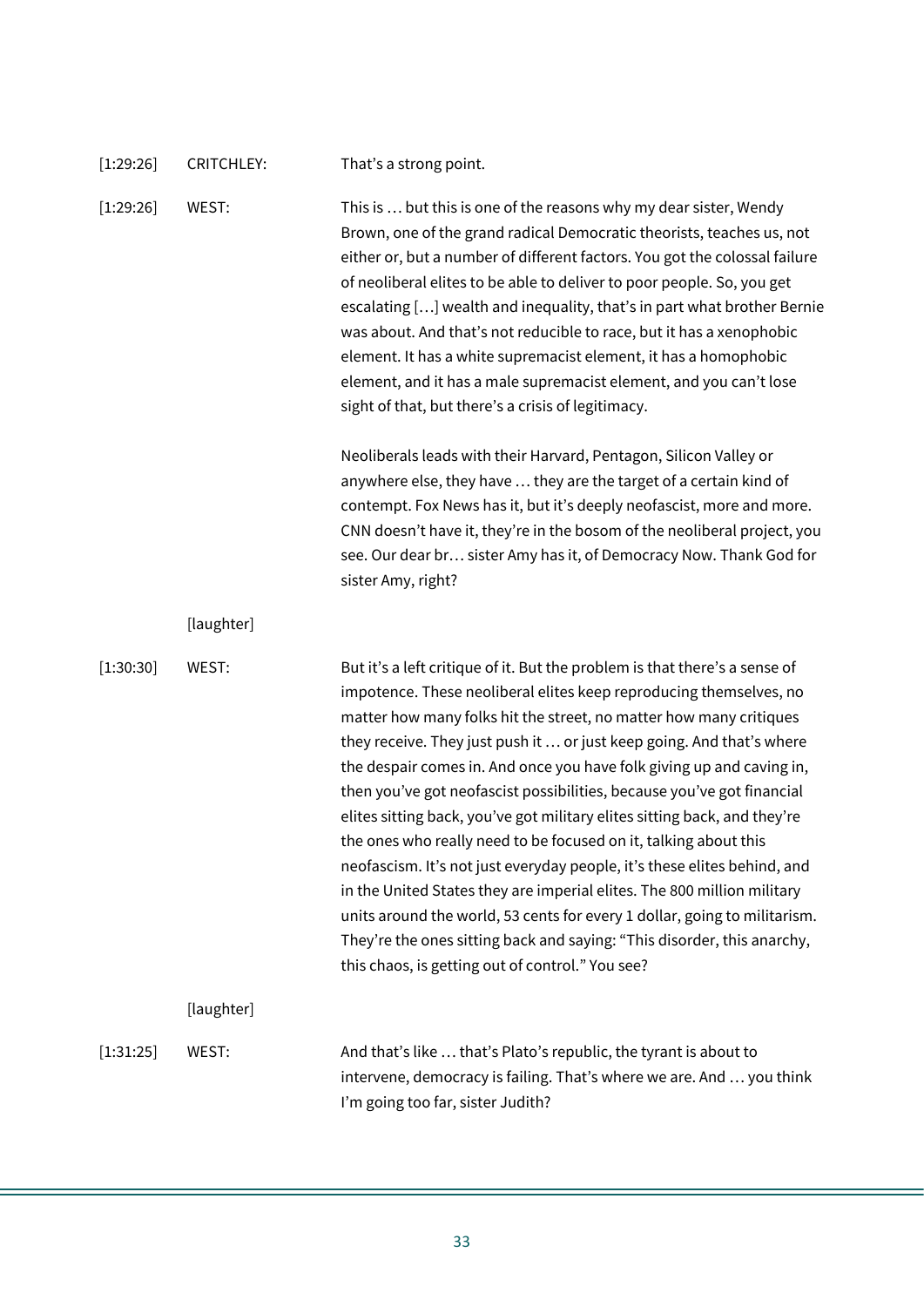[1:29:26] CRITCHLEY: That's a strong point.

[1:29:26] WEST: This is … but this is one of the reasons why my dear sister, Wendy Brown, one of the grand radical Democratic theorists, teaches us, not either or, but a number of different factors. You got the colossal failure of neoliberal elites to be able to deliver to poor people. So, you get escalating […] wealth and inequality, that's in part what brother Bernie was about. And that's not reducible to race, but it has a xenophobic element. It has a white supremacist element, it has a homophobic element, and it has a male supremacist element, and you can't lose sight of that, but there's a crisis of legitimacy.

Neoliberals leads with their Harvard, Pentagon, Silicon Valley or anywhere else, they have … they are the target of a certain kind of contempt. Fox News has it, but it's deeply neofascist, more and more. CNN doesn't have it, they're in the bosom of the neoliberal project, you see. Our dear br… sister Amy has it, of Democracy Now. Thank God for sister Amy, right?

[laughter]

[1:30:30] WEST: But it's a left critique of it. But the problem is that there's a sense of impotence. These neoliberal elites keep reproducing themselves, no matter how many folks hit the street, no matter how many critiques they receive. They just push it … or just keep going. And that's where the despair comes in. And once you have folk giving up and caving in, then you've got neofascist possibilities, because you've got financial elites sitting back, you've got military elites sitting back, and they're the ones who really need to be focused on it, talking about this neofascism. It's not just everyday people, it's these elites behind, and in the United States they are imperial elites. The 800 million military units around the world, 53 cents for every 1 dollar, going to militarism. They're the ones sitting back and saying: "This disorder, this anarchy, this chaos, is getting out of control." You see?

[laughter]

[1:31:25] WEST: And that's like … that's Plato's republic, the tyrant is about to intervene, democracy is failing. That's where we are. And … you think I'm going too far, sister Judith?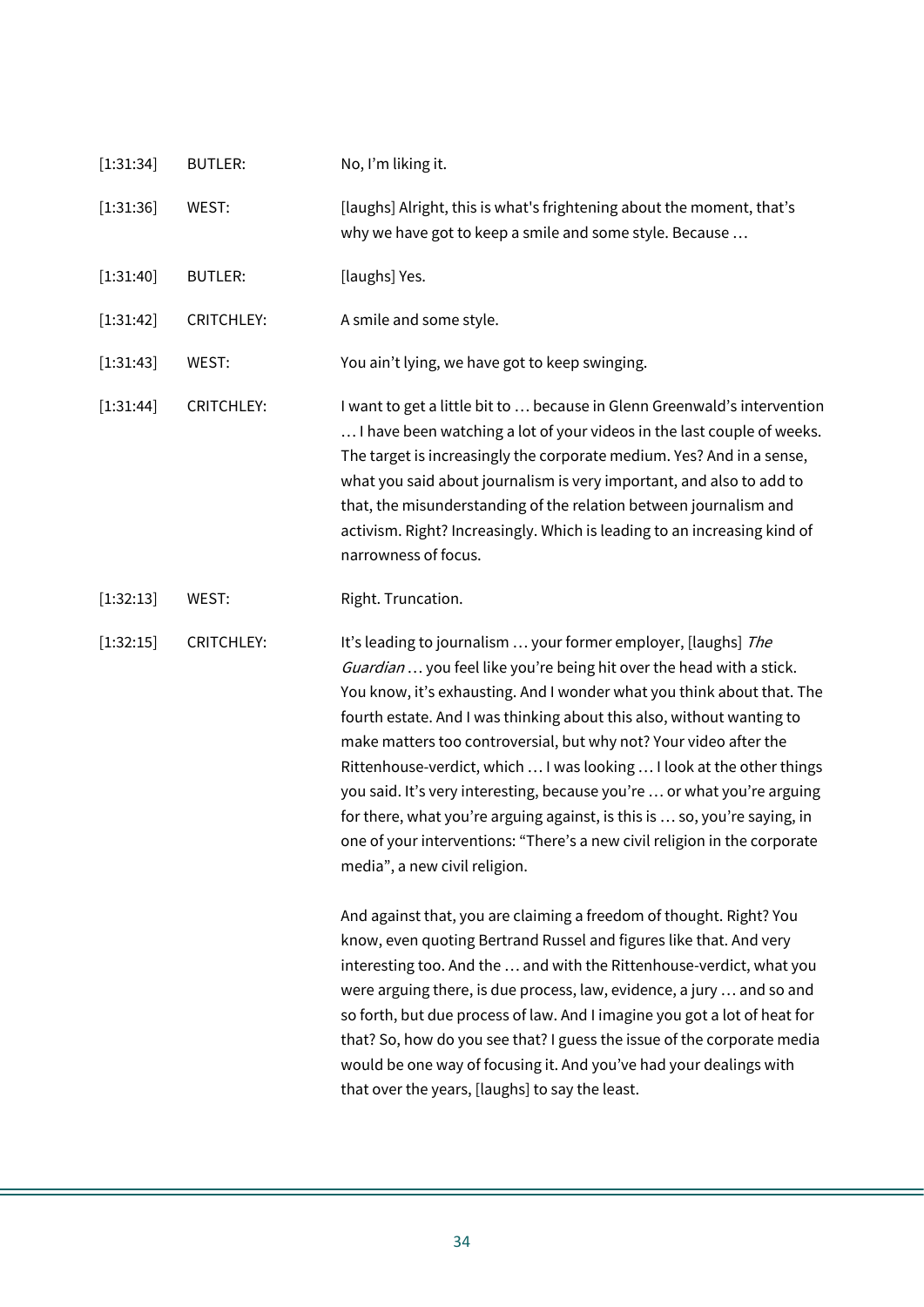| | | |
|---|---|---|
| [1:31:34] | BUTLER: | No, I'm liking it. |
| [1:31:36] | WEST: | [laughs] Alright, this is what's frightening about the moment, that's why we have got to keep a smile and some style. Because … |
| [1:31:40] | BUTLER: | [laughs] Yes. |
| [1:31:42] | CRITCHLEY: | A smile and some style. |
| [1:31:43] | WEST: | You ain't lying, we have got to keep swinging. |
| [1:31:44] | CRITCHLEY: | I want to get a little bit to … because in Glenn Greenwald's intervention … I have been watching a lot of your videos in the last couple of weeks. The target is increasingly the corporate medium. Yes? And in a sense, what you said about journalism is very important, and also to add to that, the misunderstanding of the relation between journalism and activism. Right? Increasingly. Which is leading to an increasing kind of narrowness of focus. |
| [1:32:13] | WEST: | Right. Truncation. |
| [1:32:15] | CRITCHLEY: | It's leading to journalism … your former employer, [laughs] *The Guardian* … you feel like you're being hit over the head with a stick. You know, it's exhausting. And I wonder what you think about that. The fourth estate. And I was thinking about this also, without wanting to make matters too controversial, but why not? Your video after the Rittenhouse-verdict, which … I was looking … I look at the other things you said. It's very interesting, because you're … or what you're arguing for there, what you're arguing against, is this is … so, you're saying, in one of your interventions: "There's a new civil religion in the corporate media", a new civil religion.<br><br>And against that, you are claiming a freedom of thought. Right? You know, even quoting Bertrand Russel and figures like that. And very interesting too. And the … and with the Rittenhouse-verdict, what you were arguing there, is due process, law, evidence, a jury … and so and so forth, but due process of law. And I imagine you got a lot of heat for that? So, how do you see that? I guess the issue of the corporate media would be one way of focusing it. And you've had your dealings with that over the years, [laughs] to say the least. |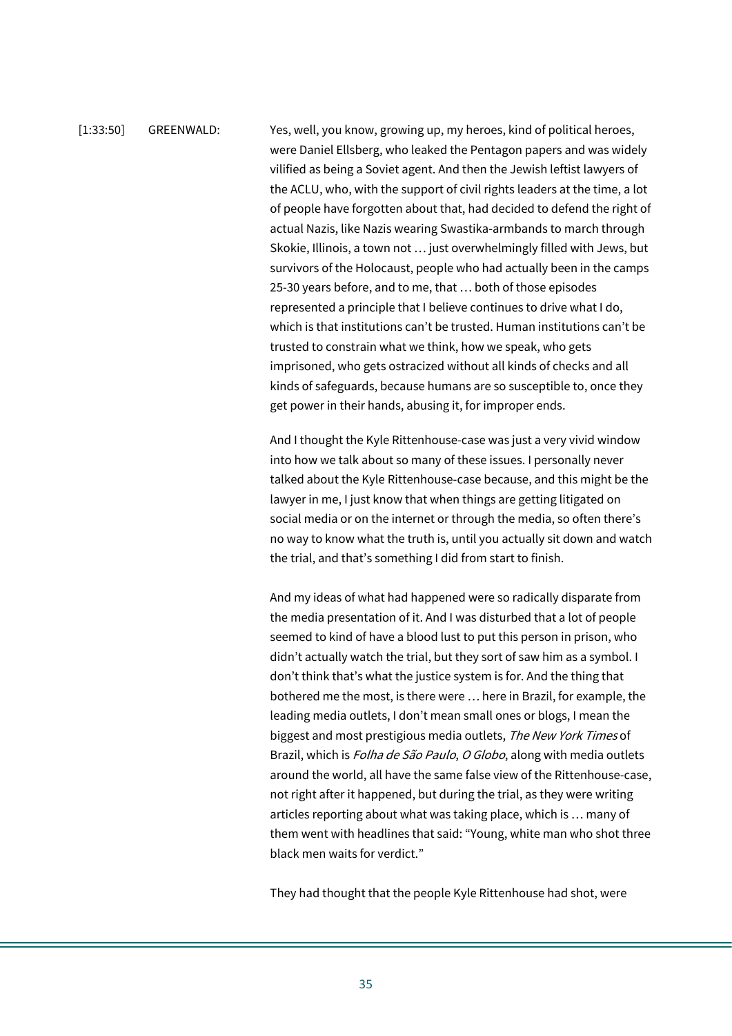[1:33:50] GREENWALD: Yes, well, you know, growing up, my heroes, kind of political heroes, were Daniel Ellsberg, who leaked the Pentagon papers and was widely vilified as being a Soviet agent. And then the Jewish leftist lawyers of the ACLU, who, with the support of civil rights leaders at the time, a lot of people have forgotten about that, had decided to defend the right of actual Nazis, like Nazis wearing Swastika-armbands to march through Skokie, Illinois, a town not … just overwhelmingly filled with Jews, but survivors of the Holocaust, people who had actually been in the camps 25-30 years before, and to me, that … both of those episodes represented a principle that I believe continues to drive what I do, which is that institutions can't be trusted. Human institutions can't be trusted to constrain what we think, how we speak, who gets imprisoned, who gets ostracized without all kinds of checks and all kinds of safeguards, because humans are so susceptible to, once they get power in their hands, abusing it, for improper ends.

And I thought the Kyle Rittenhouse-case was just a very vivid window into how we talk about so many of these issues. I personally never talked about the Kyle Rittenhouse-case because, and this might be the lawyer in me, I just know that when things are getting litigated on social media or on the internet or through the media, so often there's no way to know what the truth is, until you actually sit down and watch the trial, and that's something I did from start to finish.

And my ideas of what had happened were so radically disparate from the media presentation of it. And I was disturbed that a lot of people seemed to kind of have a blood lust to put this person in prison, who didn't actually watch the trial, but they sort of saw him as a symbol. I don't think that's what the justice system is for. And the thing that bothered me the most, is there were … here in Brazil, for example, the leading media outlets, I don't mean small ones or blogs, I mean the biggest and most prestigious media outlets, *The New York Times* of Brazil, which is *Folha de São Paulo*, *O Globo*, along with media outlets around the world, all have the same false view of the Rittenhouse-case, not right after it happened, but during the trial, as they were writing articles reporting about what was taking place, which is … many of them went with headlines that said: "Young, white man who shot three black men waits for verdict."

They had thought that the people Kyle Rittenhouse had shot, were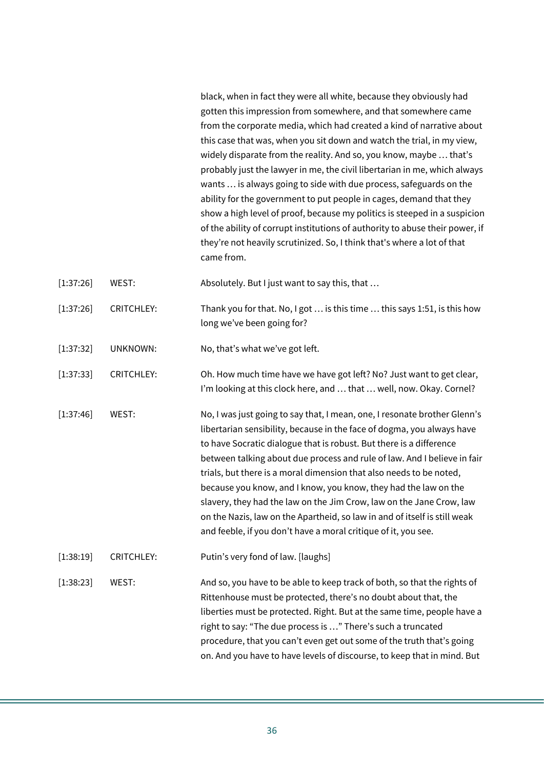black, when in fact they were all white, because they obviously had gotten this impression from somewhere, and that somewhere came from the corporate media, which had created a kind of narrative about this case that was, when you sit down and watch the trial, in my view, widely disparate from the reality. And so, you know, maybe … that's probably just the lawyer in me, the civil libertarian in me, which always wants … is always going to side with due process, safeguards on the ability for the government to put people in cages, demand that they show a high level of proof, because my politics is steeped in a suspicion of the ability of corrupt institutions of authority to abuse their power, if they're not heavily scrutinized. So, I think that's where a lot of that came from.

| | | |
|---|---|---|
| [1:37:26] | WEST: | Absolutely. But I just want to say this, that … |
| [1:37:26] | CRITCHLEY: | Thank you for that. No, I got … is this time … this says 1:51, is this how long we've been going for? |
| [1:37:32] | UNKNOWN: | No, that's what we've got left. |
| [1:37:33] | CRITCHLEY: | Oh. How much time have we have got left? No? Just want to get clear, I'm looking at this clock here, and … that … well, now. Okay. Cornel? |
| [1:37:46] | WEST: | No, I was just going to say that, I mean, one, I resonate brother Glenn's libertarian sensibility, because in the face of dogma, you always have to have Socratic dialogue that is robust. But there is a difference between talking about due process and rule of law. And I believe in fair trials, but there is a moral dimension that also needs to be noted, because you know, and I know, you know, they had the law on the slavery, they had the law on the Jim Crow, law on the Jane Crow, law on the Nazis, law on the Apartheid, so law in and of itself is still weak and feeble, if you don't have a moral critique of it, you see. |
| [1:38:19] | CRITCHLEY: | Putin's very fond of law. [laughs] |
| [1:38:23] | WEST: | And so, you have to be able to keep track of both, so that the rights of Rittenhouse must be protected, there's no doubt about that, the liberties must be protected. Right. But at the same time, people have a right to say: "The due process is …" There's such a truncated procedure, that you can't even get out some of the truth that's going on. And you have to have levels of discourse, to keep that in mind. But |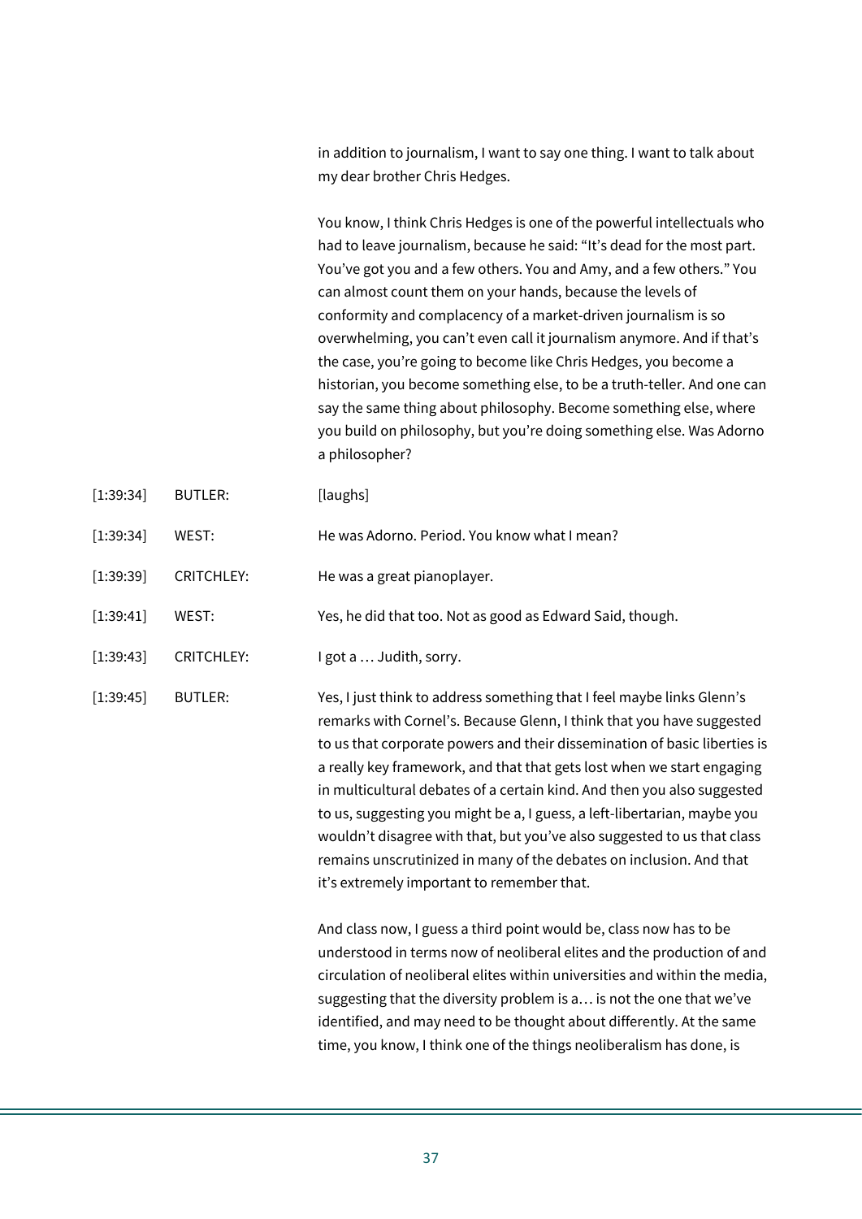in addition to journalism, I want to say one thing. I want to talk about my dear brother Chris Hedges.

You know, I think Chris Hedges is one of the powerful intellectuals who had to leave journalism, because he said: "It's dead for the most part. You've got you and a few others. You and Amy, and a few others." You can almost count them on your hands, because the levels of conformity and complacency of a market-driven journalism is so overwhelming, you can't even call it journalism anymore. And if that's the case, you're going to become like Chris Hedges, you become a historian, you become something else, to be a truth-teller. And one can say the same thing about philosophy. Become something else, where you build on philosophy, but you're doing something else. Was Adorno a philosopher?

| | | |
|---|---|---|
| [1:39:34] | BUTLER: | [laughs] |
| [1:39:34] | WEST: | He was Adorno. Period. You know what I mean? |
| [1:39:39] | CRITCHLEY: | He was a great pianoplayer. |
| [1:39:41] | WEST: | Yes, he did that too. Not as good as Edward Said, though. |
| [1:39:43] | CRITCHLEY: | I got a … Judith, sorry. |
| [1:39:45] | BUTLER: | Yes, I just think to address something that I feel maybe links Glenn's remarks with Cornel's. Because Glenn, I think that you have suggested to us that corporate powers and their dissemination of basic liberties is a really key framework, and that that gets lost when we start engaging in multicultural debates of a certain kind. And then you also suggested to us, suggesting you might be a, I guess, a left-libertarian, maybe you wouldn't disagree with that, but you've also suggested to us that class remains unscrutinized in many of the debates on inclusion. And that it's extremely important to remember that. |

And class now, I guess a third point would be, class now has to be understood in terms now of neoliberal elites and the production of and circulation of neoliberal elites within universities and within the media, suggesting that the diversity problem is a… is not the one that we've identified, and may need to be thought about differently. At the same time, you know, I think one of the things neoliberalism has done, is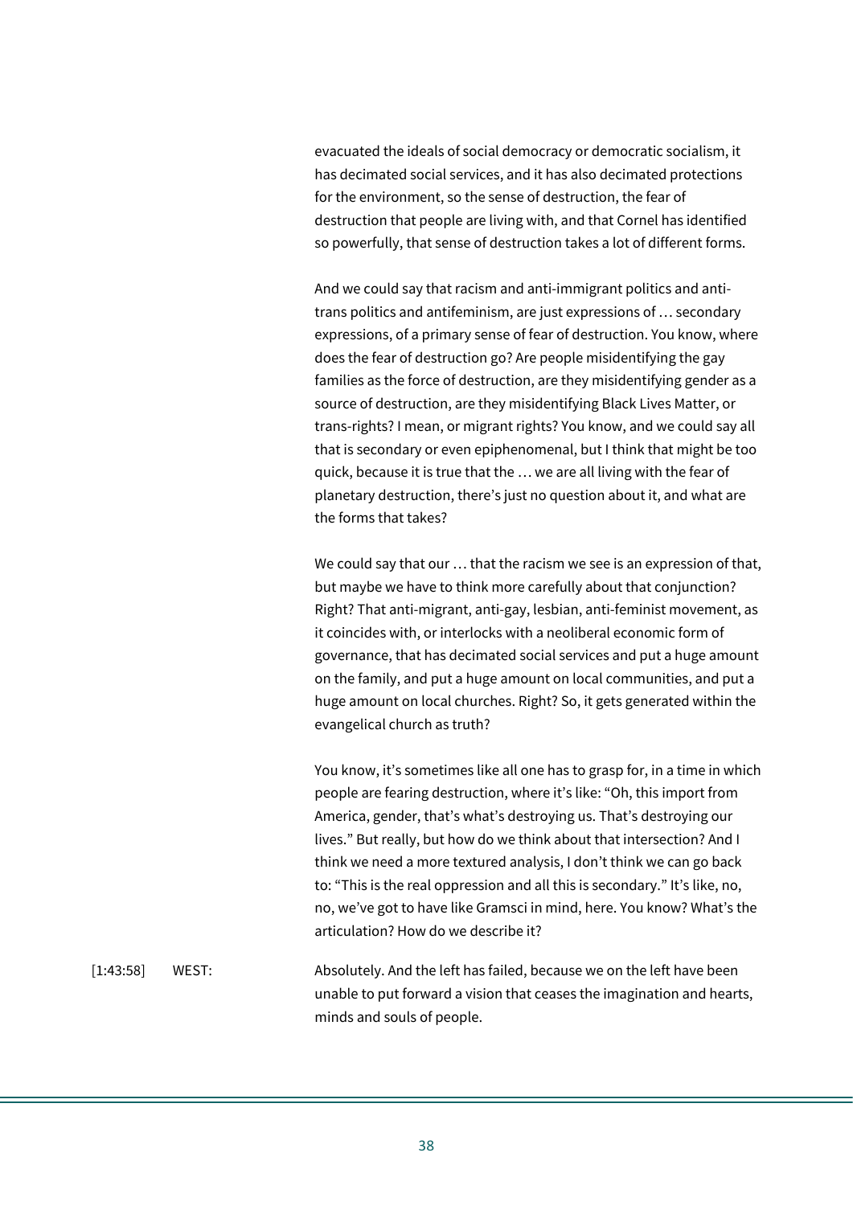evacuated the ideals of social democracy or democratic socialism, it has decimated social services, and it has also decimated protections for the environment, so the sense of destruction, the fear of destruction that people are living with, and that Cornel has identified so powerfully, that sense of destruction takes a lot of different forms.

And we could say that racism and anti-immigrant politics and anti-trans politics and antifeminism, are just expressions of … secondary expressions, of a primary sense of fear of destruction. You know, where does the fear of destruction go? Are people misidentifying the gay families as the force of destruction, are they misidentifying gender as a source of destruction, are they misidentifying Black Lives Matter, or trans-rights? I mean, or migrant rights? You know, and we could say all that is secondary or even epiphenomenal, but I think that might be too quick, because it is true that the … we are all living with the fear of planetary destruction, there's just no question about it, and what are the forms that takes?

We could say that our … that the racism we see is an expression of that, but maybe we have to think more carefully about that conjunction? Right? That anti-migrant, anti-gay, lesbian, anti-feminist movement, as it coincides with, or interlocks with a neoliberal economic form of governance, that has decimated social services and put a huge amount on the family, and put a huge amount on local communities, and put a huge amount on local churches. Right? So, it gets generated within the evangelical church as truth?

You know, it's sometimes like all one has to grasp for, in a time in which people are fearing destruction, where it's like: "Oh, this import from America, gender, that's what's destroying us. That's destroying our lives." But really, but how do we think about that intersection? And I think we need a more textured analysis, I don't think we can go back to: "This is the real oppression and all this is secondary." It's like, no, no, we've got to have like Gramsci in mind, here. You know? What's the articulation? How do we describe it?

[1:43:58] WEST: Absolutely. And the left has failed, because we on the left have been unable to put forward a vision that ceases the imagination and hearts, minds and souls of people.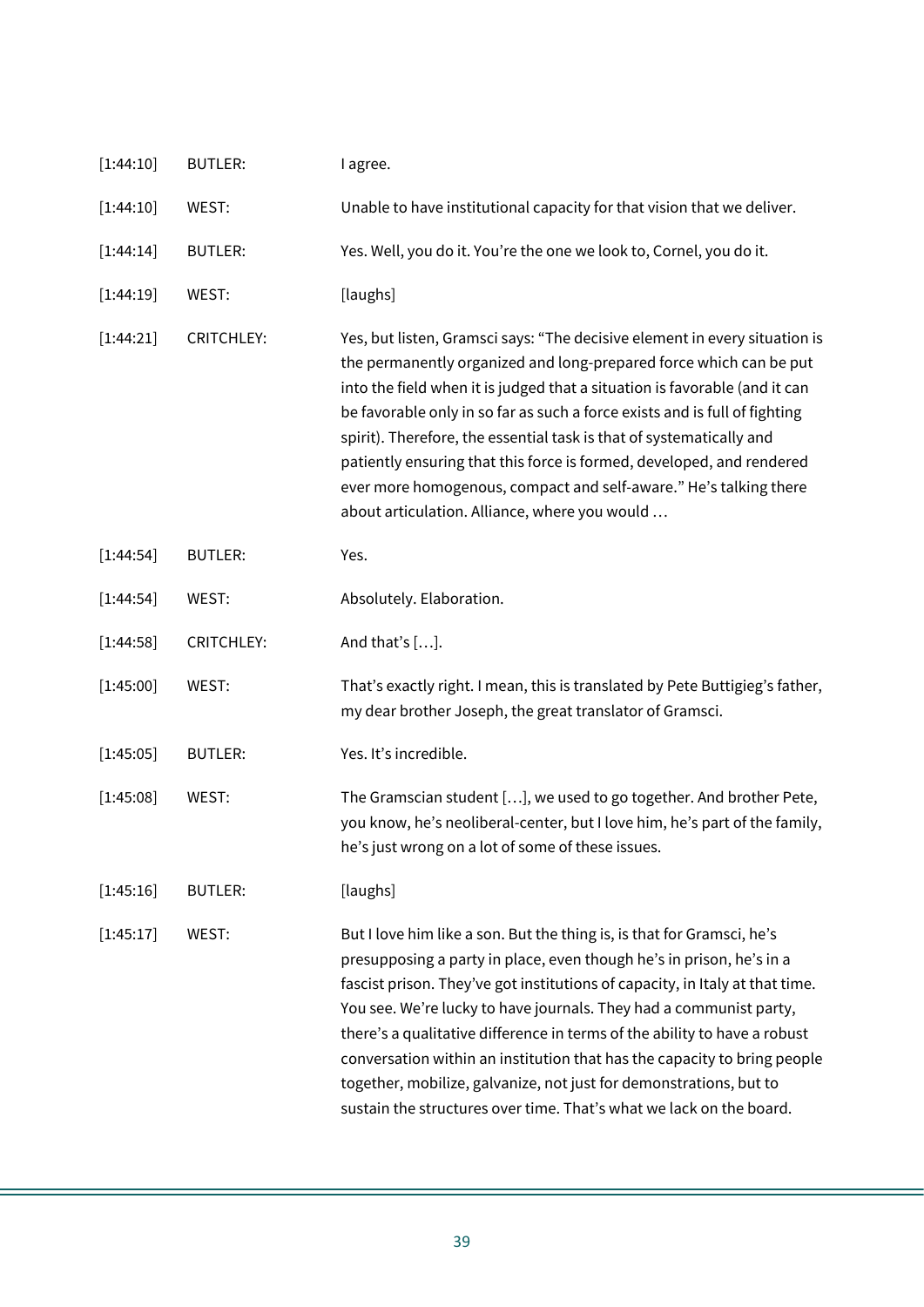| | | |
|---|---|---|
| [1:44:10] | BUTLER: | I agree. |
| [1:44:10] | WEST: | Unable to have institutional capacity for that vision that we deliver. |
| [1:44:14] | BUTLER: | Yes. Well, you do it. You're the one we look to, Cornel, you do it. |
| [1:44:19] | WEST: | [laughs] |
| [1:44:21] | CRITCHLEY: | Yes, but listen, Gramsci says: "The decisive element in every situation is the permanently organized and long-prepared force which can be put into the field when it is judged that a situation is favorable (and it can be favorable only in so far as such a force exists and is full of fighting spirit). Therefore, the essential task is that of systematically and patiently ensuring that this force is formed, developed, and rendered ever more homogenous, compact and self-aware." He's talking there about articulation. Alliance, where you would … |
| [1:44:54] | BUTLER: | Yes. |
| [1:44:54] | WEST: | Absolutely. Elaboration. |
| [1:44:58] | CRITCHLEY: | And that's […]. |
| [1:45:00] | WEST: | That's exactly right. I mean, this is translated by Pete Buttigieg's father, my dear brother Joseph, the great translator of Gramsci. |
| [1:45:05] | BUTLER: | Yes. It's incredible. |
| [1:45:08] | WEST: | The Gramscian student […], we used to go together. And brother Pete, you know, he's neoliberal-center, but I love him, he's part of the family, he's just wrong on a lot of some of these issues. |
| [1:45:16] | BUTLER: | [laughs] |
| [1:45:17] | WEST: | But I love him like a son. But the thing is, is that for Gramsci, he's presupposing a party in place, even though he's in prison, he's in a fascist prison. They've got institutions of capacity, in Italy at that time. You see. We're lucky to have journals. They had a communist party, there's a qualitative difference in terms of the ability to have a robust conversation within an institution that has the capacity to bring people together, mobilize, galvanize, not just for demonstrations, but to sustain the structures over time. That's what we lack on the board. |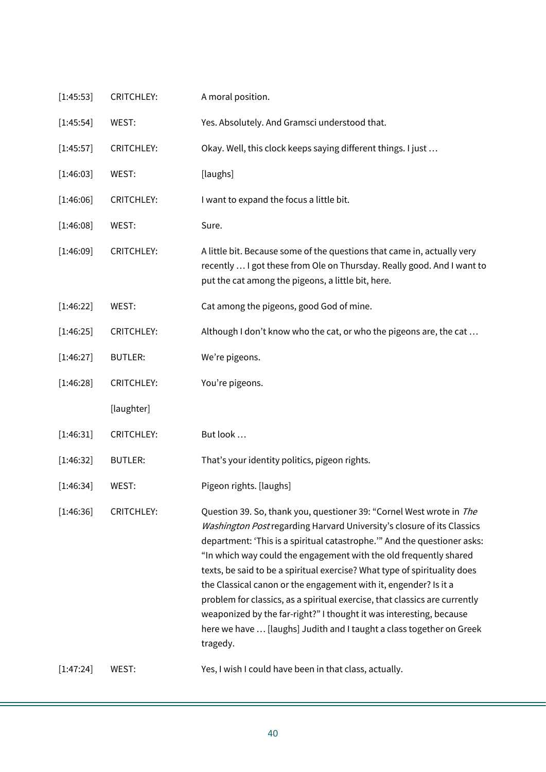| | | |
|---|---|---|
| [1:45:53] | CRITCHLEY: | A moral position. |
| [1:45:54] | WEST: | Yes. Absolutely. And Gramsci understood that. |
| [1:45:57] | CRITCHLEY: | Okay. Well, this clock keeps saying different things. I just … |
| [1:46:03] | WEST: | [laughs] |
| [1:46:06] | CRITCHLEY: | I want to expand the focus a little bit. |
| [1:46:08] | WEST: | Sure. |
| [1:46:09] | CRITCHLEY: | A little bit. Because some of the questions that came in, actually very recently … I got these from Ole on Thursday. Really good. And I want to put the cat among the pigeons, a little bit, here. |
| [1:46:22] | WEST: | Cat among the pigeons, good God of mine. |
| [1:46:25] | CRITCHLEY: | Although I don't know who the cat, or who the pigeons are, the cat … |
| [1:46:27] | BUTLER: | We're pigeons. |
| [1:46:28] | CRITCHLEY: | You're pigeons. |
| | [laughter] | |
| [1:46:31] | CRITCHLEY: | But look … |
| [1:46:32] | BUTLER: | That's your identity politics, pigeon rights. |
| [1:46:34] | WEST: | Pigeon rights. [laughs] |
| [1:46:36] | CRITCHLEY: | Question 39. So, thank you, questioner 39: "Cornel West wrote in *The Washington Post* regarding Harvard University's closure of its Classics department: 'This is a spiritual catastrophe.'" And the questioner asks: "In which way could the engagement with the old frequently shared texts, be said to be a spiritual exercise? What type of spirituality does the Classical canon or the engagement with it, engender? Is it a problem for classics, as a spiritual exercise, that classics are currently weaponized by the far-right?" I thought it was interesting, because here we have … [laughs] Judith and I taught a class together on Greek tragedy. |
| [1:47:24] | WEST: | Yes, I wish I could have been in that class, actually. |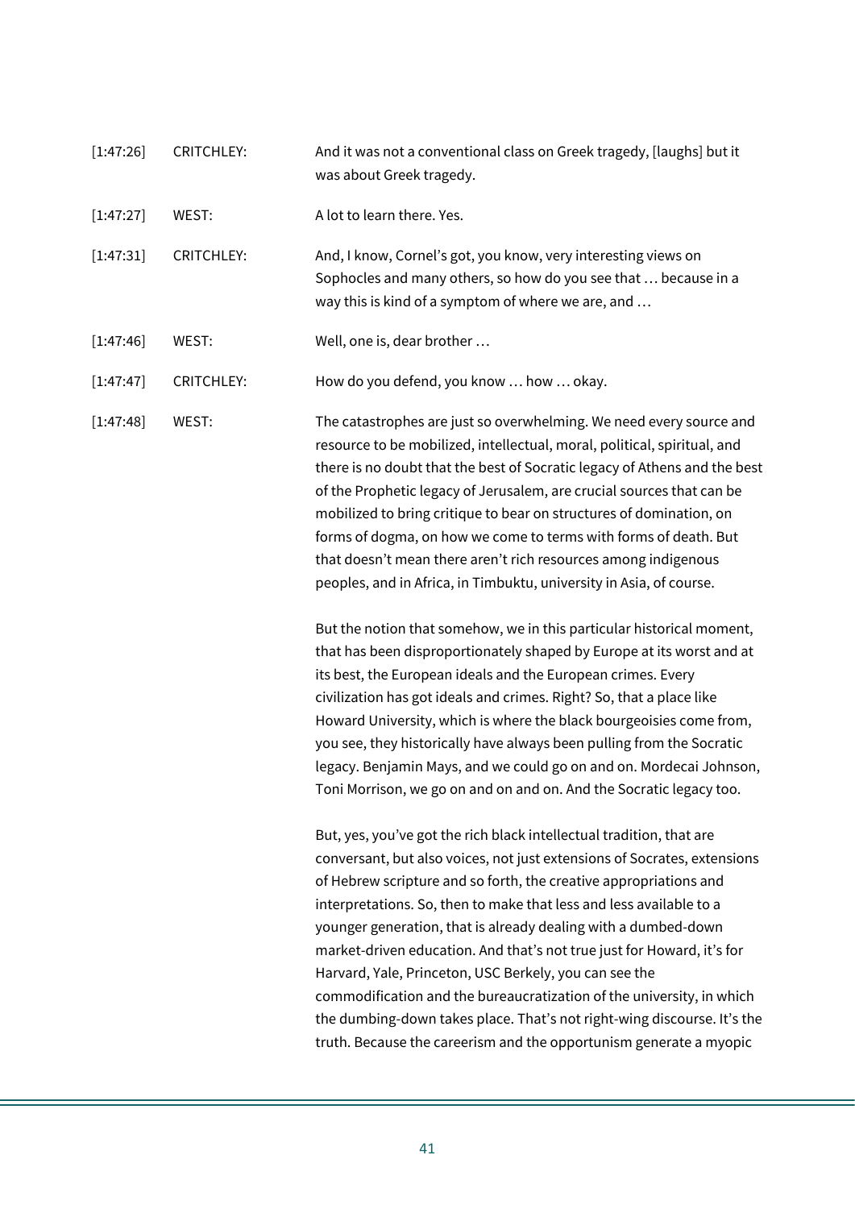[1:47:26] CRITCHLEY: And it was not a conventional class on Greek tragedy, [laughs] but it was about Greek tragedy.

[1:47:27] WEST: A lot to learn there. Yes.

[1:47:31] CRITCHLEY: And, I know, Cornel's got, you know, very interesting views on Sophocles and many others, so how do you see that … because in a way this is kind of a symptom of where we are, and …

[1:47:46] WEST: Well, one is, dear brother …

[1:47:47] CRITCHLEY: How do you defend, you know … how … okay.

[1:47:48] WEST: The catastrophes are just so overwhelming. We need every source and resource to be mobilized, intellectual, moral, political, spiritual, and there is no doubt that the best of Socratic legacy of Athens and the best of the Prophetic legacy of Jerusalem, are crucial sources that can be mobilized to bring critique to bear on structures of domination, on forms of dogma, on how we come to terms with forms of death. But that doesn't mean there aren't rich resources among indigenous peoples, and in Africa, in Timbuktu, university in Asia, of course.

But the notion that somehow, we in this particular historical moment, that has been disproportionately shaped by Europe at its worst and at its best, the European ideals and the European crimes. Every civilization has got ideals and crimes. Right? So, that a place like Howard University, which is where the black bourgeoisies come from, you see, they historically have always been pulling from the Socratic legacy. Benjamin Mays, and we could go on and on. Mordecai Johnson, Toni Morrison, we go on and on and on. And the Socratic legacy too.

But, yes, you've got the rich black intellectual tradition, that are conversant, but also voices, not just extensions of Socrates, extensions of Hebrew scripture and so forth, the creative appropriations and interpretations. So, then to make that less and less available to a younger generation, that is already dealing with a dumbed-down market-driven education. And that's not true just for Howard, it's for Harvard, Yale, Princeton, USC Berkely, you can see the commodification and the bureaucratization of the university, in which the dumbing-down takes place. That's not right-wing discourse. It's the truth. Because the careerism and the opportunism generate a myopic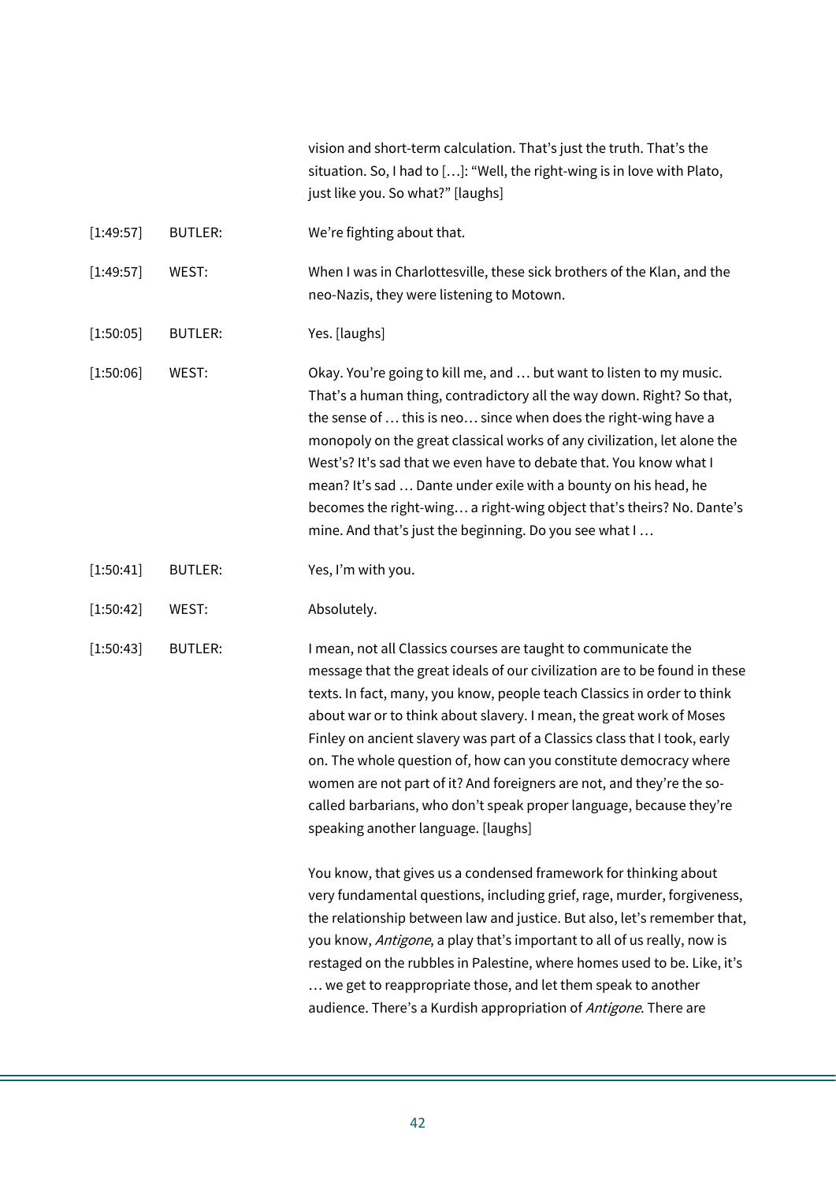vision and short-term calculation. That's just the truth. That's the situation. So, I had to […]: "Well, the right-wing is in love with Plato, just like you. So what?" [laughs]

| | | |
|---|---|---|
| [1:49:57] | BUTLER: | We're fighting about that. |
| [1:49:57] | WEST: | When I was in Charlottesville, these sick brothers of the Klan, and the neo-Nazis, they were listening to Motown. |
| [1:50:05] | BUTLER: | Yes. [laughs] |
| [1:50:06] | WEST: | Okay. You're going to kill me, and … but want to listen to my music. That's a human thing, contradictory all the way down. Right? So that, the sense of … this is neo… since when does the right-wing have a monopoly on the great classical works of any civilization, let alone the West's? It's sad that we even have to debate that. You know what I mean? It's sad … Dante under exile with a bounty on his head, he becomes the right-wing… a right-wing object that's theirs? No. Dante's mine. And that's just the beginning. Do you see what I … |
| [1:50:41] | BUTLER: | Yes, I'm with you. |
| [1:50:42] | WEST: | Absolutely. |
| [1:50:43] | BUTLER: | I mean, not all Classics courses are taught to communicate the message that the great ideals of our civilization are to be found in these texts. In fact, many, you know, people teach Classics in order to think about war or to think about slavery. I mean, the great work of Moses Finley on ancient slavery was part of a Classics class that I took, early on. The whole question of, how can you constitute democracy where women are not part of it? And foreigners are not, and they're the so-called barbarians, who don't speak proper language, because they're speaking another language. [laughs]<br><br>You know, that gives us a condensed framework for thinking about very fundamental questions, including grief, rage, murder, forgiveness, the relationship between law and justice. But also, let's remember that, you know, *Antigone*, a play that's important to all of us really, now is restaged on the rubbles in Palestine, where homes used to be. Like, it's … we get to reappropriate those, and let them speak to another audience. There's a Kurdish appropriation of *Antigone*. There are |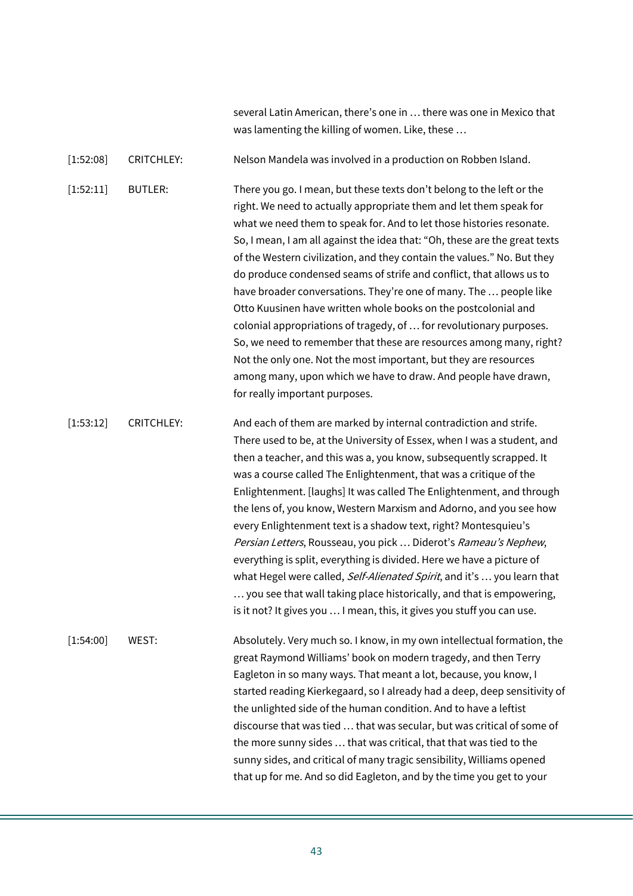several Latin American, there's one in … there was one in Mexico that was lamenting the killing of women. Like, these …

[1:52:08] CRITCHLEY: Nelson Mandela was involved in a production on Robben Island.

[1:52:11] BUTLER: There you go. I mean, but these texts don't belong to the left or the right. We need to actually appropriate them and let them speak for what we need them to speak for. And to let those histories resonate. So, I mean, I am all against the idea that: "Oh, these are the great texts of the Western civilization, and they contain the values." No. But they do produce condensed seams of strife and conflict, that allows us to have broader conversations. They're one of many. The … people like Otto Kuusinen have written whole books on the postcolonial and colonial appropriations of tragedy, of … for revolutionary purposes. So, we need to remember that these are resources among many, right? Not the only one. Not the most important, but they are resources among many, upon which we have to draw. And people have drawn, for really important purposes.

[1:53:12] CRITCHLEY: And each of them are marked by internal contradiction and strife. There used to be, at the University of Essex, when I was a student, and then a teacher, and this was a, you know, subsequently scrapped. It was a course called The Enlightenment, that was a critique of the Enlightenment. [laughs] It was called The Enlightenment, and through the lens of, you know, Western Marxism and Adorno, and you see how every Enlightenment text is a shadow text, right? Montesquieu's *Persian Letters*, Rousseau, you pick … Diderot's *Rameau's Nephew*, everything is split, everything is divided. Here we have a picture of what Hegel were called, *Self-Alienated Spirit*, and it's … you learn that … you see that wall taking place historically, and that is empowering, is it not? It gives you … I mean, this, it gives you stuff you can use.

[1:54:00] WEST: Absolutely. Very much so. I know, in my own intellectual formation, the great Raymond Williams' book on modern tragedy, and then Terry Eagleton in so many ways. That meant a lot, because, you know, I started reading Kierkegaard, so I already had a deep, deep sensitivity of the unlighted side of the human condition. And to have a leftist discourse that was tied … that was secular, but was critical of some of the more sunny sides … that was critical, that that was tied to the sunny sides, and critical of many tragic sensibility, Williams opened that up for me. And so did Eagleton, and by the time you get to your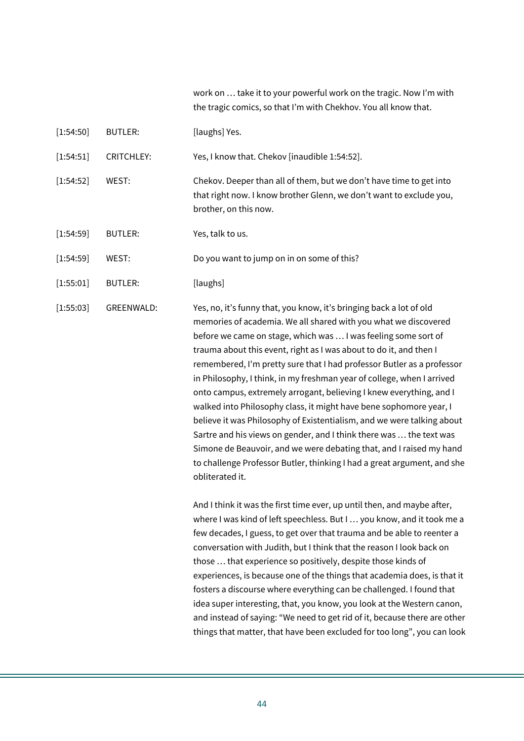work on … take it to your powerful work on the tragic. Now I'm with the tragic comics, so that I'm with Chekhov. You all know that.

| | | |
|---|---|---|
| [1:54:50] | BUTLER: | [laughs] Yes. |
| [1:54:51] | CRITCHLEY: | Yes, I know that. Chekov [inaudible 1:54:52]. |
| [1:54:52] | WEST: | Chekov. Deeper than all of them, but we don't have time to get into that right now. I know brother Glenn, we don't want to exclude you, brother, on this now. |
| [1:54:59] | BUTLER: | Yes, talk to us. |
| [1:54:59] | WEST: | Do you want to jump on in on some of this? |
| [1:55:01] | BUTLER: | [laughs] |
| [1:55:03] | GREENWALD: | Yes, no, it's funny that, you know, it's bringing back a lot of old memories of academia. We all shared with you what we discovered before we came on stage, which was … I was feeling some sort of trauma about this event, right as I was about to do it, and then I remembered, I'm pretty sure that I had professor Butler as a professor in Philosophy, I think, in my freshman year of college, when I arrived onto campus, extremely arrogant, believing I knew everything, and I walked into Philosophy class, it might have bene sophomore year, I believe it was Philosophy of Existentialism, and we were talking about Sartre and his views on gender, and I think there was … the text was Simone de Beauvoir, and we were debating that, and I raised my hand to challenge Professor Butler, thinking I had a great argument, and she obliterated it. |

And I think it was the first time ever, up until then, and maybe after, where I was kind of left speechless. But I … you know, and it took me a few decades, I guess, to get over that trauma and be able to reenter a conversation with Judith, but I think that the reason I look back on those … that experience so positively, despite those kinds of experiences, is because one of the things that academia does, is that it fosters a discourse where everything can be challenged. I found that idea super interesting, that, you know, you look at the Western canon, and instead of saying: "We need to get rid of it, because there are other things that matter, that have been excluded for too long", you can look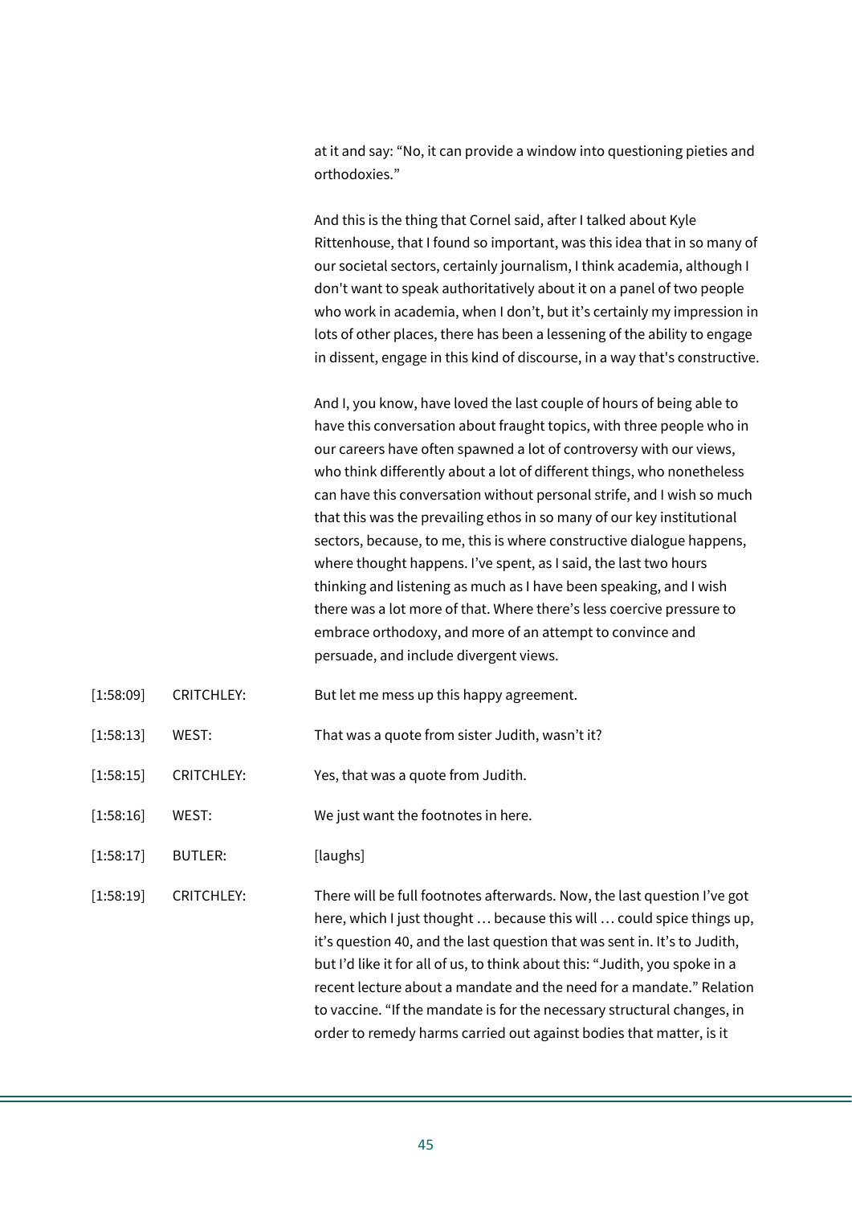at it and say: "No, it can provide a window into questioning pieties and orthodoxies."

And this is the thing that Cornel said, after I talked about Kyle Rittenhouse, that I found so important, was this idea that in so many of our societal sectors, certainly journalism, I think academia, although I don't want to speak authoritatively about it on a panel of two people who work in academia, when I don't, but it's certainly my impression in lots of other places, there has been a lessening of the ability to engage in dissent, engage in this kind of discourse, in a way that's constructive.

And I, you know, have loved the last couple of hours of being able to have this conversation about fraught topics, with three people who in our careers have often spawned a lot of controversy with our views, who think differently about a lot of different things, who nonetheless can have this conversation without personal strife, and I wish so much that this was the prevailing ethos in so many of our key institutional sectors, because, to me, this is where constructive dialogue happens, where thought happens. I've spent, as I said, the last two hours thinking and listening as much as I have been speaking, and I wish there was a lot more of that. Where there's less coercive pressure to embrace orthodoxy, and more of an attempt to convince and persuade, and include divergent views.

| | | |
|---|---|---|
| [1:58:09] | CRITCHLEY: | But let me mess up this happy agreement. |
| [1:58:13] | WEST: | That was a quote from sister Judith, wasn't it? |
| [1:58:15] | CRITCHLEY: | Yes, that was a quote from Judith. |
| [1:58:16] | WEST: | We just want the footnotes in here. |
| [1:58:17] | BUTLER: | [laughs] |
| [1:58:19] | CRITCHLEY: | There will be full footnotes afterwards. Now, the last question I've got here, which I just thought … because this will … could spice things up, it's question 40, and the last question that was sent in. It's to Judith, but I'd like it for all of us, to think about this: "Judith, you spoke in a recent lecture about a mandate and the need for a mandate." Relation to vaccine. "If the mandate is for the necessary structural changes, in order to remedy harms carried out against bodies that matter, is it |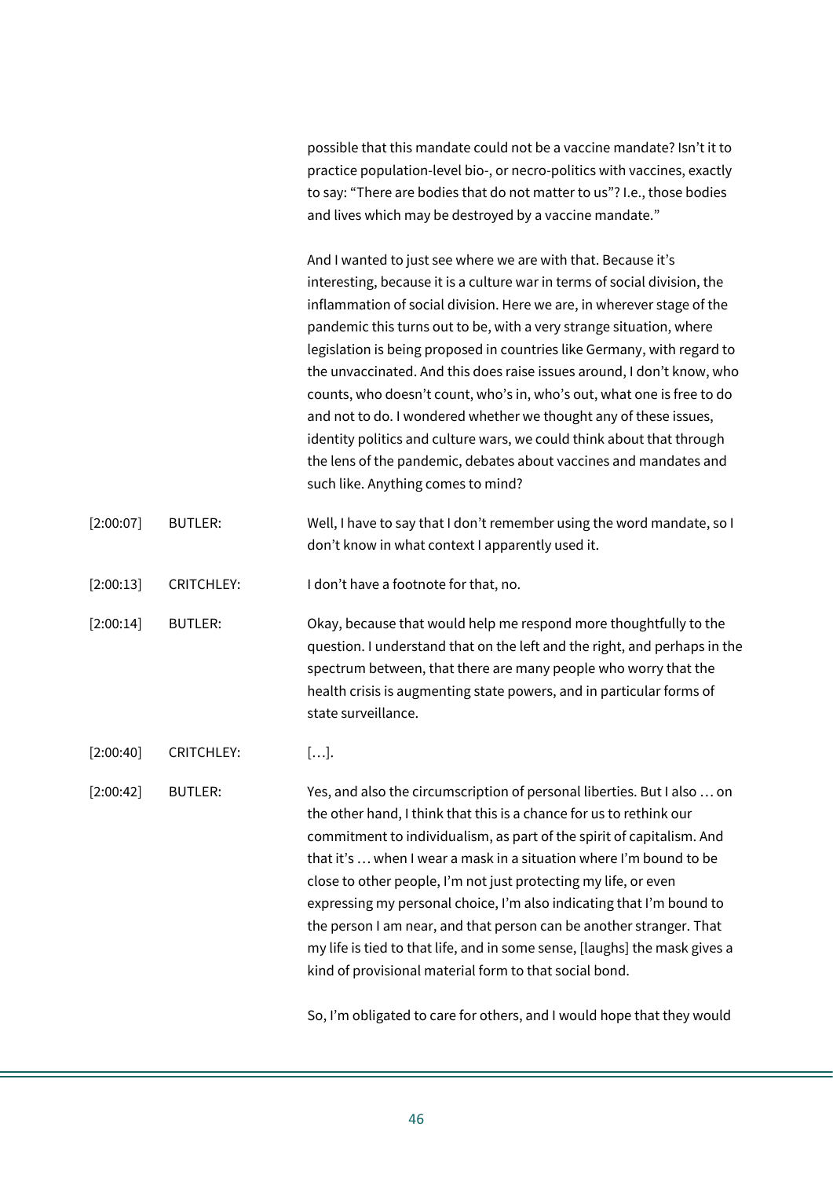possible that this mandate could not be a vaccine mandate? Isn't it to practice population-level bio-, or necro-politics with vaccines, exactly to say: "There are bodies that do not matter to us"? I.e., those bodies and lives which may be destroyed by a vaccine mandate."

And I wanted to just see where we are with that. Because it's interesting, because it is a culture war in terms of social division, the inflammation of social division. Here we are, in wherever stage of the pandemic this turns out to be, with a very strange situation, where legislation is being proposed in countries like Germany, with regard to the unvaccinated. And this does raise issues around, I don't know, who counts, who doesn't count, who's in, who's out, what one is free to do and not to do. I wondered whether we thought any of these issues, identity politics and culture wars, we could think about that through the lens of the pandemic, debates about vaccines and mandates and such like. Anything comes to mind?

[2:00:07] BUTLER: Well, I have to say that I don't remember using the word mandate, so I don't know in what context I apparently used it.

[2:00:13] CRITCHLEY: I don't have a footnote for that, no.

[2:00:14] BUTLER: Okay, because that would help me respond more thoughtfully to the question. I understand that on the left and the right, and perhaps in the spectrum between, that there are many people who worry that the health crisis is augmenting state powers, and in particular forms of state surveillance.

[2:00:40] CRITCHLEY: […].

[2:00:42] BUTLER: Yes, and also the circumscription of personal liberties. But I also … on the other hand, I think that this is a chance for us to rethink our commitment to individualism, as part of the spirit of capitalism. And that it's … when I wear a mask in a situation where I'm bound to be close to other people, I'm not just protecting my life, or even expressing my personal choice, I'm also indicating that I'm bound to the person I am near, and that person can be another stranger. That my life is tied to that life, and in some sense, [laughs] the mask gives a kind of provisional material form to that social bond.

So, I'm obligated to care for others, and I would hope that they would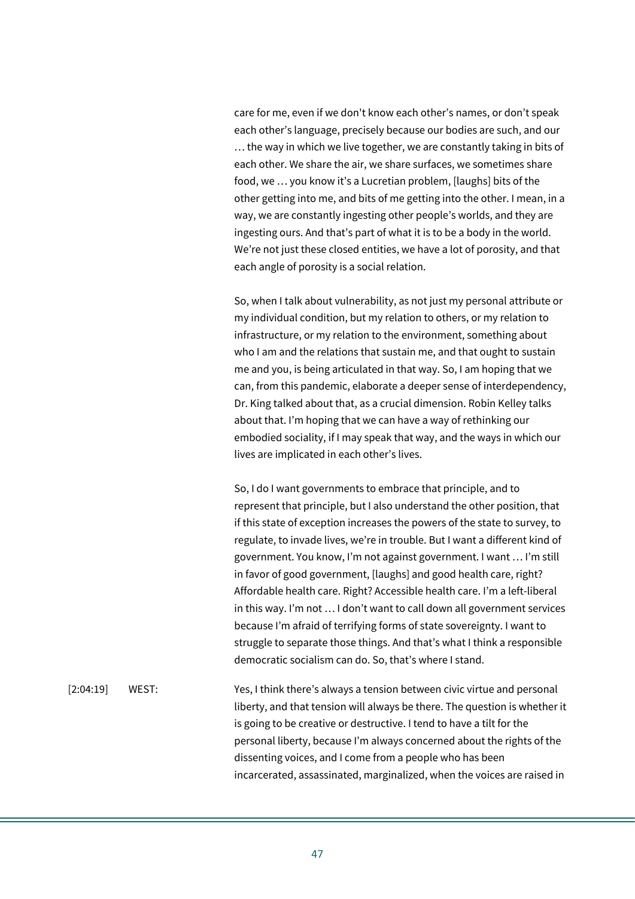care for me, even if we don't know each other's names, or don't speak each other's language, precisely because our bodies are such, and our … the way in which we live together, we are constantly taking in bits of each other. We share the air, we share surfaces, we sometimes share food, we … you know it's a Lucretian problem, [laughs] bits of the other getting into me, and bits of me getting into the other. I mean, in a way, we are constantly ingesting other people's worlds, and they are ingesting ours. And that's part of what it is to be a body in the world. We're not just these closed entities, we have a lot of porosity, and that each angle of porosity is a social relation.

So, when I talk about vulnerability, as not just my personal attribute or my individual condition, but my relation to others, or my relation to infrastructure, or my relation to the environment, something about who I am and the relations that sustain me, and that ought to sustain me and you, is being articulated in that way. So, I am hoping that we can, from this pandemic, elaborate a deeper sense of interdependency, Dr. King talked about that, as a crucial dimension. Robin Kelley talks about that. I'm hoping that we can have a way of rethinking our embodied sociality, if I may speak that way, and the ways in which our lives are implicated in each other's lives.

So, I do I want governments to embrace that principle, and to represent that principle, but I also understand the other position, that if this state of exception increases the powers of the state to survey, to regulate, to invade lives, we're in trouble. But I want a different kind of government. You know, I'm not against government. I want … I'm still in favor of good government, [laughs] and good health care, right? Affordable health care. Right? Accessible health care. I'm a left-liberal in this way. I'm not … I don't want to call down all government services because I'm afraid of terrifying forms of state sovereignty. I want to struggle to separate those things. And that's what I think a responsible democratic socialism can do. So, that's where I stand.

[2:04:19] WEST: Yes, I think there's always a tension between civic virtue and personal liberty, and that tension will always be there. The question is whether it is going to be creative or destructive. I tend to have a tilt for the personal liberty, because I'm always concerned about the rights of the dissenting voices, and I come from a people who has been incarcerated, assassinated, marginalized, when the voices are raised in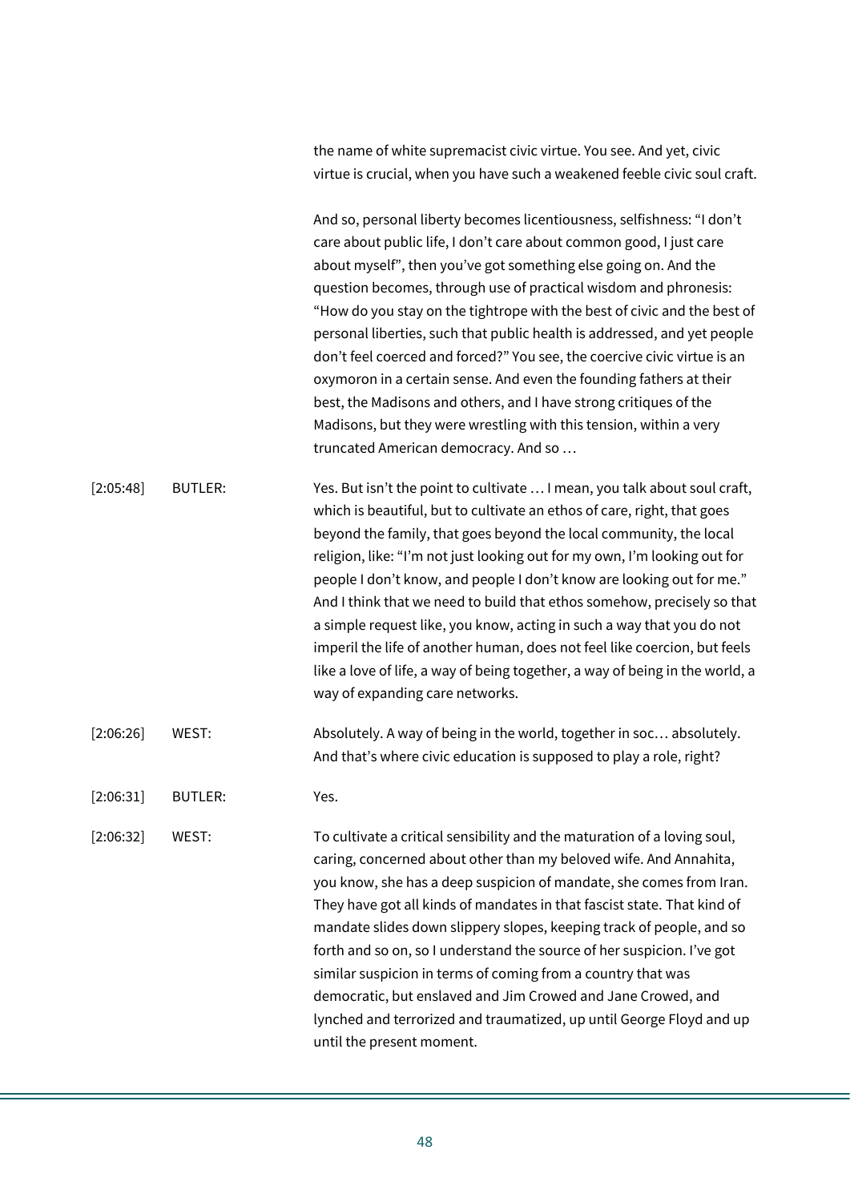the name of white supremacist civic virtue. You see. And yet, civic virtue is crucial, when you have such a weakened feeble civic soul craft.

And so, personal liberty becomes licentiousness, selfishness: "I don't care about public life, I don't care about common good, I just care about myself", then you've got something else going on. And the question becomes, through use of practical wisdom and phronesis: "How do you stay on the tightrope with the best of civic and the best of personal liberties, such that public health is addressed, and yet people don't feel coerced and forced?" You see, the coercive civic virtue is an oxymoron in a certain sense. And even the founding fathers at their best, the Madisons and others, and I have strong critiques of the Madisons, but they were wrestling with this tension, within a very truncated American democracy. And so …

| | | |
|---|---|---|
| [2:05:48] | BUTLER: | Yes. But isn't the point to cultivate … I mean, you talk about soul craft, which is beautiful, but to cultivate an ethos of care, right, that goes beyond the family, that goes beyond the local community, the local religion, like: "I'm not just looking out for my own, I'm looking out for people I don't know, and people I don't know are looking out for me." And I think that we need to build that ethos somehow, precisely so that a simple request like, you know, acting in such a way that you do not imperil the life of another human, does not feel like coercion, but feels like a love of life, a way of being together, a way of being in the world, a way of expanding care networks. |
| [2:06:26] | WEST: | Absolutely. A way of being in the world, together in soc… absolutely. And that's where civic education is supposed to play a role, right? |
| [2:06:31] | BUTLER: | Yes. |
| [2:06:32] | WEST: | To cultivate a critical sensibility and the maturation of a loving soul, caring, concerned about other than my beloved wife. And Annahita, you know, she has a deep suspicion of mandate, she comes from Iran. They have got all kinds of mandates in that fascist state. That kind of mandate slides down slippery slopes, keeping track of people, and so forth and so on, so I understand the source of her suspicion. I've got similar suspicion in terms of coming from a country that was democratic, but enslaved and Jim Crowed and Jane Crowed, and lynched and terrorized and traumatized, up until George Floyd and up until the present moment. |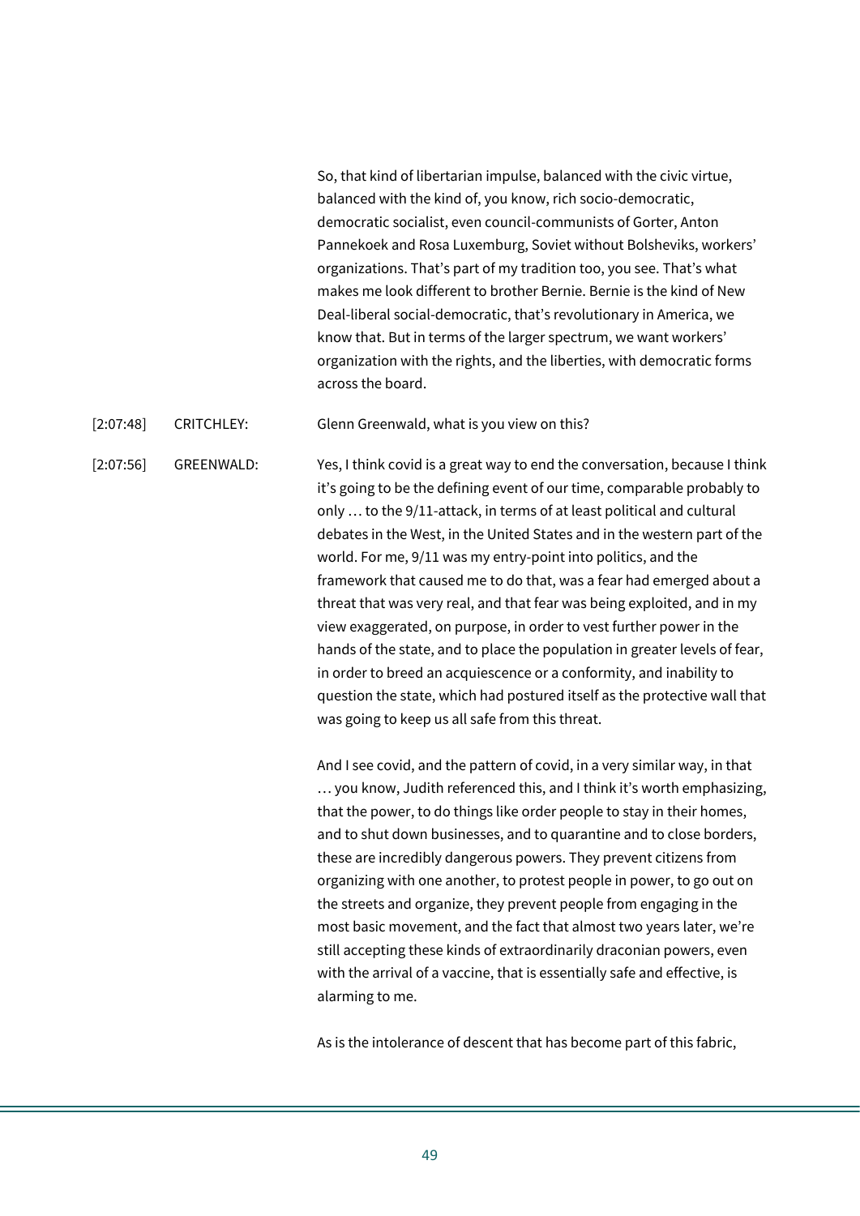So, that kind of libertarian impulse, balanced with the civic virtue, balanced with the kind of, you know, rich socio-democratic, democratic socialist, even council-communists of Gorter, Anton Pannekoek and Rosa Luxemburg, Soviet without Bolsheviks, workers' organizations. That's part of my tradition too, you see. That's what makes me look different to brother Bernie. Bernie is the kind of New Deal-liberal social-democratic, that's revolutionary in America, we know that. But in terms of the larger spectrum, we want workers' organization with the rights, and the liberties, with democratic forms across the board.

[2:07:48] CRITCHLEY: Glenn Greenwald, what is you view on this?

[2:07:56] GREENWALD: Yes, I think covid is a great way to end the conversation, because I think it's going to be the defining event of our time, comparable probably to only … to the 9/11-attack, in terms of at least political and cultural debates in the West, in the United States and in the western part of the world. For me, 9/11 was my entry-point into politics, and the framework that caused me to do that, was a fear had emerged about a threat that was very real, and that fear was being exploited, and in my view exaggerated, on purpose, in order to vest further power in the hands of the state, and to place the population in greater levels of fear, in order to breed an acquiescence or a conformity, and inability to question the state, which had postured itself as the protective wall that was going to keep us all safe from this threat.

And I see covid, and the pattern of covid, in a very similar way, in that … you know, Judith referenced this, and I think it's worth emphasizing, that the power, to do things like order people to stay in their homes, and to shut down businesses, and to quarantine and to close borders, these are incredibly dangerous powers. They prevent citizens from organizing with one another, to protest people in power, to go out on the streets and organize, they prevent people from engaging in the most basic movement, and the fact that almost two years later, we're still accepting these kinds of extraordinarily draconian powers, even with the arrival of a vaccine, that is essentially safe and effective, is alarming to me.

As is the intolerance of descent that has become part of this fabric,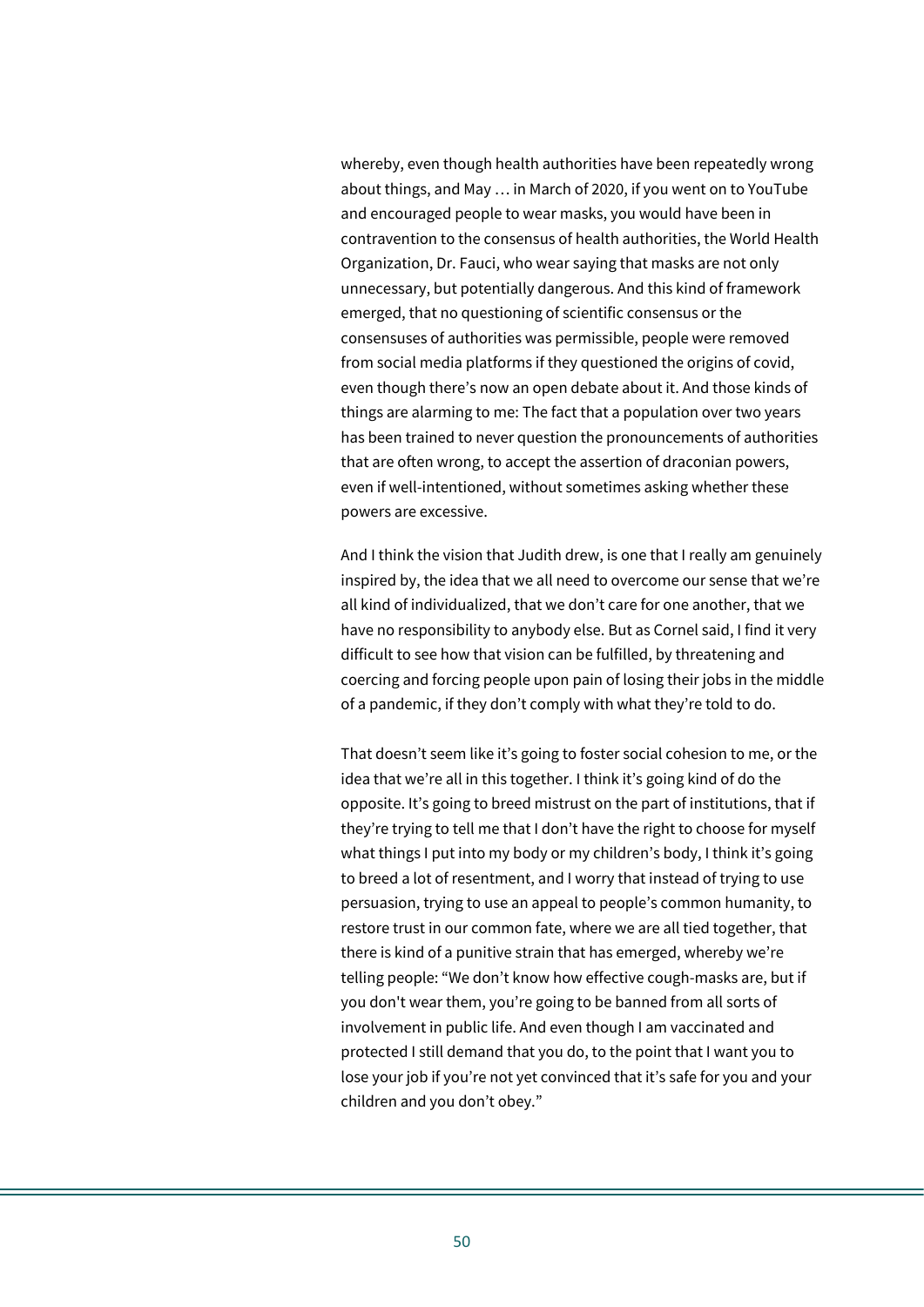whereby, even though health authorities have been repeatedly wrong about things, and May … in March of 2020, if you went on to YouTube and encouraged people to wear masks, you would have been in contravention to the consensus of health authorities, the World Health Organization, Dr. Fauci, who wear saying that masks are not only unnecessary, but potentially dangerous. And this kind of framework emerged, that no questioning of scientific consensus or the consensuses of authorities was permissible, people were removed from social media platforms if they questioned the origins of covid, even though there's now an open debate about it. And those kinds of things are alarming to me: The fact that a population over two years has been trained to never question the pronouncements of authorities that are often wrong, to accept the assertion of draconian powers, even if well-intentioned, without sometimes asking whether these powers are excessive.

And I think the vision that Judith drew, is one that I really am genuinely inspired by, the idea that we all need to overcome our sense that we're all kind of individualized, that we don't care for one another, that we have no responsibility to anybody else. But as Cornel said, I find it very difficult to see how that vision can be fulfilled, by threatening and coercing and forcing people upon pain of losing their jobs in the middle of a pandemic, if they don't comply with what they're told to do.

That doesn't seem like it's going to foster social cohesion to me, or the idea that we're all in this together. I think it's going kind of do the opposite. It's going to breed mistrust on the part of institutions, that if they're trying to tell me that I don't have the right to choose for myself what things I put into my body or my children's body, I think it's going to breed a lot of resentment, and I worry that instead of trying to use persuasion, trying to use an appeal to people's common humanity, to restore trust in our common fate, where we are all tied together, that there is kind of a punitive strain that has emerged, whereby we're telling people: "We don't know how effective cough-masks are, but if you don't wear them, you're going to be banned from all sorts of involvement in public life. And even though I am vaccinated and protected I still demand that you do, to the point that I want you to lose your job if you're not yet convinced that it's safe for you and your children and you don't obey."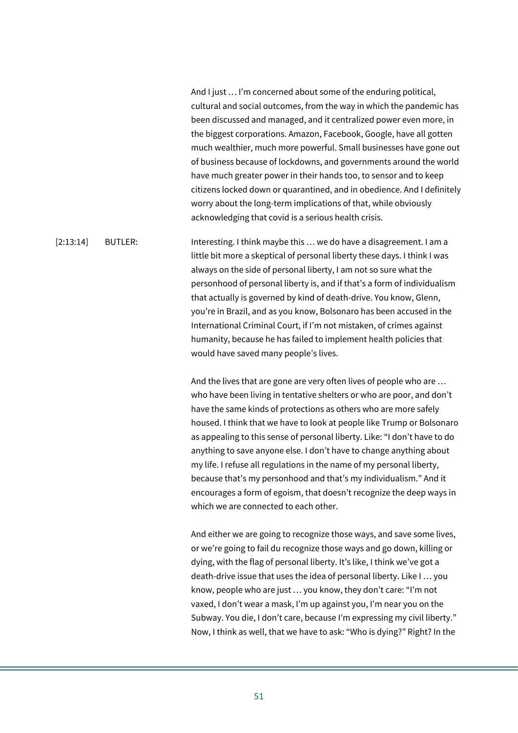And I just … I'm concerned about some of the enduring political, cultural and social outcomes, from the way in which the pandemic has been discussed and managed, and it centralized power even more, in the biggest corporations. Amazon, Facebook, Google, have all gotten much wealthier, much more powerful. Small businesses have gone out of business because of lockdowns, and governments around the world have much greater power in their hands too, to sensor and to keep citizens locked down or quarantined, and in obedience. And I definitely worry about the long-term implications of that, while obviously acknowledging that covid is a serious health crisis.

[2:13:14] BUTLER: Interesting. I think maybe this … we do have a disagreement. I am a little bit more a skeptical of personal liberty these days. I think I was always on the side of personal liberty, I am not so sure what the personhood of personal liberty is, and if that's a form of individualism that actually is governed by kind of death-drive. You know, Glenn, you're in Brazil, and as you know, Bolsonaro has been accused in the International Criminal Court, if I'm not mistaken, of crimes against humanity, because he has failed to implement health policies that would have saved many people's lives.

And the lives that are gone are very often lives of people who are … who have been living in tentative shelters or who are poor, and don't have the same kinds of protections as others who are more safely housed. I think that we have to look at people like Trump or Bolsonaro as appealing to this sense of personal liberty. Like: "I don't have to do anything to save anyone else. I don't have to change anything about my life. I refuse all regulations in the name of my personal liberty, because that's my personhood and that's my individualism." And it encourages a form of egoism, that doesn't recognize the deep ways in which we are connected to each other.

And either we are going to recognize those ways, and save some lives, or we're going to fail du recognize those ways and go down, killing or dying, with the flag of personal liberty. It's like, I think we've got a death-drive issue that uses the idea of personal liberty. Like I … you know, people who are just … you know, they don't care: "I'm not vaxed, I don't wear a mask, I'm up against you, I'm near you on the Subway. You die, I don't care, because I'm expressing my civil liberty." Now, I think as well, that we have to ask: "Who is dying?" Right? In the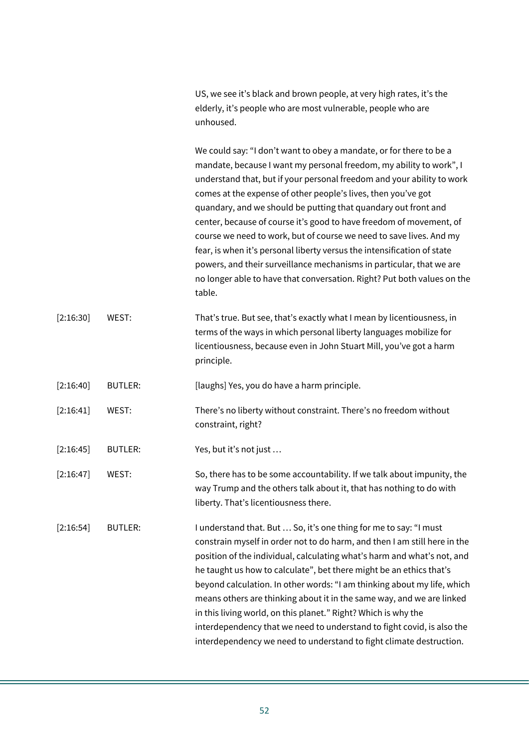US, we see it's black and brown people, at very high rates, it's the elderly, it's people who are most vulnerable, people who are unhoused.

We could say: "I don't want to obey a mandate, or for there to be a mandate, because I want my personal freedom, my ability to work", I understand that, but if your personal freedom and your ability to work comes at the expense of other people's lives, then you've got quandary, and we should be putting that quandary out front and center, because of course it's good to have freedom of movement, of course we need to work, but of course we need to save lives. And my fear, is when it's personal liberty versus the intensification of state powers, and their surveillance mechanisms in particular, that we are no longer able to have that conversation. Right? Put both values on the table.

| | | |
|---|---|---|
| [2:16:30] | WEST: | That's true. But see, that's exactly what I mean by licentiousness, in terms of the ways in which personal liberty languages mobilize for licentiousness, because even in John Stuart Mill, you've got a harm principle. |
| [2:16:40] | BUTLER: | [laughs] Yes, you do have a harm principle. |
| [2:16:41] | WEST: | There's no liberty without constraint. There's no freedom without constraint, right? |
| [2:16:45] | BUTLER: | Yes, but it's not just … |
| [2:16:47] | WEST: | So, there has to be some accountability. If we talk about impunity, the way Trump and the others talk about it, that has nothing to do with liberty. That's licentiousness there. |
| [2:16:54] | BUTLER: | I understand that. But … So, it's one thing for me to say: "I must constrain myself in order not to do harm, and then I am still here in the position of the individual, calculating what's harm and what's not, and he taught us how to calculate", bet there might be an ethics that's beyond calculation. In other words: "I am thinking about my life, which means others are thinking about it in the same way, and we are linked in this living world, on this planet." Right? Which is why the interdependency that we need to understand to fight covid, is also the interdependency we need to understand to fight climate destruction. |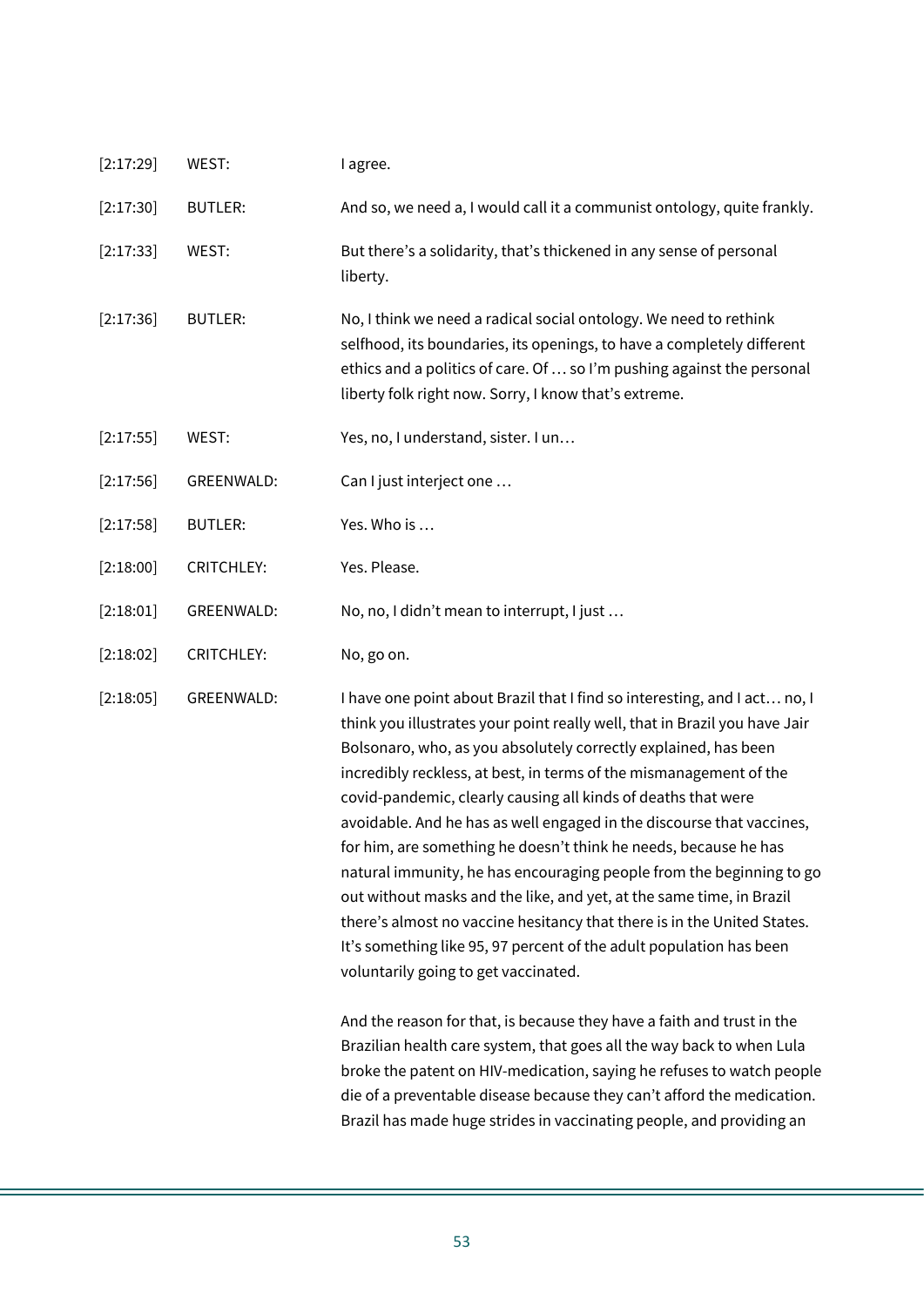| | | |
|---|---|---|
| [2:17:29] | WEST: | I agree. |
| [2:17:30] | BUTLER: | And so, we need a, I would call it a communist ontology, quite frankly. |
| [2:17:33] | WEST: | But there's a solidarity, that's thickened in any sense of personal liberty. |
| [2:17:36] | BUTLER: | No, I think we need a radical social ontology. We need to rethink selfhood, its boundaries, its openings, to have a completely different ethics and a politics of care. Of … so I'm pushing against the personal liberty folk right now. Sorry, I know that's extreme. |
| [2:17:55] | WEST: | Yes, no, I understand, sister. I un… |
| [2:17:56] | GREENWALD: | Can I just interject one … |
| [2:17:58] | BUTLER: | Yes. Who is … |
| [2:18:00] | CRITCHLEY: | Yes. Please. |
| [2:18:01] | GREENWALD: | No, no, I didn't mean to interrupt, I just … |
| [2:18:02] | CRITCHLEY: | No, go on. |
| [2:18:05] | GREENWALD: | I have one point about Brazil that I find so interesting, and I act… no, I think you illustrates your point really well, that in Brazil you have Jair Bolsonaro, who, as you absolutely correctly explained, has been incredibly reckless, at best, in terms of the mismanagement of the covid-pandemic, clearly causing all kinds of deaths that were avoidable. And he has as well engaged in the discourse that vaccines, for him, are something he doesn't think he needs, because he has natural immunity, he has encouraging people from the beginning to go out without masks and the like, and yet, at the same time, in Brazil there's almost no vaccine hesitancy that there is in the United States. It's something like 95, 97 percent of the adult population has been voluntarily going to get vaccinated.<br><br>And the reason for that, is because they have a faith and trust in the Brazilian health care system, that goes all the way back to when Lula broke the patent on HIV-medication, saying he refuses to watch people die of a preventable disease because they can't afford the medication. Brazil has made huge strides in vaccinating people, and providing an |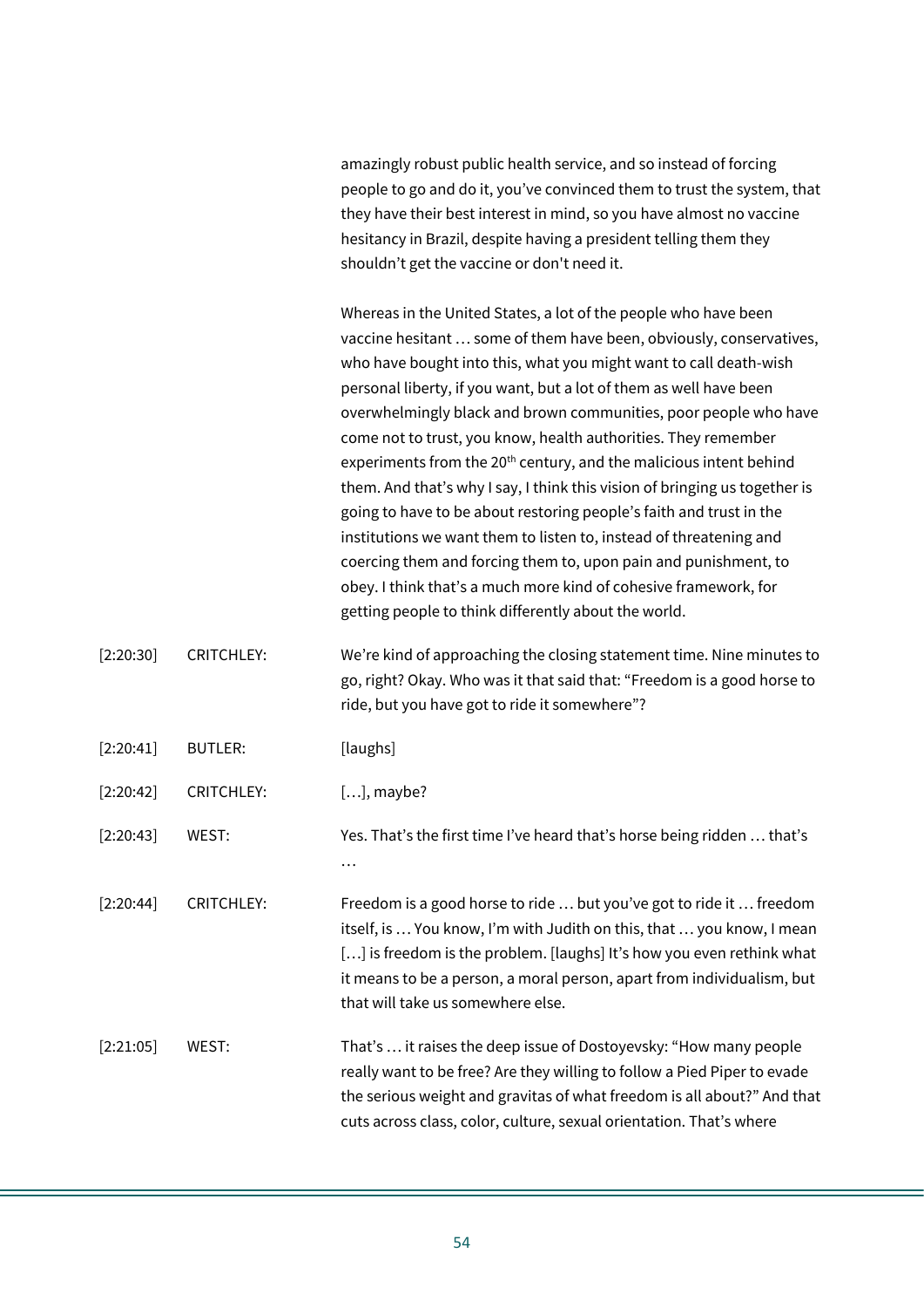amazingly robust public health service, and so instead of forcing people to go and do it, you've convinced them to trust the system, that they have their best interest in mind, so you have almost no vaccine hesitancy in Brazil, despite having a president telling them they shouldn't get the vaccine or don't need it.

Whereas in the United States, a lot of the people who have been vaccine hesitant … some of them have been, obviously, conservatives, who have bought into this, what you might want to call death-wish personal liberty, if you want, but a lot of them as well have been overwhelmingly black and brown communities, poor people who have come not to trust, you know, health authorities. They remember experiments from the 20th century, and the malicious intent behind them. And that's why I say, I think this vision of bringing us together is going to have to be about restoring people's faith and trust in the institutions we want them to listen to, instead of threatening and coercing them and forcing them to, upon pain and punishment, to obey. I think that's a much more kind of cohesive framework, for getting people to think differently about the world.

[2:20:30] CRITCHLEY: We're kind of approaching the closing statement time. Nine minutes to go, right? Okay. Who was it that said that: "Freedom is a good horse to ride, but you have got to ride it somewhere"?

[2:20:41] BUTLER: [laughs]

[2:20:42] CRITCHLEY: […], maybe?

[2:20:43] WEST: Yes. That's the first time I've heard that's horse being ridden … that's …

[2:20:44] CRITCHLEY: Freedom is a good horse to ride … but you've got to ride it … freedom itself, is … You know, I'm with Judith on this, that … you know, I mean […] is freedom is the problem. [laughs] It's how you even rethink what it means to be a person, a moral person, apart from individualism, but that will take us somewhere else.

[2:21:05] WEST: That's … it raises the deep issue of Dostoyevsky: "How many people really want to be free? Are they willing to follow a Pied Piper to evade the serious weight and gravitas of what freedom is all about?" And that cuts across class, color, culture, sexual orientation. That's where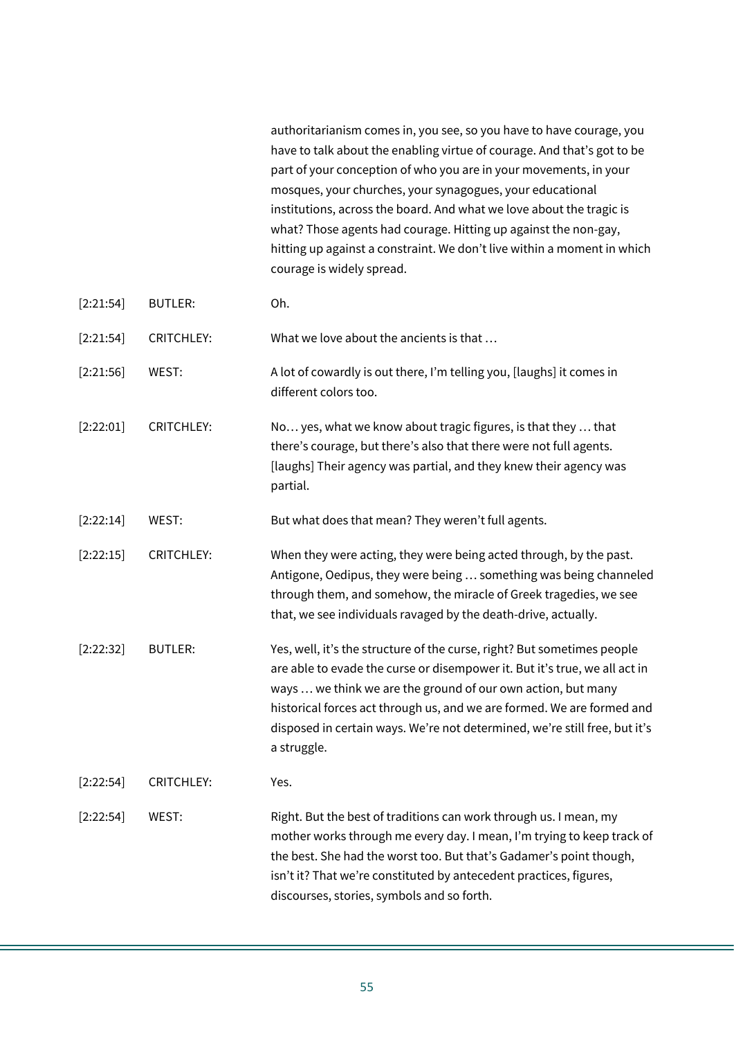authoritarianism comes in, you see, so you have to have courage, you have to talk about the enabling virtue of courage. And that's got to be part of your conception of who you are in your movements, in your mosques, your churches, your synagogues, your educational institutions, across the board. And what we love about the tragic is what? Those agents had courage. Hitting up against the non-gay, hitting up against a constraint. We don't live within a moment in which courage is widely spread.

| | | |
|---|---|---|
| [2:21:54] | BUTLER: | Oh. |
| [2:21:54] | CRITCHLEY: | What we love about the ancients is that … |
| [2:21:56] | WEST: | A lot of cowardly is out there, I'm telling you, [laughs] it comes in different colors too. |
| [2:22:01] | CRITCHLEY: | No… yes, what we know about tragic figures, is that they … that there's courage, but there's also that there were not full agents. [laughs] Their agency was partial, and they knew their agency was partial. |
| [2:22:14] | WEST: | But what does that mean? They weren't full agents. |
| [2:22:15] | CRITCHLEY: | When they were acting, they were being acted through, by the past. Antigone, Oedipus, they were being … something was being channeled through them, and somehow, the miracle of Greek tragedies, we see that, we see individuals ravaged by the death-drive, actually. |
| [2:22:32] | BUTLER: | Yes, well, it's the structure of the curse, right? But sometimes people are able to evade the curse or disempower it. But it's true, we all act in ways … we think we are the ground of our own action, but many historical forces act through us, and we are formed. We are formed and disposed in certain ways. We're not determined, we're still free, but it's a struggle. |
| [2:22:54] | CRITCHLEY: | Yes. |
| [2:22:54] | WEST: | Right. But the best of traditions can work through us. I mean, my mother works through me every day. I mean, I'm trying to keep track of the best. She had the worst too. But that's Gadamer's point though, isn't it? That we're constituted by antecedent practices, figures, discourses, stories, symbols and so forth. |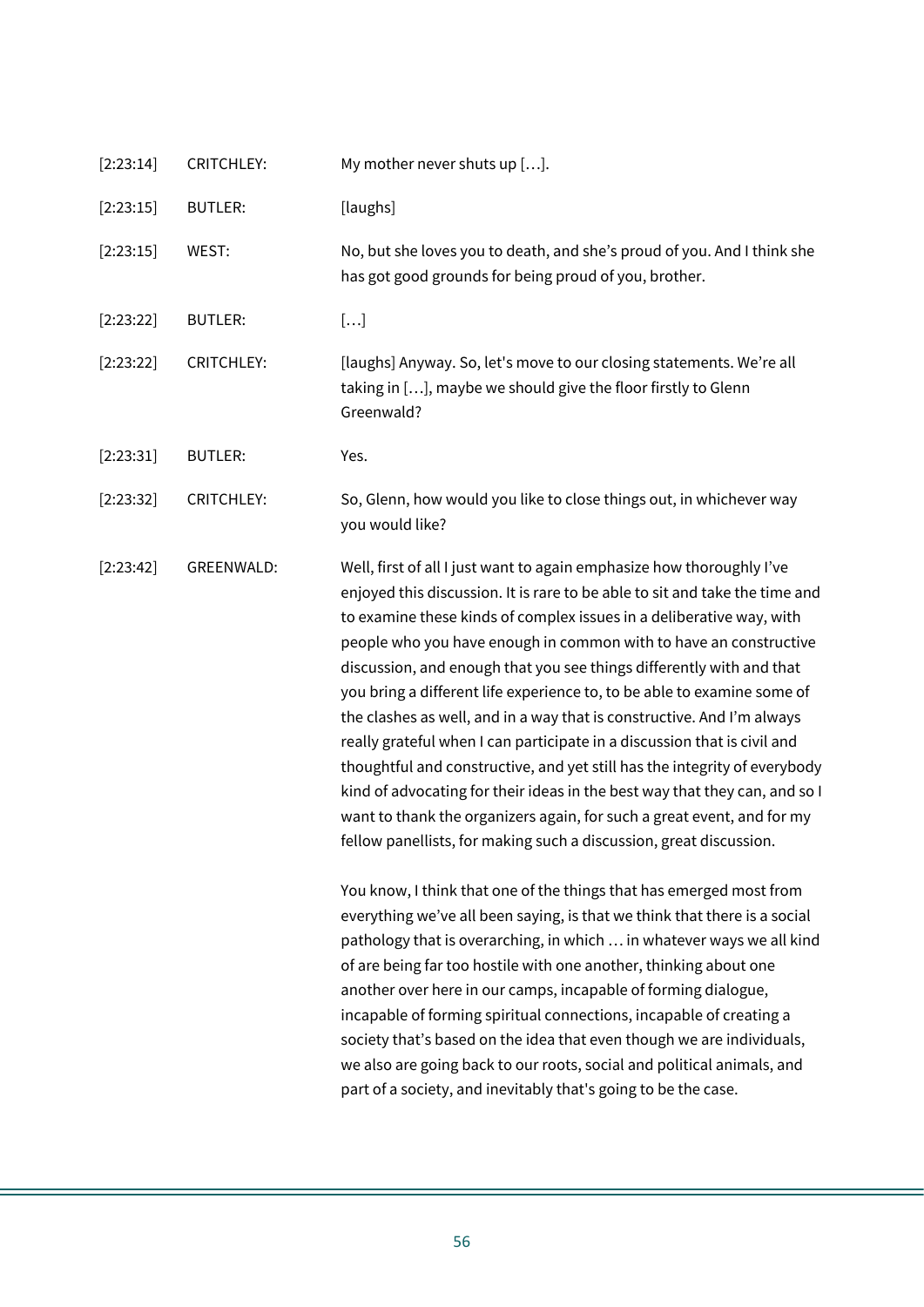| | | |
|---|---|---|
| [2:23:14] | CRITCHLEY: | My mother never shuts up […]. |
| [2:23:15] | BUTLER: | [laughs] |
| [2:23:15] | WEST: | No, but she loves you to death, and she's proud of you. And I think she has got good grounds for being proud of you, brother. |
| [2:23:22] | BUTLER: | […] |
| [2:23:22] | CRITCHLEY: | [laughs] Anyway. So, let's move to our closing statements. We're all taking in […], maybe we should give the floor firstly to Glenn Greenwald? |
| [2:23:31] | BUTLER: | Yes. |
| [2:23:32] | CRITCHLEY: | So, Glenn, how would you like to close things out, in whichever way you would like? |
| [2:23:42] | GREENWALD: | Well, first of all I just want to again emphasize how thoroughly I've enjoyed this discussion. It is rare to be able to sit and take the time and to examine these kinds of complex issues in a deliberative way, with people who you have enough in common with to have an constructive discussion, and enough that you see things differently with and that you bring a different life experience to, to be able to examine some of the clashes as well, and in a way that is constructive. And I'm always really grateful when I can participate in a discussion that is civil and thoughtful and constructive, and yet still has the integrity of everybody kind of advocating for their ideas in the best way that they can, and so I want to thank the organizers again, for such a great event, and for my fellow panellists, for making such a discussion, great discussion.<br><br>You know, I think that one of the things that has emerged most from everything we've all been saying, is that we think that there is a social pathology that is overarching, in which … in whatever ways we all kind of are being far too hostile with one another, thinking about one another over here in our camps, incapable of forming dialogue, incapable of forming spiritual connections, incapable of creating a society that's based on the idea that even though we are individuals, we also are going back to our roots, social and political animals, and part of a society, and inevitably that's going to be the case. |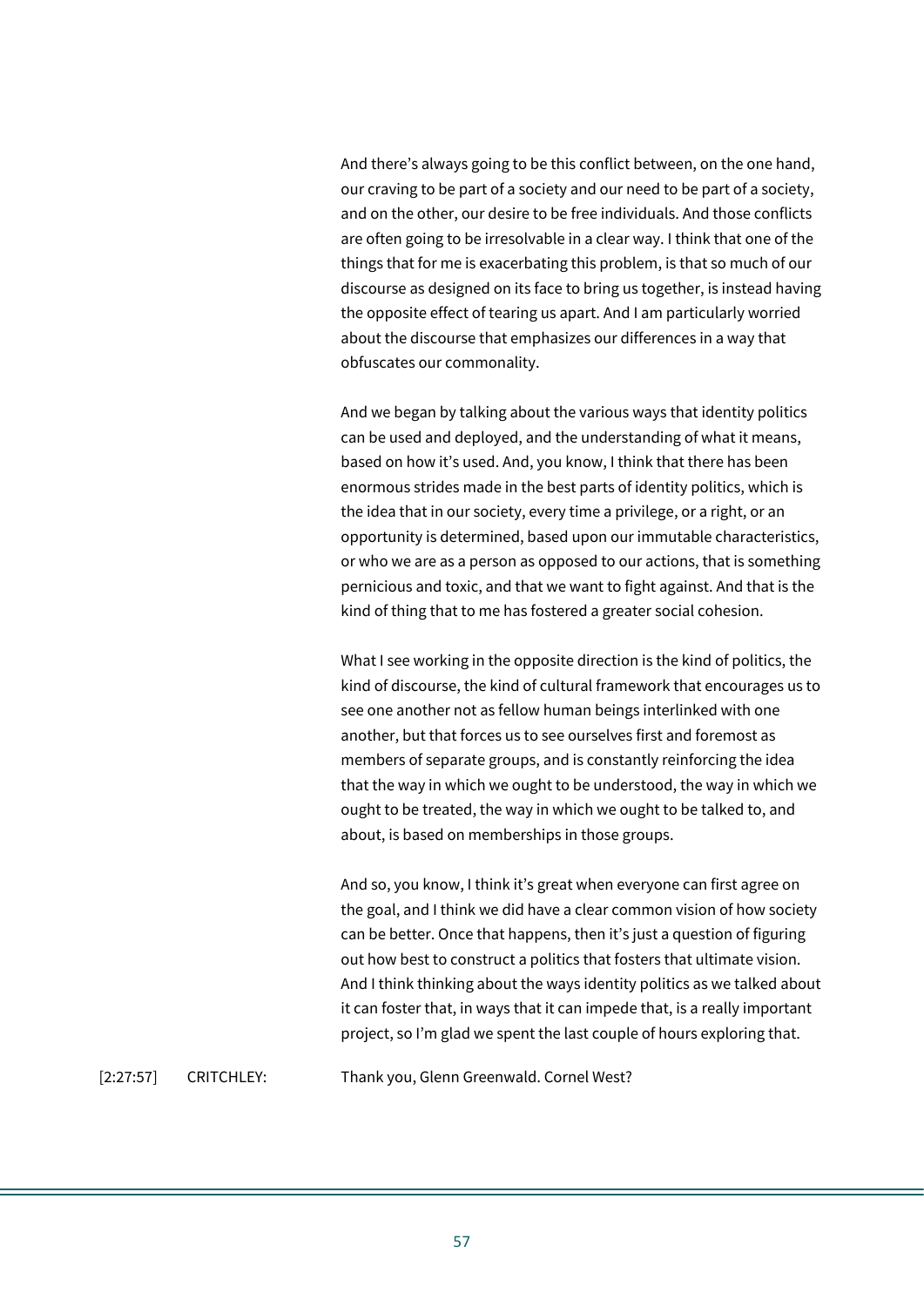And there's always going to be this conflict between, on the one hand, our craving to be part of a society and our need to be part of a society, and on the other, our desire to be free individuals. And those conflicts are often going to be irresolvable in a clear way. I think that one of the things that for me is exacerbating this problem, is that so much of our discourse as designed on its face to bring us together, is instead having the opposite effect of tearing us apart. And I am particularly worried about the discourse that emphasizes our differences in a way that obfuscates our commonality.

And we began by talking about the various ways that identity politics can be used and deployed, and the understanding of what it means, based on how it's used. And, you know, I think that there has been enormous strides made in the best parts of identity politics, which is the idea that in our society, every time a privilege, or a right, or an opportunity is determined, based upon our immutable characteristics, or who we are as a person as opposed to our actions, that is something pernicious and toxic, and that we want to fight against. And that is the kind of thing that to me has fostered a greater social cohesion.

What I see working in the opposite direction is the kind of politics, the kind of discourse, the kind of cultural framework that encourages us to see one another not as fellow human beings interlinked with one another, but that forces us to see ourselves first and foremost as members of separate groups, and is constantly reinforcing the idea that the way in which we ought to be understood, the way in which we ought to be treated, the way in which we ought to be talked to, and about, is based on memberships in those groups.

And so, you know, I think it's great when everyone can first agree on the goal, and I think we did have a clear common vision of how society can be better. Once that happens, then it's just a question of figuring out how best to construct a politics that fosters that ultimate vision. And I think thinking about the ways identity politics as we talked about it can foster that, in ways that it can impede that, is a really important project, so I'm glad we spent the last couple of hours exploring that.

[2:27:57] CRITCHLEY: Thank you, Glenn Greenwald. Cornel West?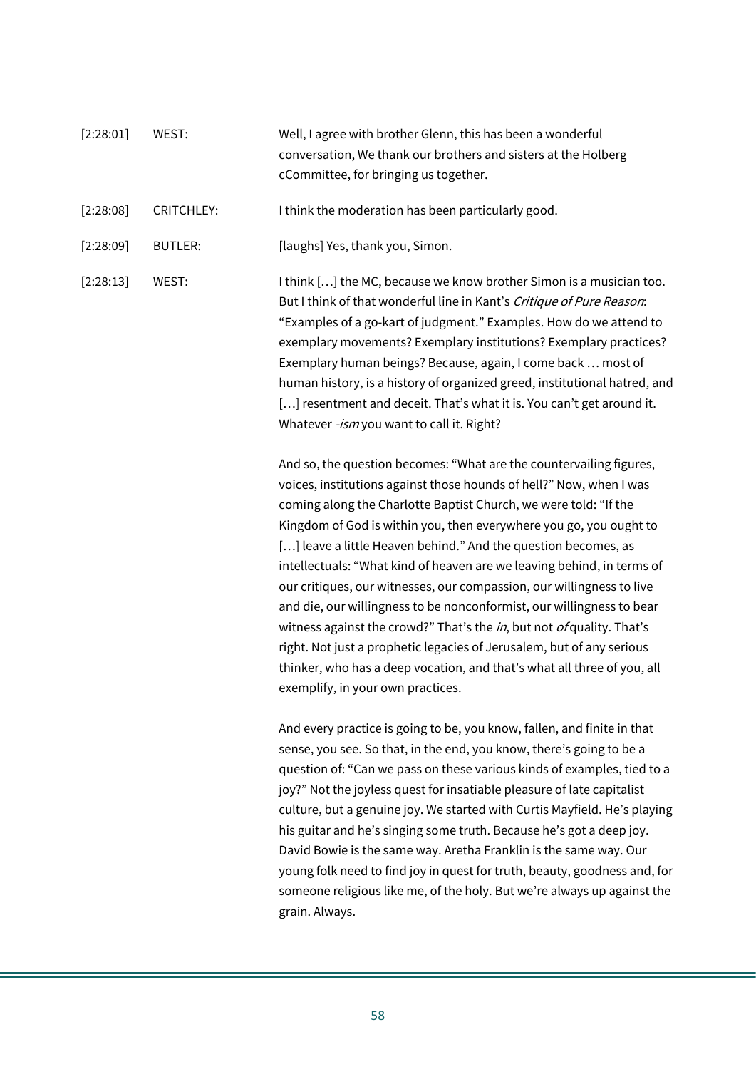| | | |
|---|---|---|
| [2:28:01] | WEST: | Well, I agree with brother Glenn, this has been a wonderful conversation, We thank our brothers and sisters at the Holberg cCommittee, for bringing us together. |
| [2:28:08] | CRITCHLEY: | I think the moderation has been particularly good. |
| [2:28:09] | BUTLER: | [laughs] Yes, thank you, Simon. |
| [2:28:13] | WEST: | I think […] the MC, because we know brother Simon is a musician too. But I think of that wonderful line in Kant's *Critique of Pure Reason*: "Examples of a go-kart of judgment." Examples. How do we attend to exemplary movements? Exemplary institutions? Exemplary practices? Exemplary human beings? Because, again, I come back … most of human history, is a history of organized greed, institutional hatred, and […] resentment and deceit. That's what it is. You can't get around it. Whatever *-ism* you want to call it. Right?<br><br>And so, the question becomes: "What are the countervailing figures, voices, institutions against those hounds of hell?" Now, when I was coming along the Charlotte Baptist Church, we were told: "If the Kingdom of God is within you, then everywhere you go, you ought to […] leave a little Heaven behind." And the question becomes, as intellectuals: "What kind of heaven are we leaving behind, in terms of our critiques, our witnesses, our compassion, our willingness to live and die, our willingness to be nonconformist, our willingness to bear witness against the crowd?" That's the *in*, but not *of* quality. That's right. Not just a prophetic legacies of Jerusalem, but of any serious thinker, who has a deep vocation, and that's what all three of you, all exemplify, in your own practices.<br><br>And every practice is going to be, you know, fallen, and finite in that sense, you see. So that, in the end, you know, there's going to be a question of: "Can we pass on these various kinds of examples, tied to a joy?" Not the joyless quest for insatiable pleasure of late capitalist culture, but a genuine joy. We started with Curtis Mayfield. He's playing his guitar and he's singing some truth. Because he's got a deep joy. David Bowie is the same way. Aretha Franklin is the same way. Our young folk need to find joy in quest for truth, beauty, goodness and, for someone religious like me, of the holy. But we're always up against the grain. Always. |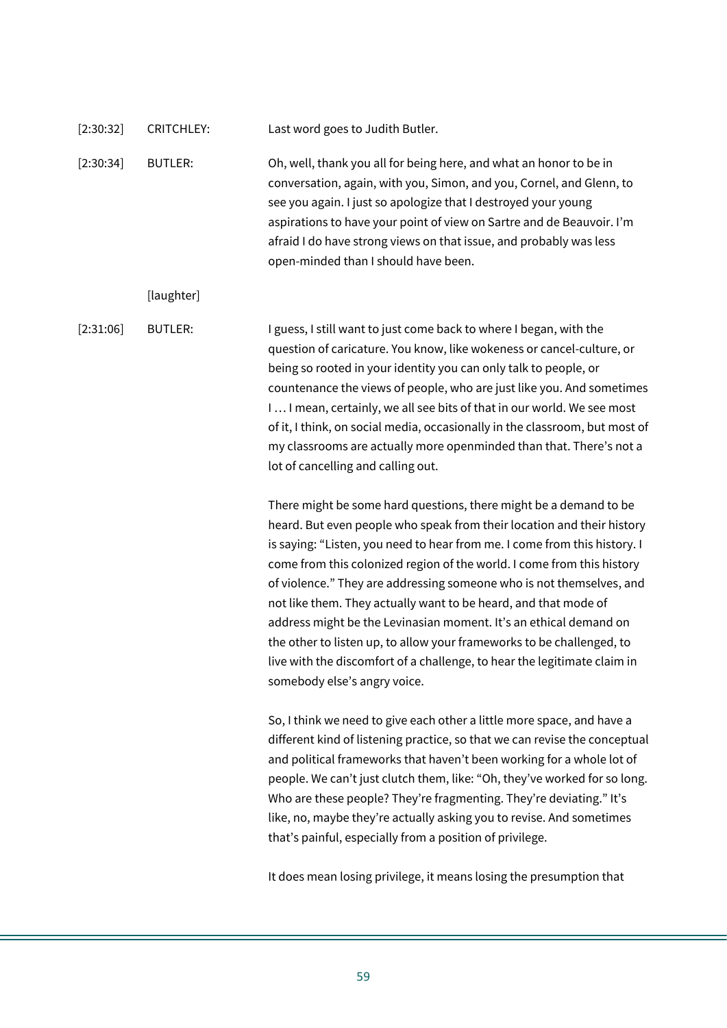[2:30:32] CRITCHLEY: Last word goes to Judith Butler.

[2:30:34] BUTLER: Oh, well, thank you all for being here, and what an honor to be in conversation, again, with you, Simon, and you, Cornel, and Glenn, to see you again. I just so apologize that I destroyed your young aspirations to have your point of view on Sartre and de Beauvoir. I'm afraid I do have strong views on that issue, and probably was less open-minded than I should have been.

[laughter]

[2:31:06] BUTLER: I guess, I still want to just come back to where I began, with the question of caricature. You know, like wokeness or cancel-culture, or being so rooted in your identity you can only talk to people, or countenance the views of people, who are just like you. And sometimes I … I mean, certainly, we all see bits of that in our world. We see most of it, I think, on social media, occasionally in the classroom, but most of my classrooms are actually more openminded than that. There's not a lot of cancelling and calling out.

There might be some hard questions, there might be a demand to be heard. But even people who speak from their location and their history is saying: "Listen, you need to hear from me. I come from this history. I come from this colonized region of the world. I come from this history of violence." They are addressing someone who is not themselves, and not like them. They actually want to be heard, and that mode of address might be the Levinasian moment. It's an ethical demand on the other to listen up, to allow your frameworks to be challenged, to live with the discomfort of a challenge, to hear the legitimate claim in somebody else's angry voice.

So, I think we need to give each other a little more space, and have a different kind of listening practice, so that we can revise the conceptual and political frameworks that haven't been working for a whole lot of people. We can't just clutch them, like: "Oh, they've worked for so long. Who are these people? They're fragmenting. They're deviating." It's like, no, maybe they're actually asking you to revise. And sometimes that's painful, especially from a position of privilege.

It does mean losing privilege, it means losing the presumption that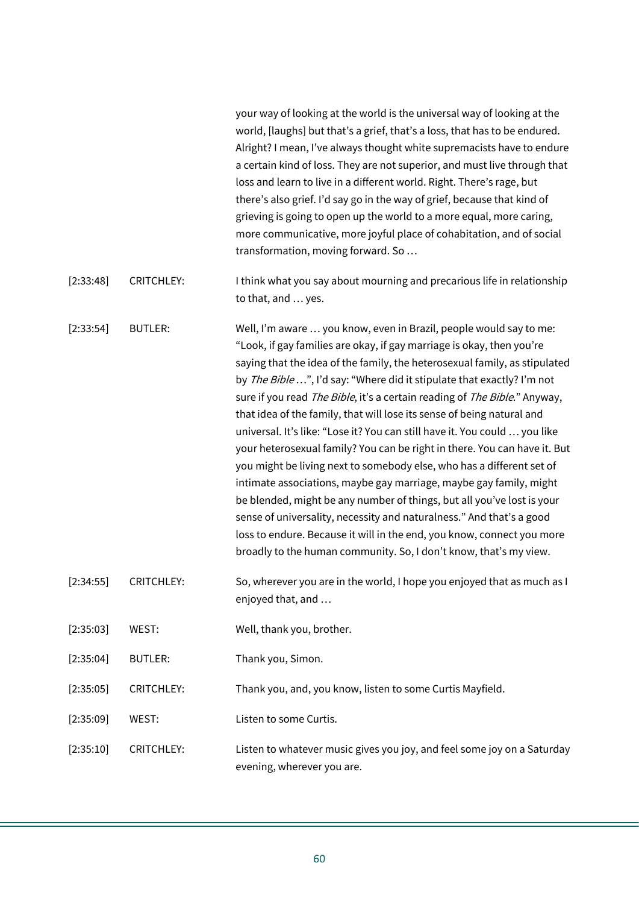your way of looking at the world is the universal way of looking at the world, [laughs] but that's a grief, that's a loss, that has to be endured. Alright? I mean, I've always thought white supremacists have to endure a certain kind of loss. They are not superior, and must live through that loss and learn to live in a different world. Right. There's rage, but there's also grief. I'd say go in the way of grief, because that kind of grieving is going to open up the world to a more equal, more caring, more communicative, more joyful place of cohabitation, and of social transformation, moving forward. So …

| | | |
|---|---|---|
| [2:33:48] | CRITCHLEY: | I think what you say about mourning and precarious life in relationship to that, and … yes. |
| [2:33:54] | BUTLER: | Well, I'm aware … you know, even in Brazil, people would say to me: "Look, if gay families are okay, if gay marriage is okay, then you're saying that the idea of the family, the heterosexual family, as stipulated by *The Bible* …", I'd say: "Where did it stipulate that exactly? I'm not sure if you read *The Bible*, it's a certain reading of *The Bible*." Anyway, that idea of the family, that will lose its sense of being natural and universal. It's like: "Lose it? You can still have it. You could … you like your heterosexual family? You can be right in there. You can have it. But you might be living next to somebody else, who has a different set of intimate associations, maybe gay marriage, maybe gay family, might be blended, might be any number of things, but all you've lost is your sense of universality, necessity and naturalness." And that's a good loss to endure. Because it will in the end, you know, connect you more broadly to the human community. So, I don't know, that's my view. |
| [2:34:55] | CRITCHLEY: | So, wherever you are in the world, I hope you enjoyed that as much as I enjoyed that, and … |
| [2:35:03] | WEST: | Well, thank you, brother. |
| [2:35:04] | BUTLER: | Thank you, Simon. |
| [2:35:05] | CRITCHLEY: | Thank you, and, you know, listen to some Curtis Mayfield. |
| [2:35:09] | WEST: | Listen to some Curtis. |
| [2:35:10] | CRITCHLEY: | Listen to whatever music gives you joy, and feel some joy on a Saturday evening, wherever you are. |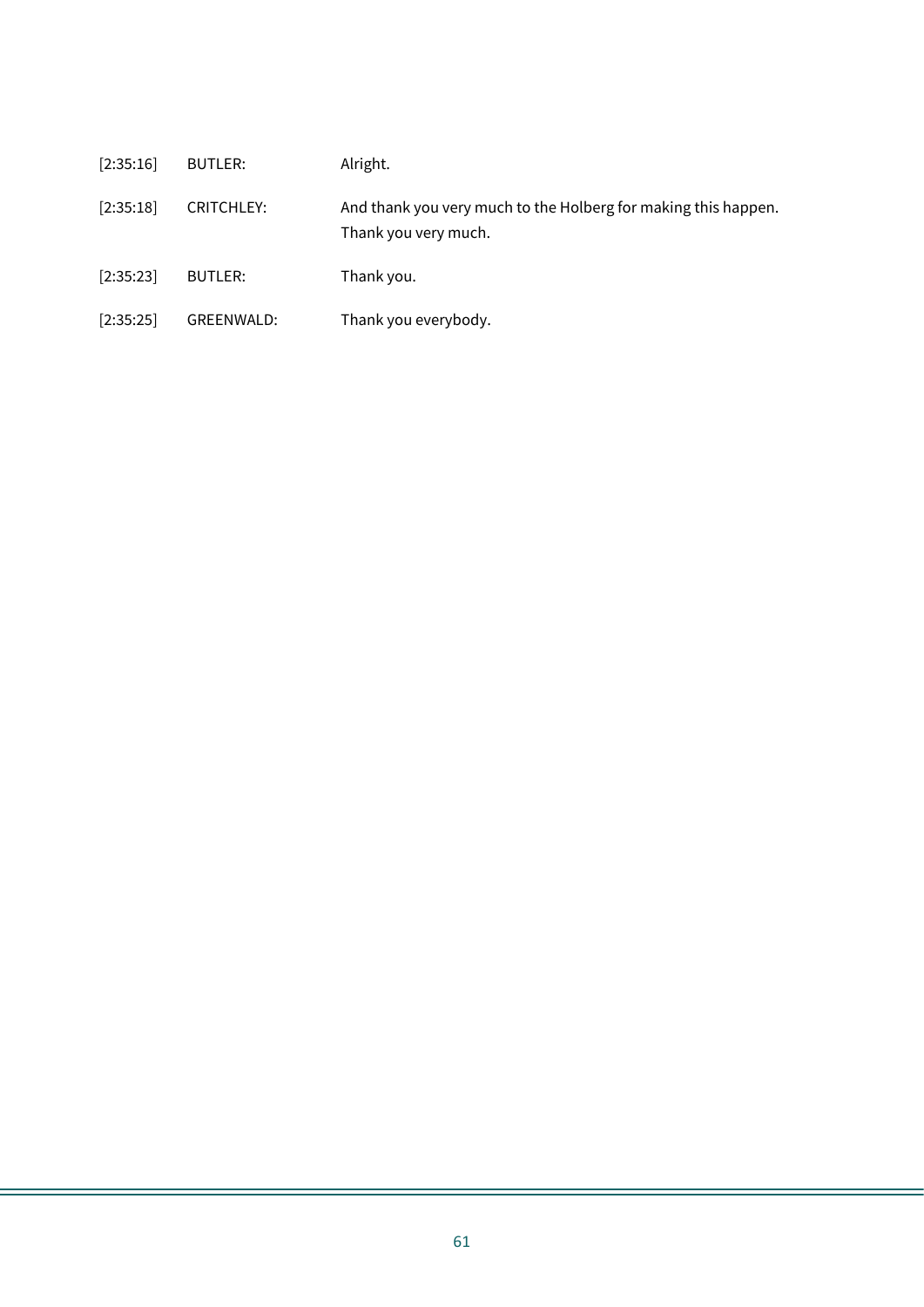| | | |
|---|---|---|
| [2:35:16] | BUTLER: | Alright. |
| [2:35:18] | CRITCHLEY: | And thank you very much to the Holberg for making this happen. Thank you very much. |
| [2:35:23] | BUTLER: | Thank you. |
| [2:35:25] | GREENWALD: | Thank you everybody. |